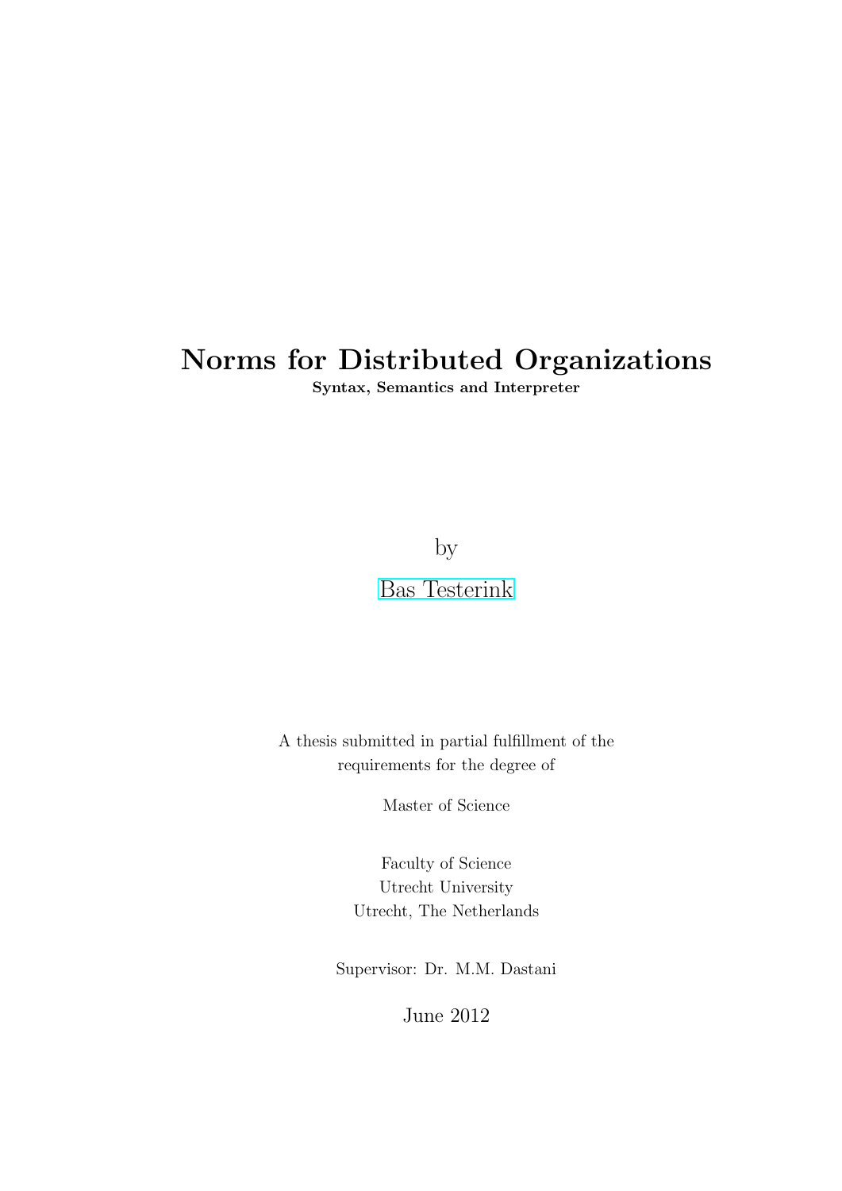# Norms for Distributed Organizations

**Syntax, Semantics and Interpreter**

by

Bas Testerink

A thesis submitted in partial fulfillment of the requirements for the degree of

Master of Science

Faculty of Science
Utrecht University
Utrecht, The Netherlands

Supervisor: Dr. M.M. Dastani

June 2012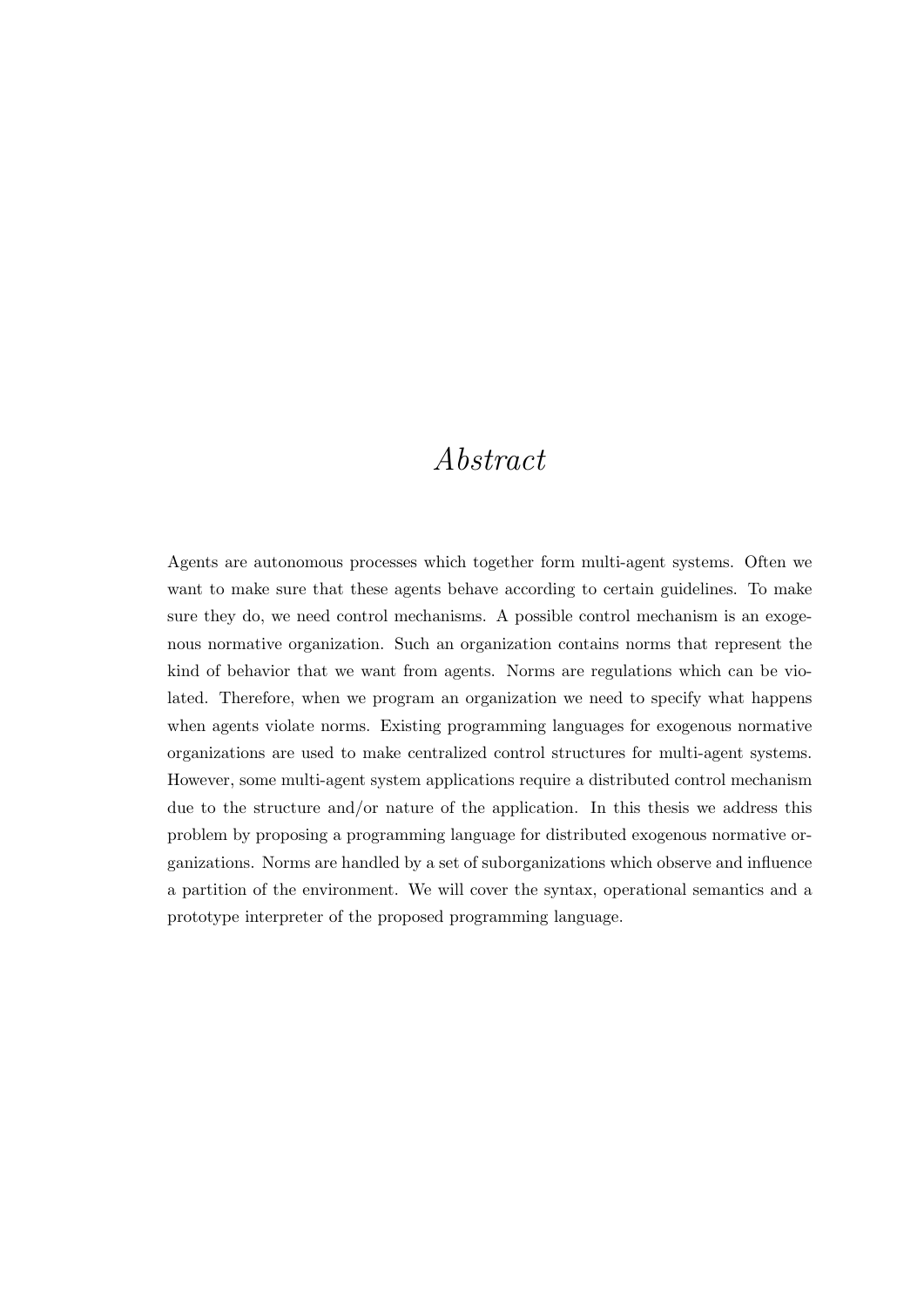# *Abstract*

Agents are autonomous processes which together form multi-agent systems. Often we want to make sure that these agents behave according to certain guidelines. To make sure they do, we need control mechanisms. A possible control mechanism is an exogenous normative organization. Such an organization contains norms that represent the kind of behavior that we want from agents. Norms are regulations which can be violated. Therefore, when we program an organization we need to specify what happens when agents violate norms. Existing programming languages for exogenous normative organizations are used to make centralized control structures for multi-agent systems. However, some multi-agent system applications require a distributed control mechanism due to the structure and/or nature of the application. In this thesis we address this problem by proposing a programming language for distributed exogenous normative organizations. Norms are handled by a set of suborganizations which observe and influence a partition of the environment. We will cover the syntax, operational semantics and a prototype interpreter of the proposed programming language.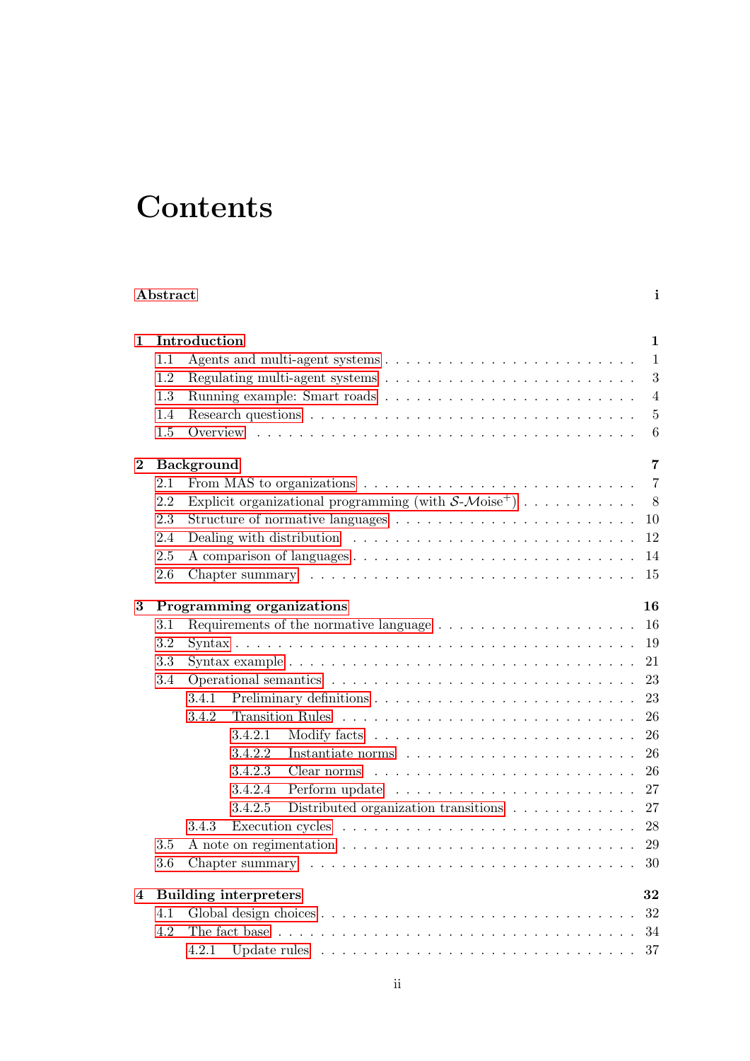# Contents

**Abstract** **i**

**1 Introduction** **1**

- 1.1 Agents and multi-agent systems . . . . . 1
- 1.2 Regulating multi-agent systems . . . . . 3
- 1.3 Running example: Smart roads . . . . . 4
- 1.4 Research questions . . . . . 5
- 1.5 Overview . . . . . 6

**2 Background** **7**

- 2.1 From MAS to organizations . . . . . 7
- 2.2 Explicit organizational programming (with $\mathcal{S}$-$\mathcal{M}$oise$^{+}$) . . . . . 8
- 2.3 Structure of normative languages . . . . . 10
- 2.4 Dealing with distribution . . . . . 12
- 2.5 A comparison of languages . . . . . 14
- 2.6 Chapter summary . . . . . 15

**3 Programming organizations** **16**

- 3.1 Requirements of the normative language . . . . . 16
- 3.2 Syntax . . . . . 19
- 3.3 Syntax example . . . . . 21
- 3.4 Operational semantics . . . . . 23
  - 3.4.1 Preliminary definitions . . . . . 23
  - 3.4.2 Transition Rules . . . . . 26
    - 3.4.2.1 Modify facts . . . . . 26
    - 3.4.2.2 Instantiate norms . . . . . 26
    - 3.4.2.3 Clear norms . . . . . 26
    - 3.4.2.4 Perform update . . . . . 27
    - 3.4.2.5 Distributed organization transitions . . . . . 27
  - 3.4.3 Execution cycles . . . . . 28
- 3.5 A note on regimentation . . . . . 29
- 3.6 Chapter summary . . . . . 30

**4 Building interpreters** **32**

- 4.1 Global design choices . . . . . 32
- 4.2 The fact base . . . . . 34
  - 4.2.1 Update rules . . . . . 37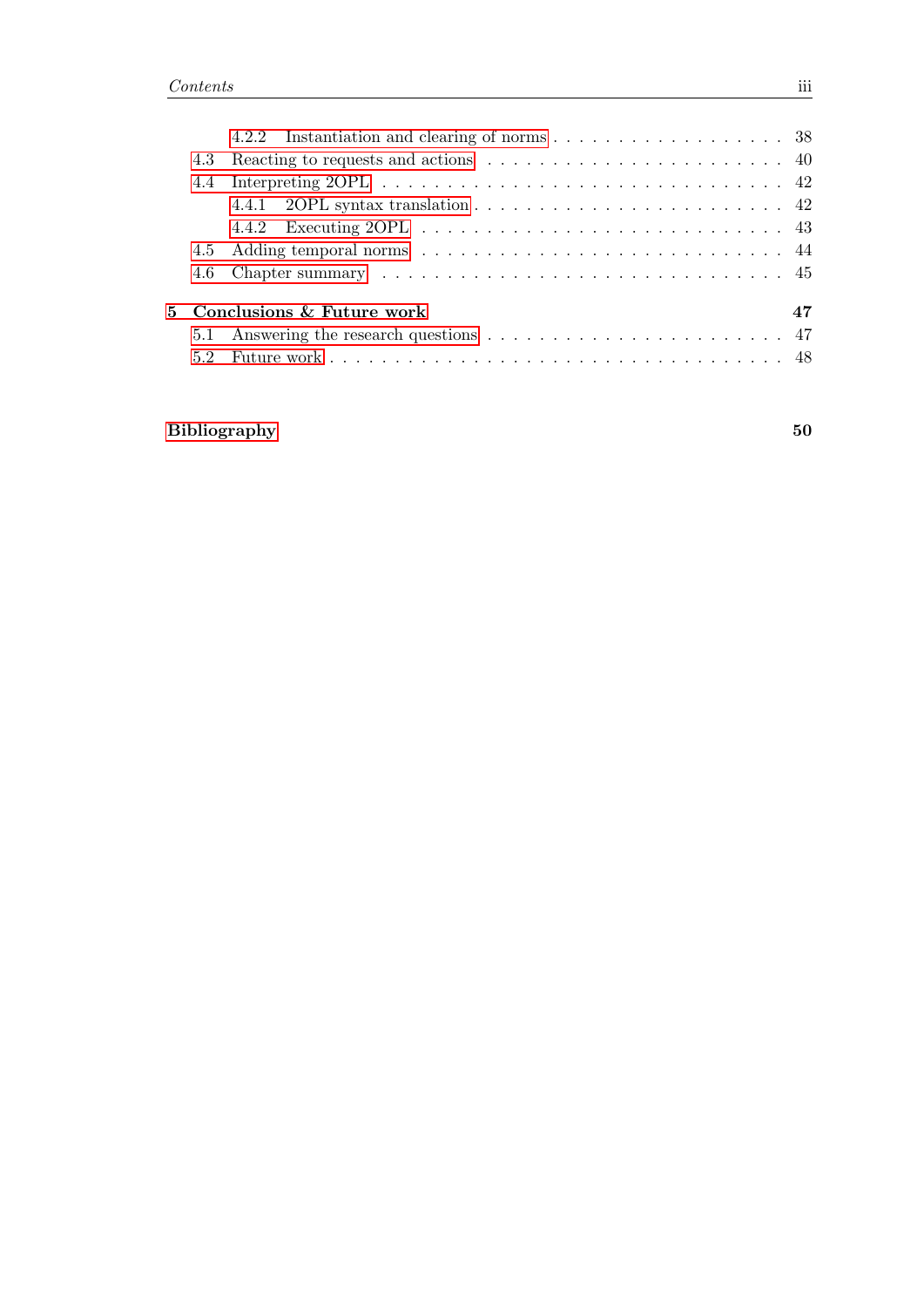- 4.2.2 Instantiation and clearing of norms . . . . . . . . . . . . . . . . . . . 38
- 4.3 Reacting to requests and actions . . . . . . . . . . . . . . . . . . . . . . . 40
- 4.4 Interpreting 2OPL . . . . . . . . . . . . . . . . . . . . . . . . . . . . . . 42
  - 4.4.1 2OPL syntax translation . . . . . . . . . . . . . . . . . . . . . . . 42
  - 4.4.2 Executing 2OPL . . . . . . . . . . . . . . . . . . . . . . . . . . . 43
- 4.5 Adding temporal norms . . . . . . . . . . . . . . . . . . . . . . . . . . . 44
- 4.6 Chapter summary . . . . . . . . . . . . . . . . . . . . . . . . . . . . . . 45

**5 Conclusions & Future work** **47**

- 5.1 Answering the research questions . . . . . . . . . . . . . . . . . . . . . . 47
- 5.2 Future work . . . . . . . . . . . . . . . . . . . . . . . . . . . . . . . . . . 48

**Bibliography** **50**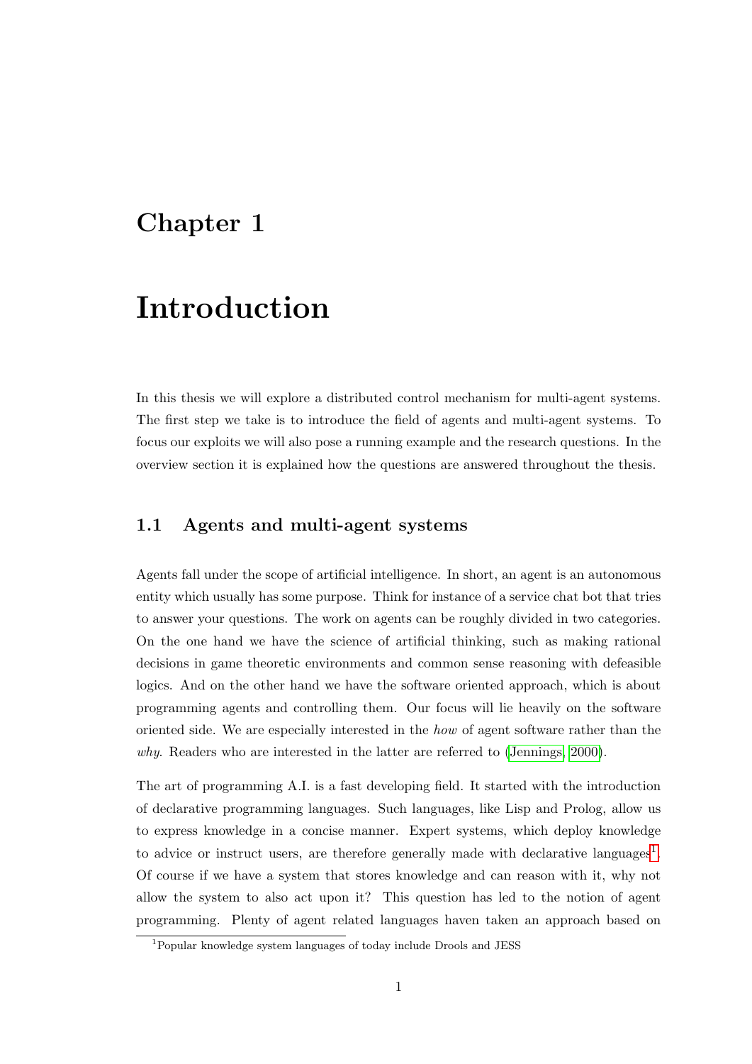# Chapter 1

# Introduction

In this thesis we will explore a distributed control mechanism for multi-agent systems. The first step we take is to introduce the field of agents and multi-agent systems. To focus our exploits we will also pose a running example and the research questions. In the overview section it is explained how the questions are answered throughout the thesis.

## 1.1 Agents and multi-agent systems

Agents fall under the scope of artificial intelligence. In short, an agent is an autonomous entity which usually has some purpose. Think for instance of a service chat bot that tries to answer your questions. The work on agents can be roughly divided in two categories. On the one hand we have the science of artificial thinking, such as making rational decisions in game theoretic environments and common sense reasoning with defeasible logics. And on the other hand we have the software oriented approach, which is about programming agents and controlling them. Our focus will lie heavily on the software oriented side. We are especially interested in the *how* of agent software rather than the *why*. Readers who are interested in the latter are referred to (Jennings, 2000).

The art of programming A.I. is a fast developing field. It started with the introduction of declarative programming languages. Such languages, like Lisp and Prolog, allow us to express knowledge in a concise manner. Expert systems, which deploy knowledge to advice or instruct users, are therefore generally made with declarative languages[1]. Of course if we have a system that stores knowledge and can reason with it, why not allow the system to also act upon it? This question has led to the notion of agent programming. Plenty of agent related languages haven taken an approach based on

[1] Popular knowledge system languages of today include Drools and JESS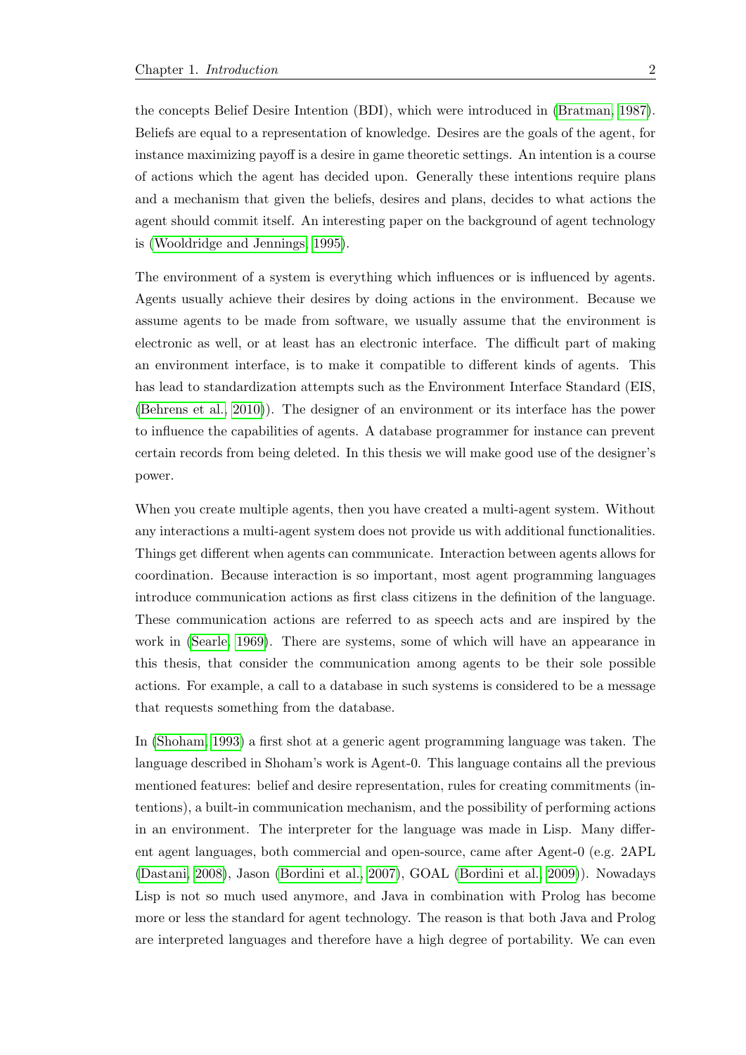the concepts Belief Desire Intention (BDI), which were introduced in (Bratman, 1987). Beliefs are equal to a representation of knowledge. Desires are the goals of the agent, for instance maximizing payoff is a desire in game theoretic settings. An intention is a course of actions which the agent has decided upon. Generally these intentions require plans and a mechanism that given the beliefs, desires and plans, decides to what actions the agent should commit itself. An interesting paper on the background of agent technology is (Wooldridge and Jennings, 1995).

The environment of a system is everything which influences or is influenced by agents. Agents usually achieve their desires by doing actions in the environment. Because we assume agents to be made from software, we usually assume that the environment is electronic as well, or at least has an electronic interface. The difficult part of making an environment interface, is to make it compatible to different kinds of agents. This has lead to standardization attempts such as the Environment Interface Standard (EIS, (Behrens et al., 2010)). The designer of an environment or its interface has the power to influence the capabilities of agents. A database programmer for instance can prevent certain records from being deleted. In this thesis we will make good use of the designer's power.

When you create multiple agents, then you have created a multi-agent system. Without any interactions a multi-agent system does not provide us with additional functionalities. Things get different when agents can communicate. Interaction between agents allows for coordination. Because interaction is so important, most agent programming languages introduce communication actions as first class citizens in the definition of the language. These communication actions are referred to as speech acts and are inspired by the work in (Searle, 1969). There are systems, some of which will have an appearance in this thesis, that consider the communication among agents to be their sole possible actions. For example, a call to a database in such systems is considered to be a message that requests something from the database.

In (Shoham, 1993) a first shot at a generic agent programming language was taken. The language described in Shoham's work is Agent-0. This language contains all the previous mentioned features: belief and desire representation, rules for creating commitments (intentions), a built-in communication mechanism, and the possibility of performing actions in an environment. The interpreter for the language was made in Lisp. Many different agent languages, both commercial and open-source, came after Agent-0 (e.g. 2APL (Dastani, 2008), Jason (Bordini et al., 2007), GOAL (Bordini et al., 2009)). Nowadays Lisp is not so much used anymore, and Java in combination with Prolog has become more or less the standard for agent technology. The reason is that both Java and Prolog are interpreted languages and therefore have a high degree of portability. We can even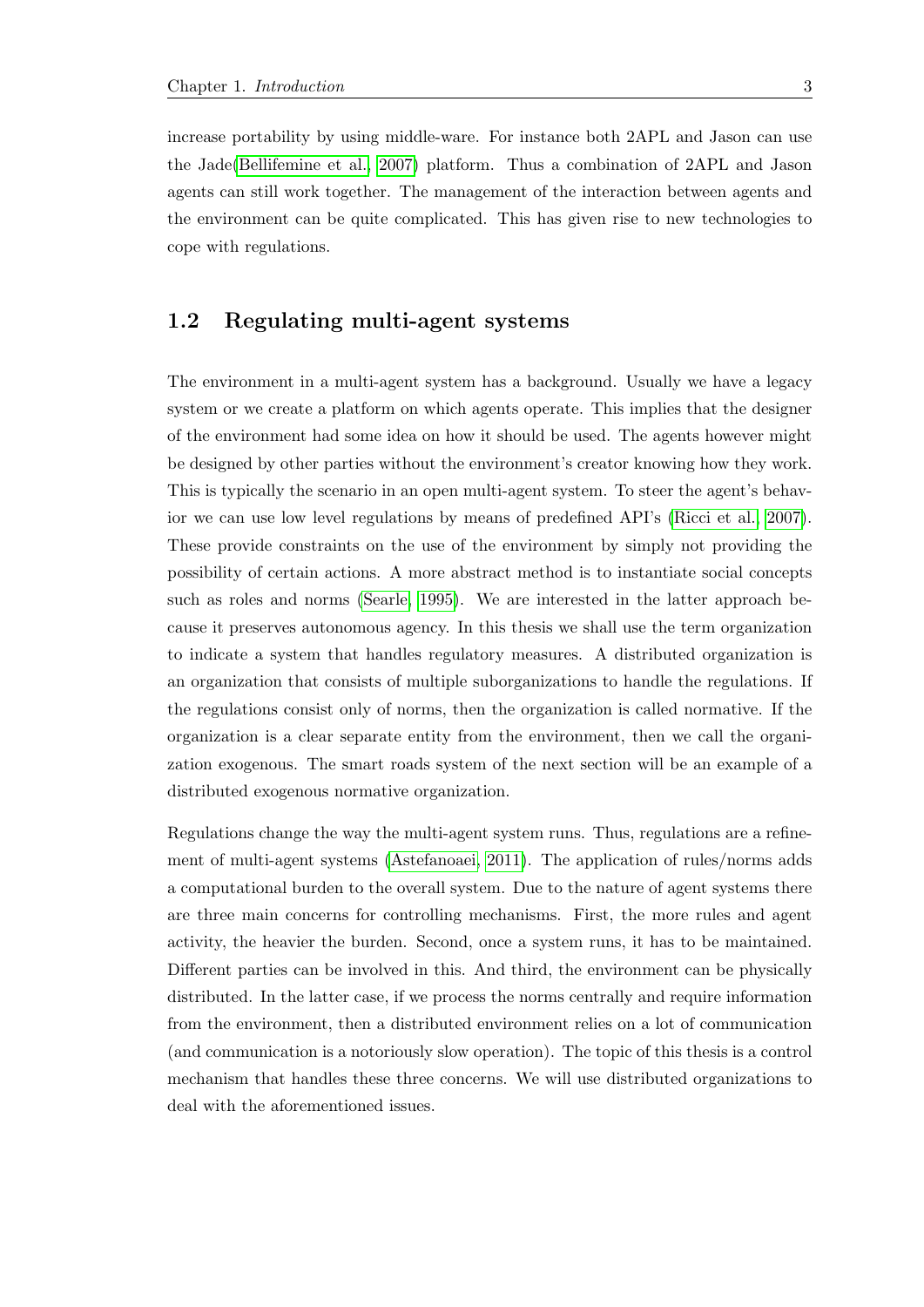increase portability by using middle-ware. For instance both 2APL and Jason can use the Jade(Bellifemine et al., 2007) platform. Thus a combination of 2APL and Jason agents can still work together. The management of the interaction between agents and the environment can be quite complicated. This has given rise to new technologies to cope with regulations.

## 1.2 Regulating multi-agent systems

The environment in a multi-agent system has a background. Usually we have a legacy system or we create a platform on which agents operate. This implies that the designer of the environment had some idea on how it should be used. The agents however might be designed by other parties without the environment's creator knowing how they work. This is typically the scenario in an open multi-agent system. To steer the agent's behavior we can use low level regulations by means of predefined API's (Ricci et al., 2007). These provide constraints on the use of the environment by simply not providing the possibility of certain actions. A more abstract method is to instantiate social concepts such as roles and norms (Searle, 1995). We are interested in the latter approach because it preserves autonomous agency. In this thesis we shall use the term organization to indicate a system that handles regulatory measures. A distributed organization is an organization that consists of multiple suborganizations to handle the regulations. If the regulations consist only of norms, then the organization is called normative. If the organization is a clear separate entity from the environment, then we call the organization exogenous. The smart roads system of the next section will be an example of a distributed exogenous normative organization.

Regulations change the way the multi-agent system runs. Thus, regulations are a refinement of multi-agent systems (Astefanoaei, 2011). The application of rules/norms adds a computational burden to the overall system. Due to the nature of agent systems there are three main concerns for controlling mechanisms. First, the more rules and agent activity, the heavier the burden. Second, once a system runs, it has to be maintained. Different parties can be involved in this. And third, the environment can be physically distributed. In the latter case, if we process the norms centrally and require information from the environment, then a distributed environment relies on a lot of communication (and communication is a notoriously slow operation). The topic of this thesis is a control mechanism that handles these three concerns. We will use distributed organizations to deal with the aforementioned issues.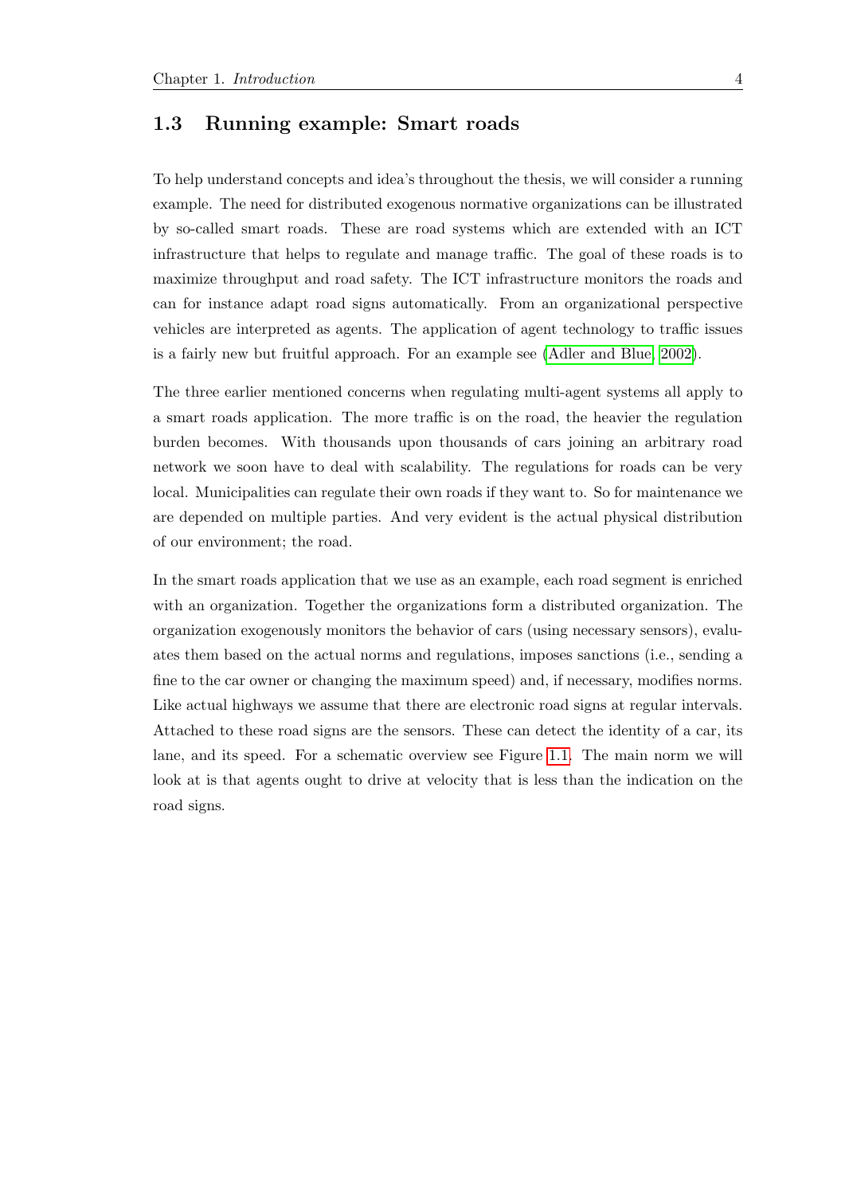## 1.3 Running example: Smart roads

To help understand concepts and idea's throughout the thesis, we will consider a running example. The need for distributed exogenous normative organizations can be illustrated by so-called smart roads. These are road systems which are extended with an ICT infrastructure that helps to regulate and manage traffic. The goal of these roads is to maximize throughput and road safety. The ICT infrastructure monitors the roads and can for instance adapt road signs automatically. From an organizational perspective vehicles are interpreted as agents. The application of agent technology to traffic issues is a fairly new but fruitful approach. For an example see (Adler and Blue, 2002).

The three earlier mentioned concerns when regulating multi-agent systems all apply to a smart roads application. The more traffic is on the road, the heavier the regulation burden becomes. With thousands upon thousands of cars joining an arbitrary road network we soon have to deal with scalability. The regulations for roads can be very local. Municipalities can regulate their own roads if they want to. So for maintenance we are depended on multiple parties. And very evident is the actual physical distribution of our environment; the road.

In the smart roads application that we use as an example, each road segment is enriched with an organization. Together the organizations form a distributed organization. The organization exogenously monitors the behavior of cars (using necessary sensors), evaluates them based on the actual norms and regulations, imposes sanctions (i.e., sending a fine to the car owner or changing the maximum speed) and, if necessary, modifies norms. Like actual highways we assume that there are electronic road signs at regular intervals. Attached to these road signs are the sensors. These can detect the identity of a car, its lane, and its speed. For a schematic overview see Figure 1.1. The main norm we will look at is that agents ought to drive at velocity that is less than the indication on the road signs.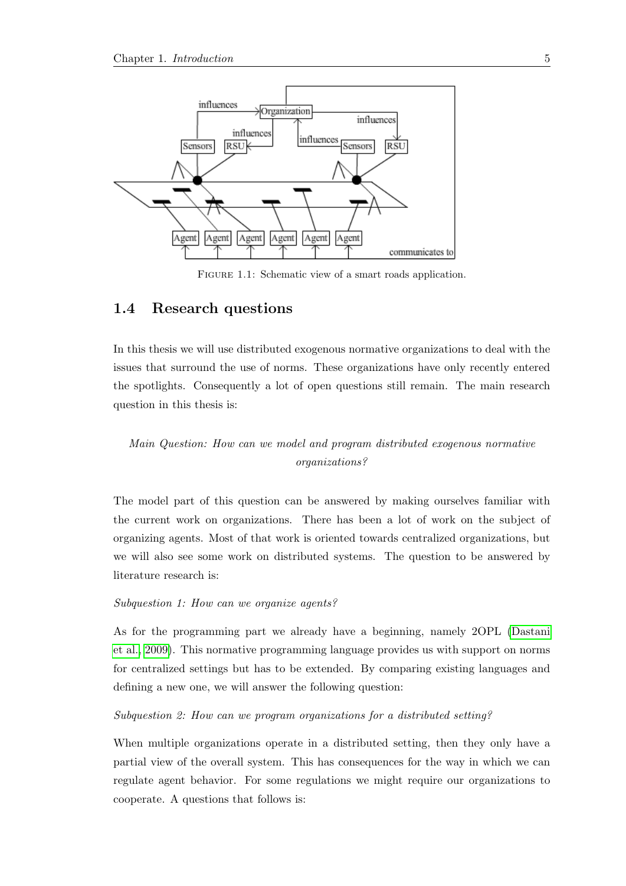FIGURE 1.1: Schematic view of a smart roads application.

## 1.4 Research questions

In this thesis we will use distributed exogenous normative organizations to deal with the issues that surround the use of norms. These organizations have only recently entered the spotlights. Consequently a lot of open questions still remain. The main research question in this thesis is:

*Main Question: How can we model and program distributed exogenous normative organizations?*

The model part of this question can be answered by making ourselves familiar with the current work on organizations. There has been a lot of work on the subject of organizing agents. Most of that work is oriented towards centralized organizations, but we will also see some work on distributed systems. The question to be answered by literature research is:

*Subquestion 1: How can we organize agents?*

As for the programming part we already have a beginning, namely 2OPL (Dastani et al., 2009). This normative programming language provides us with support on norms for centralized settings but has to be extended. By comparing existing languages and defining a new one, we will answer the following question:

*Subquestion 2: How can we program organizations for a distributed setting?*

When multiple organizations operate in a distributed setting, then they only have a partial view of the overall system. This has consequences for the way in which we can regulate agent behavior. For some regulations we might require our organizations to cooperate. A questions that follows is: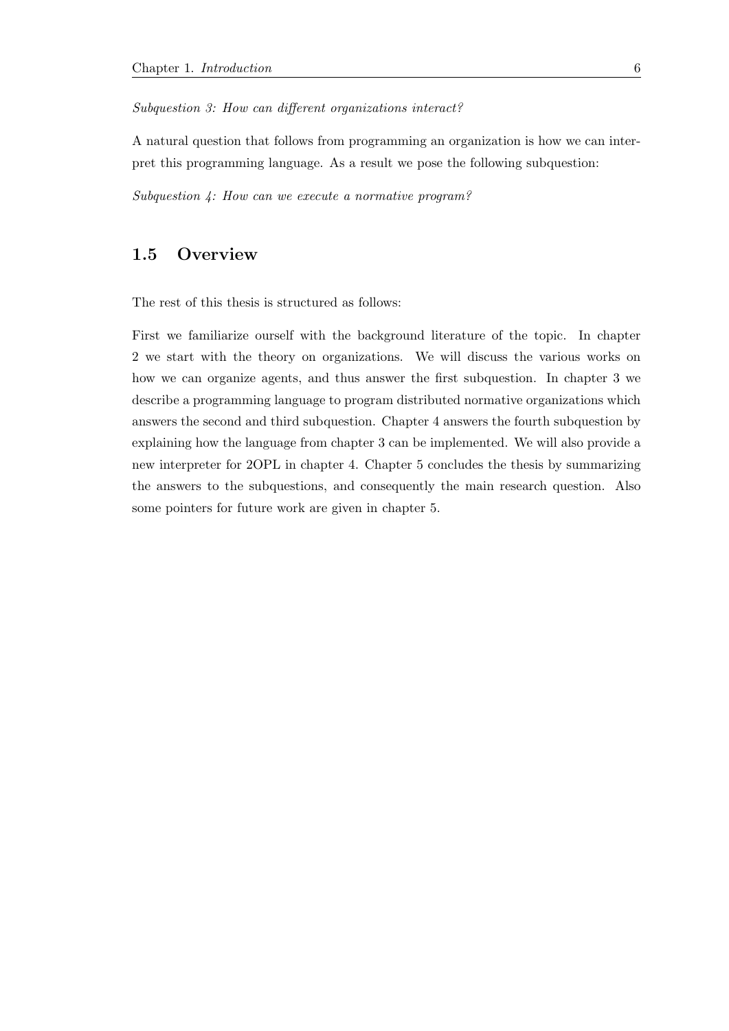*Subquestion 3: How can different organizations interact?*

A natural question that follows from programming an organization is how we can interpret this programming language. As a result we pose the following subquestion:

*Subquestion 4: How can we execute a normative program?*

## 1.5 Overview

The rest of this thesis is structured as follows:

First we familiarize ourself with the background literature of the topic. In chapter 2 we start with the theory on organizations. We will discuss the various works on how we can organize agents, and thus answer the first subquestion. In chapter 3 we describe a programming language to program distributed normative organizations which answers the second and third subquestion. Chapter 4 answers the fourth subquestion by explaining how the language from chapter 3 can be implemented. We will also provide a new interpreter for 2OPL in chapter 4. Chapter 5 concludes the thesis by summarizing the answers to the subquestions, and consequently the main research question. Also some pointers for future work are given in chapter 5.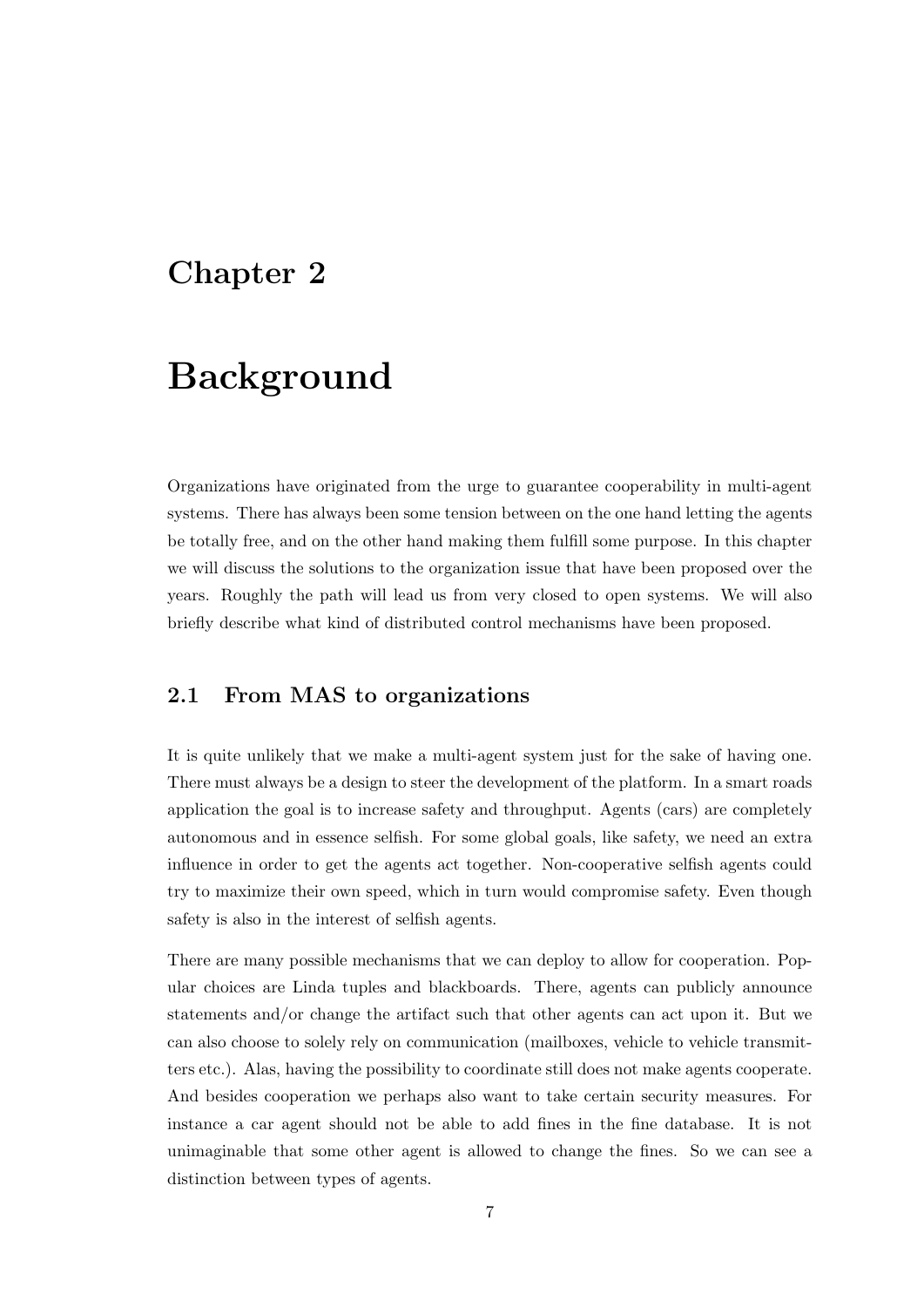# Chapter 2

# Background

Organizations have originated from the urge to guarantee cooperability in multi-agent systems. There has always been some tension between on the one hand letting the agents be totally free, and on the other hand making them fulfill some purpose. In this chapter we will discuss the solutions to the organization issue that have been proposed over the years. Roughly the path will lead us from very closed to open systems. We will also briefly describe what kind of distributed control mechanisms have been proposed.

## 2.1 From MAS to organizations

It is quite unlikely that we make a multi-agent system just for the sake of having one. There must always be a design to steer the development of the platform. In a smart roads application the goal is to increase safety and throughput. Agents (cars) are completely autonomous and in essence selfish. For some global goals, like safety, we need an extra influence in order to get the agents act together. Non-cooperative selfish agents could try to maximize their own speed, which in turn would compromise safety. Even though safety is also in the interest of selfish agents.

There are many possible mechanisms that we can deploy to allow for cooperation. Popular choices are Linda tuples and blackboards. There, agents can publicly announce statements and/or change the artifact such that other agents can act upon it. But we can also choose to solely rely on communication (mailboxes, vehicle to vehicle transmitters etc.). Alas, having the possibility to coordinate still does not make agents cooperate. And besides cooperation we perhaps also want to take certain security measures. For instance a car agent should not be able to add fines in the fine database. It is not unimaginable that some other agent is allowed to change the fines. So we can see a distinction between types of agents.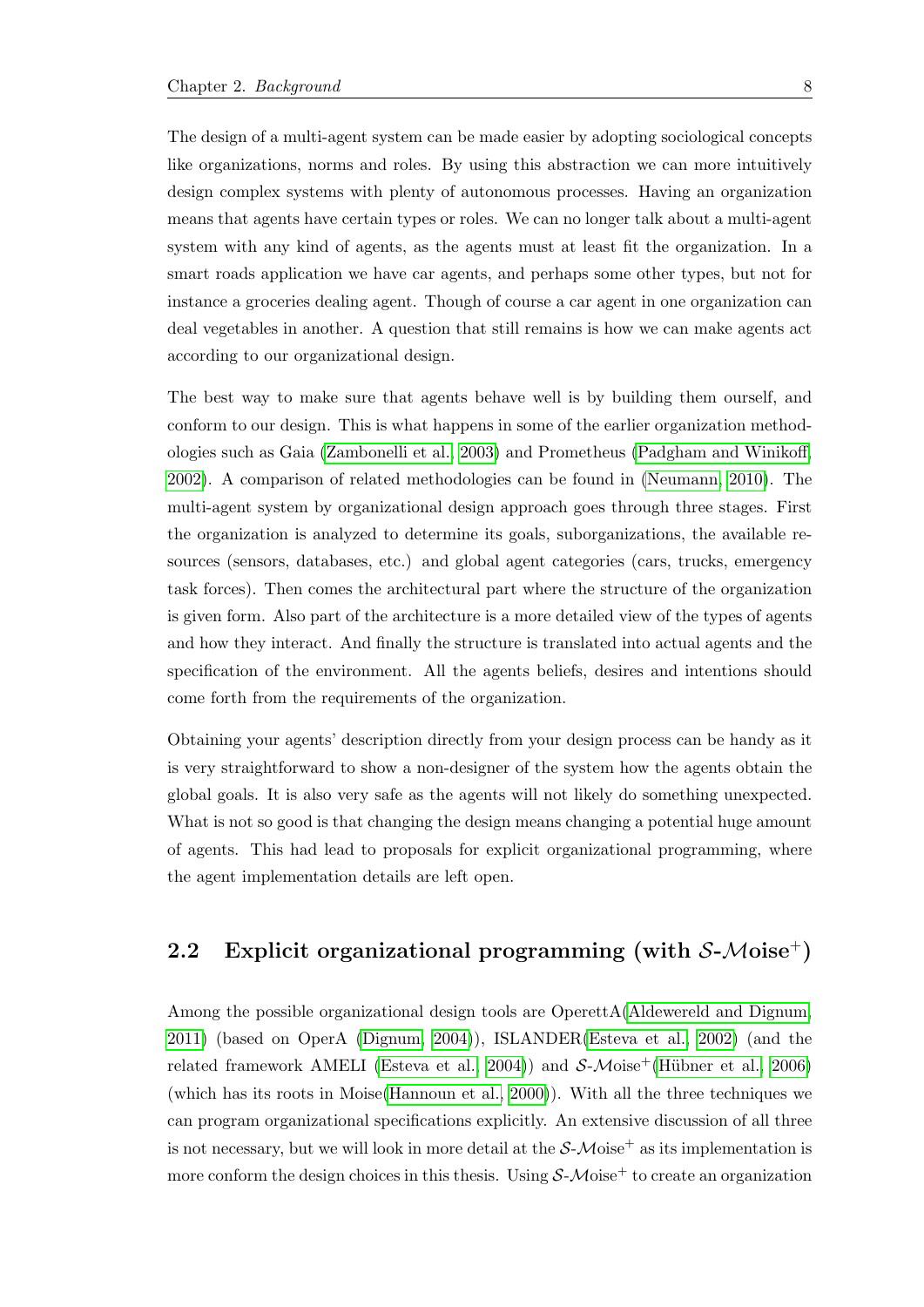The design of a multi-agent system can be made easier by adopting sociological concepts like organizations, norms and roles. By using this abstraction we can more intuitively design complex systems with plenty of autonomous processes. Having an organization means that agents have certain types or roles. We can no longer talk about a multi-agent system with any kind of agents, as the agents must at least fit the organization. In a smart roads application we have car agents, and perhaps some other types, but not for instance a groceries dealing agent. Though of course a car agent in one organization can deal vegetables in another. A question that still remains is how we can make agents act according to our organizational design.

The best way to make sure that agents behave well is by building them ourself, and conform to our design. This is what happens in some of the earlier organization methodologies such as Gaia (Zambonelli et al., 2003) and Prometheus (Padgham and Winikoff, 2002). A comparison of related methodologies can be found in (Neumann, 2010). The multi-agent system by organizational design approach goes through three stages. First the organization is analyzed to determine its goals, suborganizations, the available resources (sensors, databases, etc.) and global agent categories (cars, trucks, emergency task forces). Then comes the architectural part where the structure of the organization is given form. Also part of the architecture is a more detailed view of the types of agents and how they interact. And finally the structure is translated into actual agents and the specification of the environment. All the agents beliefs, desires and intentions should come forth from the requirements of the organization.

Obtaining your agents' description directly from your design process can be handy as it is very straightforward to show a non-designer of the system how the agents obtain the global goals. It is also very safe as the agents will not likely do something unexpected. What is not so good is that changing the design means changing a potential huge amount of agents. This had lead to proposals for explicit organizational programming, where the agent implementation details are left open.

## 2.2 Explicit organizational programming (with $\mathcal{S}$-$\mathcal{M}$oise$^+$)

Among the possible organizational design tools are OperettA(Aldewereld and Dignum, 2011) (based on OperA (Dignum, 2004)), ISLANDER(Esteva et al., 2002) (and the related framework AMELI (Esteva et al., 2004)) and $\mathcal{S}$-$\mathcal{M}$oise$^+$(Hübner et al., 2006) (which has its roots in Moise(Hannoun et al., 2000)). With all the three techniques we can program organizational specifications explicitly. An extensive discussion of all three is not necessary, but we will look in more detail at the $\mathcal{S}$-$\mathcal{M}$oise$^+$ as its implementation is more conform the design choices in this thesis. Using $\mathcal{S}$-$\mathcal{M}$oise$^+$ to create an organization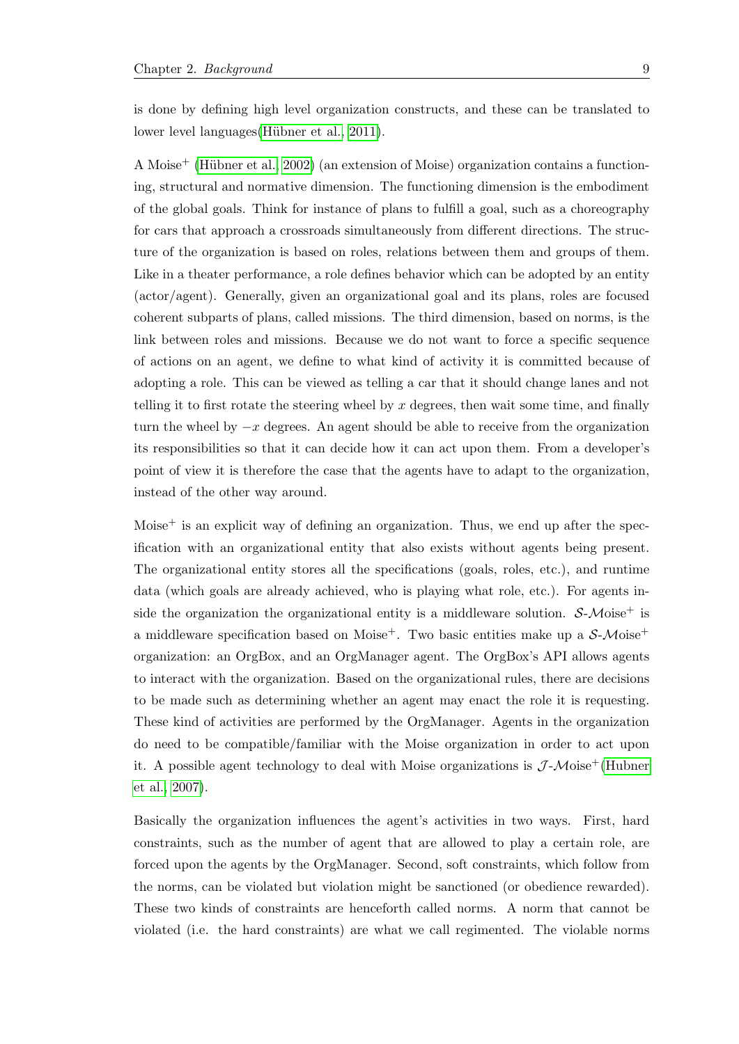is done by defining high level organization constructs, and these can be translated to lower level languages(Hübner et al., 2011).

A Moise$^+$ (Hübner et al., 2002) (an extension of Moise) organization contains a functioning, structural and normative dimension. The functioning dimension is the embodiment of the global goals. Think for instance of plans to fulfill a goal, such as a choreography for cars that approach a crossroads simultaneously from different directions. The structure of the organization is based on roles, relations between them and groups of them. Like in a theater performance, a role defines behavior which can be adopted by an entity (actor/agent). Generally, given an organizational goal and its plans, roles are focused coherent subparts of plans, called missions. The third dimension, based on norms, is the link between roles and missions. Because we do not want to force a specific sequence of actions on an agent, we define to what kind of activity it is committed because of adopting a role. This can be viewed as telling a car that it should change lanes and not telling it to first rotate the steering wheel by $x$ degrees, then wait some time, and finally turn the wheel by $-x$ degrees. An agent should be able to receive from the organization its responsibilities so that it can decide how it can act upon them. From a developer's point of view it is therefore the case that the agents have to adapt to the organization, instead of the other way around.

Moise$^+$ is an explicit way of defining an organization. Thus, we end up after the specification with an organizational entity that also exists without agents being present. The organizational entity stores all the specifications (goals, roles, etc.), and runtime data (which goals are already achieved, who is playing what role, etc.). For agents inside the organization the organizational entity is a middleware solution. $\mathcal{S}$-$\mathcal{M}$oise$^+$ is a middleware specification based on Moise$^+$. Two basic entities make up a $\mathcal{S}$-$\mathcal{M}$oise$^+$ organization: an OrgBox, and an OrgManager agent. The OrgBox's API allows agents to interact with the organization. Based on the organizational rules, there are decisions to be made such as determining whether an agent may enact the role it is requesting. These kind of activities are performed by the OrgManager. Agents in the organization do need to be compatible/familiar with the Moise organization in order to act upon it. A possible agent technology to deal with Moise organizations is $\mathcal{J}$-$\mathcal{M}$oise$^+$(Hubner et al., 2007).

Basically the organization influences the agent's activities in two ways. First, hard constraints, such as the number of agent that are allowed to play a certain role, are forced upon the agents by the OrgManager. Second, soft constraints, which follow from the norms, can be violated but violation might be sanctioned (or obedience rewarded). These two kinds of constraints are henceforth called norms. A norm that cannot be violated (i.e. the hard constraints) are what we call regimented. The violable norms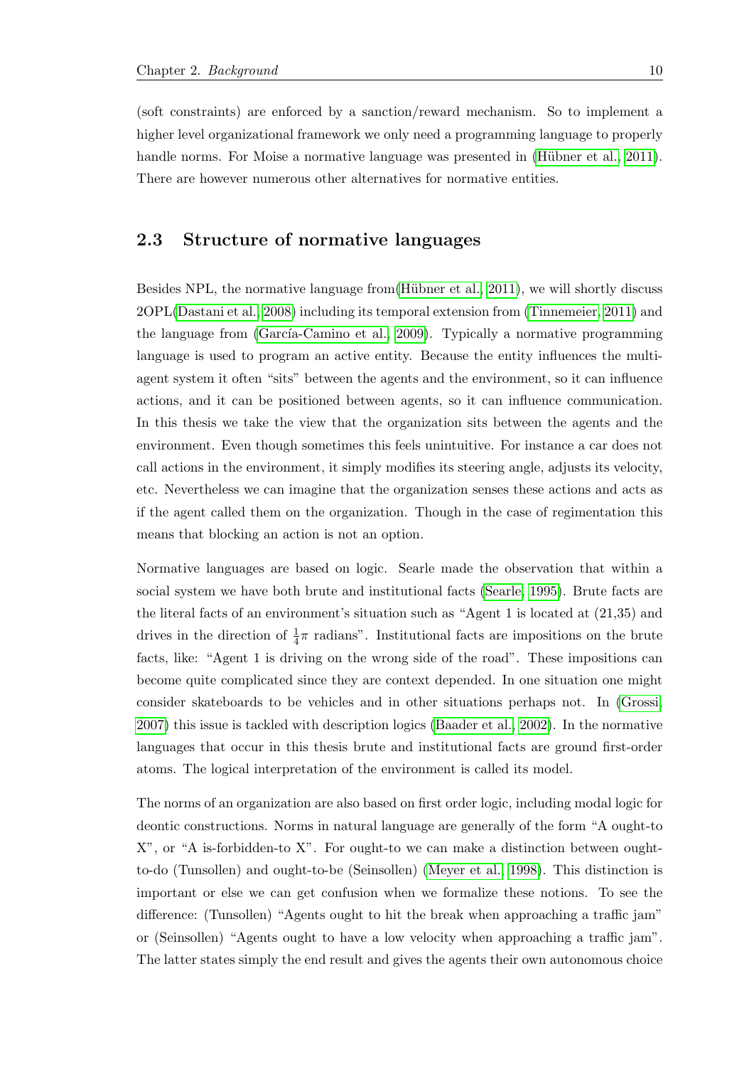(soft constraints) are enforced by a sanction/reward mechanism. So to implement a higher level organizational framework we only need a programming language to properly handle norms. For Moise a normative language was presented in (Hübner et al., 2011). There are however numerous other alternatives for normative entities.

## 2.3 Structure of normative languages

Besides NPL, the normative language from(Hübner et al., 2011), we will shortly discuss 2OPL(Dastani et al., 2008) including its temporal extension from (Tinnemeier, 2011) and the language from (García-Camino et al., 2009). Typically a normative programming language is used to program an active entity. Because the entity influences the multi-agent system it often "sits" between the agents and the environment, so it can influence actions, and it can be positioned between agents, so it can influence communication. In this thesis we take the view that the organization sits between the agents and the environment. Even though sometimes this feels unintuitive. For instance a car does not call actions in the environment, it simply modifies its steering angle, adjusts its velocity, etc. Nevertheless we can imagine that the organization senses these actions and acts as if the agent called them on the organization. Though in the case of regimentation this means that blocking an action is not an option.

Normative languages are based on logic. Searle made the observation that within a social system we have both brute and institutional facts (Searle, 1995). Brute facts are the literal facts of an environment's situation such as "Agent 1 is located at (21,35) and drives in the direction of $\frac{1}{4}\pi$ radians". Institutional facts are impositions on the brute facts, like: "Agent 1 is driving on the wrong side of the road". These impositions can become quite complicated since they are context depended. In one situation one might consider skateboards to be vehicles and in other situations perhaps not. In (Grossi, 2007) this issue is tackled with description logics (Baader et al., 2002). In the normative languages that occur in this thesis brute and institutional facts are ground first-order atoms. The logical interpretation of the environment is called its model.

The norms of an organization are also based on first order logic, including modal logic for deontic constructions. Norms in natural language are generally of the form "A ought-to X", or "A is-forbidden-to X". For ought-to we can make a distinction between ought-to-do (Tunsollen) and ought-to-be (Seinsollen) (Meyer et al., 1998). This distinction is important or else we can get confusion when we formalize these notions. To see the difference: (Tunsollen) "Agents ought to hit the break when approaching a traffic jam" or (Seinsollen) "Agents ought to have a low velocity when approaching a traffic jam". The latter states simply the end result and gives the agents their own autonomous choice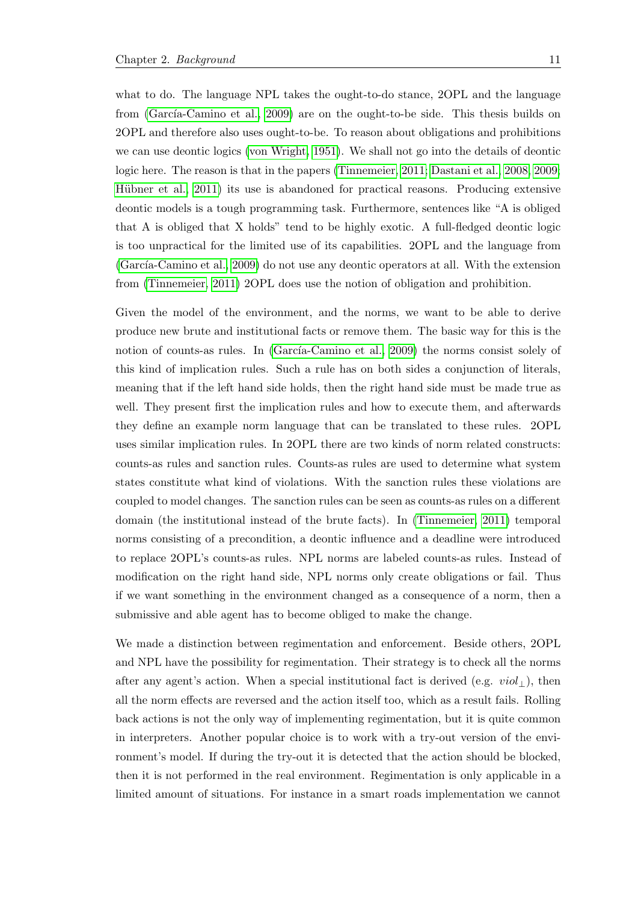what to do. The language NPL takes the ought-to-do stance, 2OPL and the language from (García-Camino et al., 2009) are on the ought-to-be side. This thesis builds on 2OPL and therefore also uses ought-to-be. To reason about obligations and prohibitions we can use deontic logics (von Wright, 1951). We shall not go into the details of deontic logic here. The reason is that in the papers (Tinnemeier, 2011; Dastani et al., 2008, 2009; Hübner et al., 2011) its use is abandoned for practical reasons. Producing extensive deontic models is a tough programming task. Furthermore, sentences like "A is obliged that A is obliged that X holds" tend to be highly exotic. A full-fledged deontic logic is too unpractical for the limited use of its capabilities. 2OPL and the language from (García-Camino et al., 2009) do not use any deontic operators at all. With the extension from (Tinnemeier, 2011) 2OPL does use the notion of obligation and prohibition.

Given the model of the environment, and the norms, we want to be able to derive produce new brute and institutional facts or remove them. The basic way for this is the notion of counts-as rules. In (García-Camino et al., 2009) the norms consist solely of this kind of implication rules. Such a rule has on both sides a conjunction of literals, meaning that if the left hand side holds, then the right hand side must be made true as well. They present first the implication rules and how to execute them, and afterwards they define an example norm language that can be translated to these rules. 2OPL uses similar implication rules. In 2OPL there are two kinds of norm related constructs: counts-as rules and sanction rules. Counts-as rules are used to determine what system states constitute what kind of violations. With the sanction rules these violations are coupled to model changes. The sanction rules can be seen as counts-as rules on a different domain (the institutional instead of the brute facts). In (Tinnemeier, 2011) temporal norms consisting of a precondition, a deontic influence and a deadline were introduced to replace 2OPL's counts-as rules. NPL norms are labeled counts-as rules. Instead of modification on the right hand side, NPL norms only create obligations or fail. Thus if we want something in the environment changed as a consequence of a norm, then a submissive and able agent has to become obliged to make the change.

We made a distinction between regimentation and enforcement. Beside others, 2OPL and NPL have the possibility for regimentation. Their strategy is to check all the norms after any agent's action. When a special institutional fact is derived (e.g. $viol_{\perp}$), then all the norm effects are reversed and the action itself too, which as a result fails. Rolling back actions is not the only way of implementing regimentation, but it is quite common in interpreters. Another popular choice is to work with a try-out version of the environment's model. If during the try-out it is detected that the action should be blocked, then it is not performed in the real environment. Regimentation is only applicable in a limited amount of situations. For instance in a smart roads implementation we cannot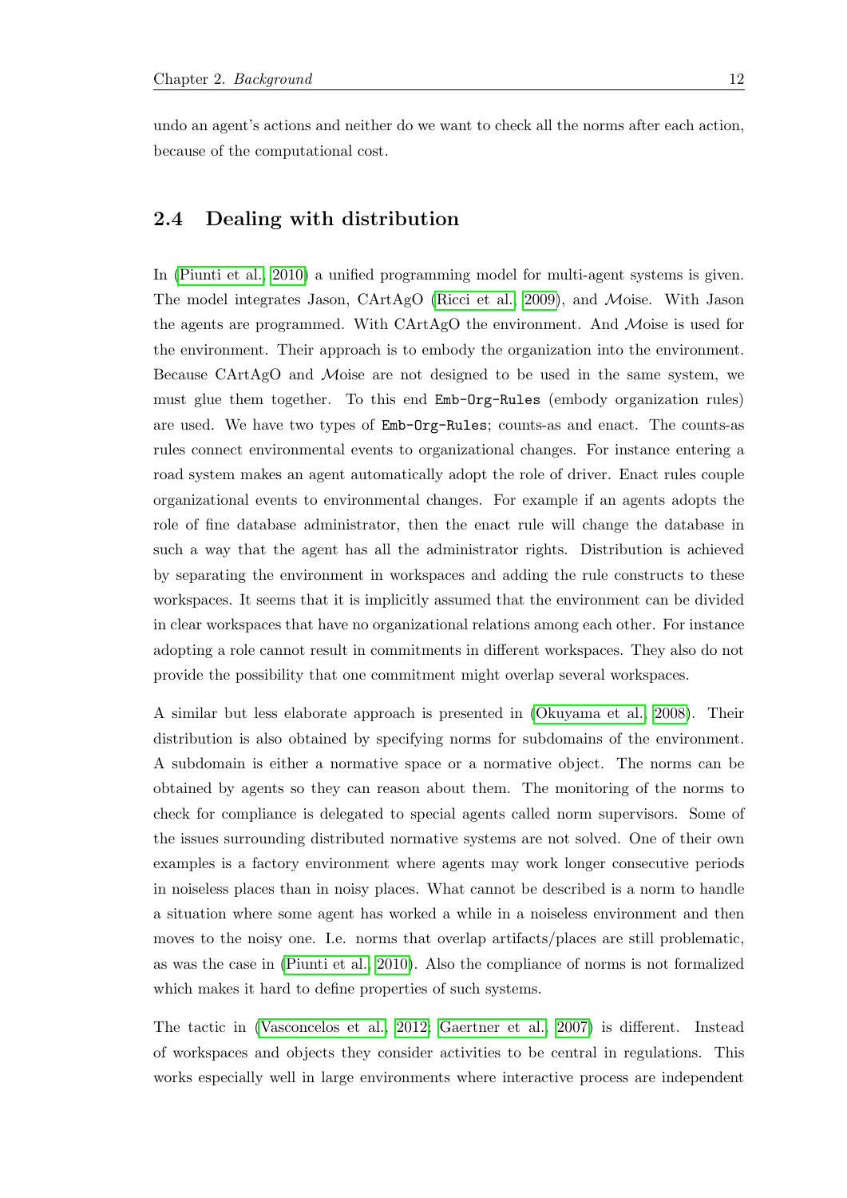undo an agent's actions and neither do we want to check all the norms after each action, because of the computational cost.

## 2.4 Dealing with distribution

In (Piunti et al., 2010) a unified programming model for multi-agent systems is given. The model integrates Jason, CArtAgO (Ricci et al., 2009), and $\mathcal{M}$oise. With Jason the agents are programmed. With CArtAgO the environment. And $\mathcal{M}$oise is used for the environment. Their approach is to embody the organization into the environment. Because CArtAgO and $\mathcal{M}$oise are not designed to be used in the same system, we must glue them together. To this end `Emb-Org-Rules` (embody organization rules) are used. We have two types of `Emb-Org-Rules`; counts-as and enact. The counts-as rules connect environmental events to organizational changes. For instance entering a road system makes an agent automatically adopt the role of driver. Enact rules couple organizational events to environmental changes. For example if an agents adopts the role of fine database administrator, then the enact rule will change the database in such a way that the agent has all the administrator rights. Distribution is achieved by separating the environment in workspaces and adding the rule constructs to these workspaces. It seems that it is implicitly assumed that the environment can be divided in clear workspaces that have no organizational relations among each other. For instance adopting a role cannot result in commitments in different workspaces. They also do not provide the possibility that one commitment might overlap several workspaces.

A similar but less elaborate approach is presented in (Okuyama et al., 2008). Their distribution is also obtained by specifying norms for subdomains of the environment. A subdomain is either a normative space or a normative object. The norms can be obtained by agents so they can reason about them. The monitoring of the norms to check for compliance is delegated to special agents called norm supervisors. Some of the issues surrounding distributed normative systems are not solved. One of their own examples is a factory environment where agents may work longer consecutive periods in noiseless places than in noisy places. What cannot be described is a norm to handle a situation where some agent has worked a while in a noiseless environment and then moves to the noisy one. I.e. norms that overlap artifacts/places are still problematic, as was the case in (Piunti et al., 2010). Also the compliance of norms is not formalized which makes it hard to define properties of such systems.

The tactic in (Vasconcelos et al., 2012; Gaertner et al., 2007) is different. Instead of workspaces and objects they consider activities to be central in regulations. This works especially well in large environments where interactive process are independent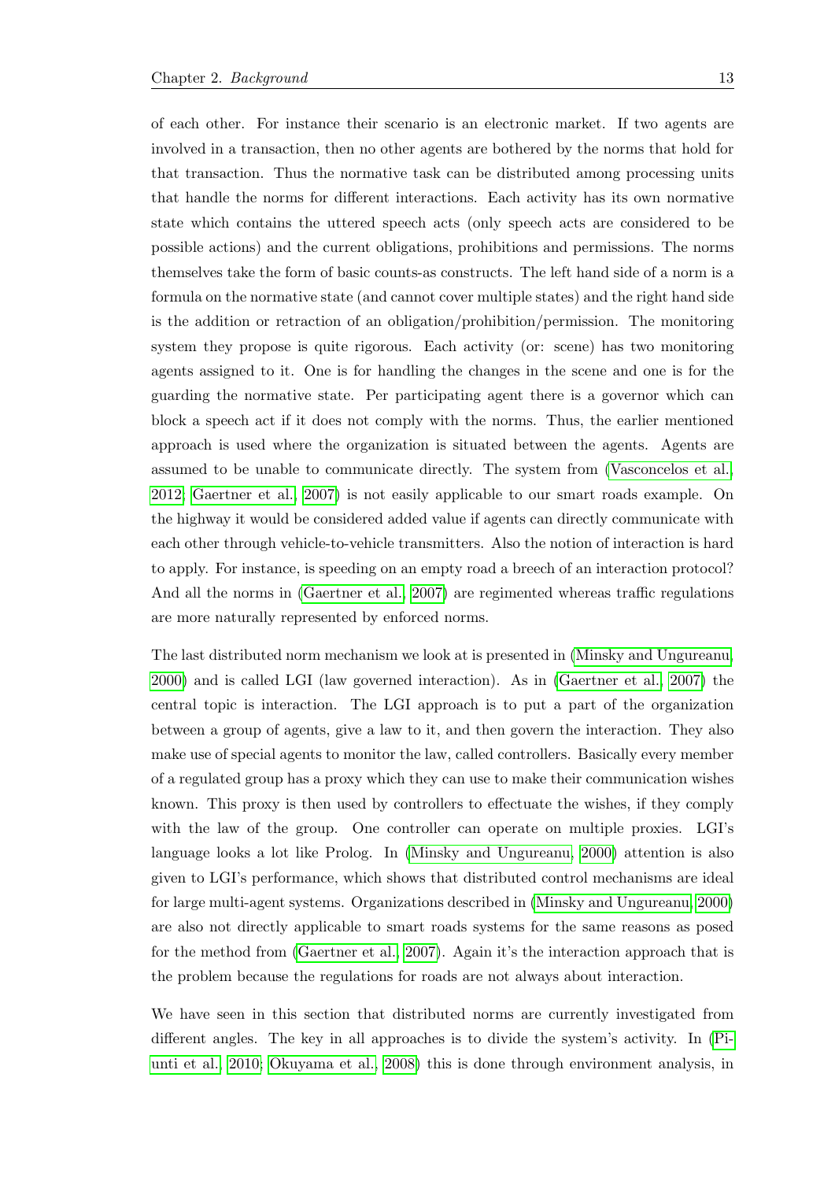of each other. For instance their scenario is an electronic market. If two agents are involved in a transaction, then no other agents are bothered by the norms that hold for that transaction. Thus the normative task can be distributed among processing units that handle the norms for different interactions. Each activity has its own normative state which contains the uttered speech acts (only speech acts are considered to be possible actions) and the current obligations, prohibitions and permissions. The norms themselves take the form of basic counts-as constructs. The left hand side of a norm is a formula on the normative state (and cannot cover multiple states) and the right hand side is the addition or retraction of an obligation/prohibition/permission. The monitoring system they propose is quite rigorous. Each activity (or: scene) has two monitoring agents assigned to it. One is for handling the changes in the scene and one is for the guarding the normative state. Per participating agent there is a governor which can block a speech act if it does not comply with the norms. Thus, the earlier mentioned approach is used where the organization is situated between the agents. Agents are assumed to be unable to communicate directly. The system from (Vasconcelos et al., 2012; Gaertner et al., 2007) is not easily applicable to our smart roads example. On the highway it would be considered added value if agents can directly communicate with each other through vehicle-to-vehicle transmitters. Also the notion of interaction is hard to apply. For instance, is speeding on an empty road a breech of an interaction protocol? And all the norms in (Gaertner et al., 2007) are regimented whereas traffic regulations are more naturally represented by enforced norms.

The last distributed norm mechanism we look at is presented in (Minsky and Ungureanu, 2000) and is called LGI (law governed interaction). As in (Gaertner et al., 2007) the central topic is interaction. The LGI approach is to put a part of the organization between a group of agents, give a law to it, and then govern the interaction. They also make use of special agents to monitor the law, called controllers. Basically every member of a regulated group has a proxy which they can use to make their communication wishes known. This proxy is then used by controllers to effectuate the wishes, if they comply with the law of the group. One controller can operate on multiple proxies. LGI's language looks a lot like Prolog. In (Minsky and Ungureanu, 2000) attention is also given to LGI's performance, which shows that distributed control mechanisms are ideal for large multi-agent systems. Organizations described in (Minsky and Ungureanu, 2000) are also not directly applicable to smart roads systems for the same reasons as posed for the method from (Gaertner et al., 2007). Again it's the interaction approach that is the problem because the regulations for roads are not always about interaction.

We have seen in this section that distributed norms are currently investigated from different angles. The key in all approaches is to divide the system's activity. In (Piunti et al., 2010; Okuyama et al., 2008) this is done through environment analysis, in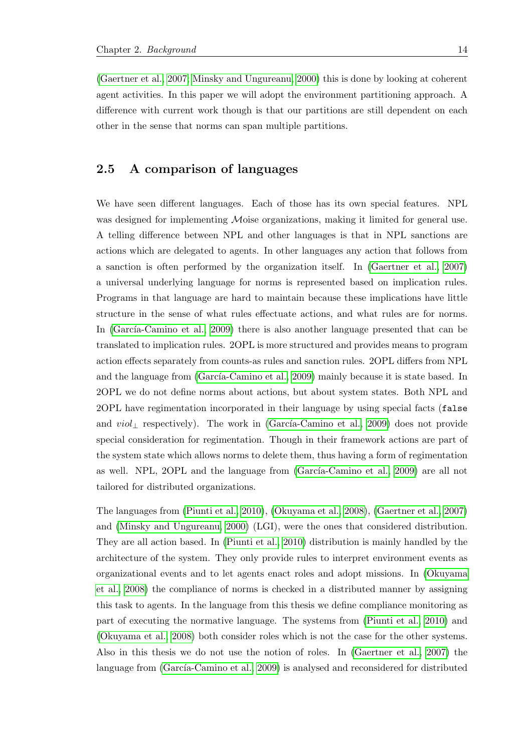(Gaertner et al., 2007; Minsky and Ungureanu, 2000) this is done by looking at coherent agent activities. In this paper we will adopt the environment partitioning approach. A difference with current work though is that our partitions are still dependent on each other in the sense that norms can span multiple partitions.

## 2.5 A comparison of languages

We have seen different languages. Each of those has its own special features. NPL was designed for implementing $\mathcal{M}$oise organizations, making it limited for general use. A telling difference between NPL and other languages is that in NPL sanctions are actions which are delegated to agents. In other languages any action that follows from a sanction is often performed by the organization itself. In (Gaertner et al., 2007) a universal underlying language for norms is represented based on implication rules. Programs in that language are hard to maintain because these implications have little structure in the sense of what rules effectuate actions, and what rules are for norms. In (García-Camino et al., 2009) there is also another language presented that can be translated to implication rules. 2OPL is more structured and provides means to program action effects separately from counts-as rules and sanction rules. 2OPL differs from NPL and the language from (García-Camino et al., 2009) mainly because it is state based. In 2OPL we do not define norms about actions, but about system states. Both NPL and 2OPL have regimentation incorporated in their language by using special facts (`false` and $viol_{\perp}$ respectively). The work in (García-Camino et al., 2009) does not provide special consideration for regimentation. Though in their framework actions are part of the system state which allows norms to delete them, thus having a form of regimentation as well. NPL, 2OPL and the language from (García-Camino et al., 2009) are all not tailored for distributed organizations.

The languages from (Piunti et al., 2010), (Okuyama et al., 2008), (Gaertner et al., 2007) and (Minsky and Ungureanu, 2000) (LGI), were the ones that considered distribution. They are all action based. In (Piunti et al., 2010) distribution is mainly handled by the architecture of the system. They only provide rules to interpret environment events as organizational events and to let agents enact roles and adopt missions. In (Okuyama et al., 2008) the compliance of norms is checked in a distributed manner by assigning this task to agents. In the language from this thesis we define compliance monitoring as part of executing the normative language. The systems from (Piunti et al., 2010) and (Okuyama et al., 2008) both consider roles which is not the case for the other systems. Also in this thesis we do not use the notion of roles. In (Gaertner et al., 2007) the language from (García-Camino et al., 2009) is analysed and reconsidered for distributed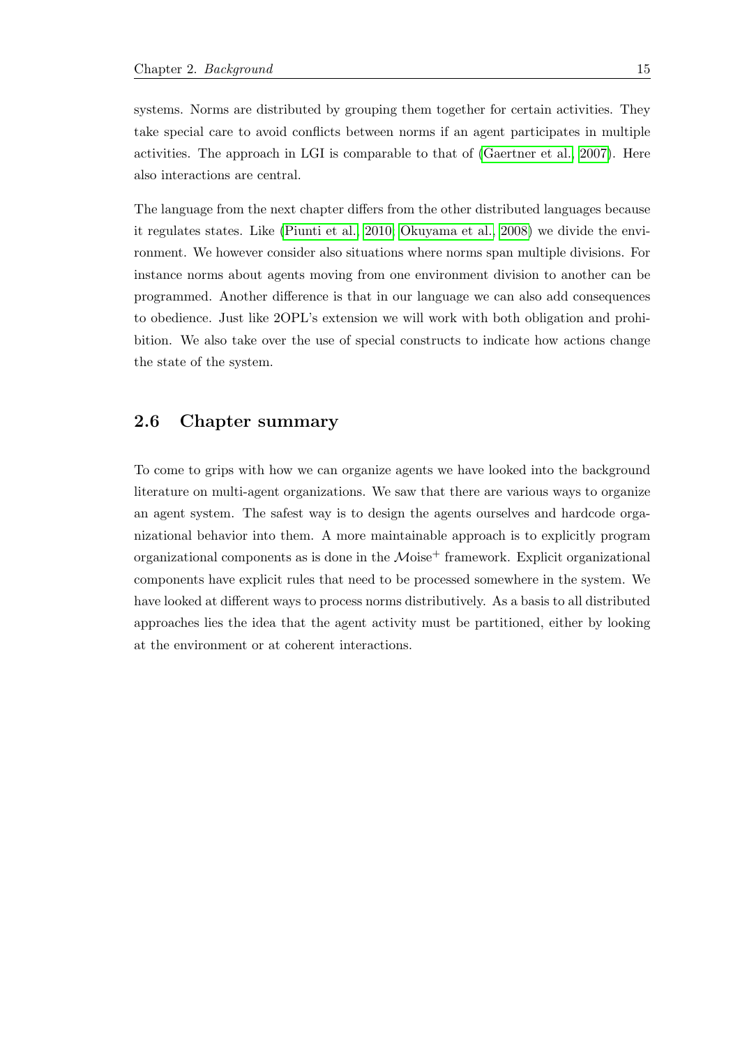systems. Norms are distributed by grouping them together for certain activities. They take special care to avoid conflicts between norms if an agent participates in multiple activities. The approach in LGI is comparable to that of (Gaertner et al., 2007). Here also interactions are central.

The language from the next chapter differs from the other distributed languages because it regulates states. Like (Piunti et al., 2010; Okuyama et al., 2008) we divide the environment. We however consider also situations where norms span multiple divisions. For instance norms about agents moving from one environment division to another can be programmed. Another difference is that in our language we can also add consequences to obedience. Just like 2OPL's extension we will work with both obligation and prohibition. We also take over the use of special constructs to indicate how actions change the state of the system.

## 2.6 Chapter summary

To come to grips with how we can organize agents we have looked into the background literature on multi-agent organizations. We saw that there are various ways to organize an agent system. The safest way is to design the agents ourselves and hardcode organizational behavior into them. A more maintainable approach is to explicitly program organizational components as is done in the $\mathcal{M}$oise$^{+}$ framework. Explicit organizational components have explicit rules that need to be processed somewhere in the system. We have looked at different ways to process norms distributively. As a basis to all distributed approaches lies the idea that the agent activity must be partitioned, either by looking at the environment or at coherent interactions.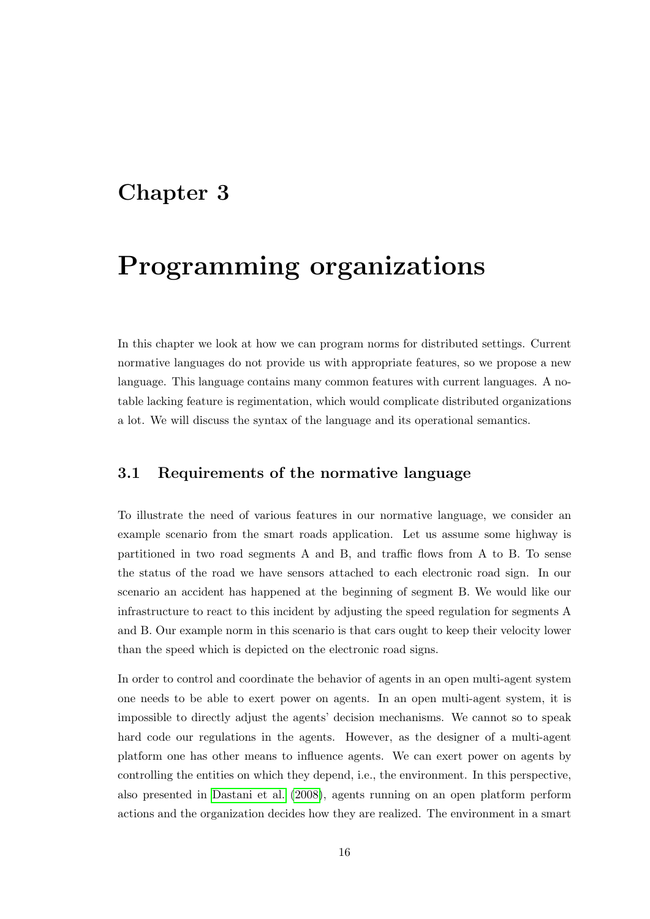# Chapter 3

# Programming organizations

In this chapter we look at how we can program norms for distributed settings. Current normative languages do not provide us with appropriate features, so we propose a new language. This language contains many common features with current languages. A notable lacking feature is regimentation, which would complicate distributed organizations a lot. We will discuss the syntax of the language and its operational semantics.

## 3.1 Requirements of the normative language

To illustrate the need of various features in our normative language, we consider an example scenario from the smart roads application. Let us assume some highway is partitioned in two road segments A and B, and traffic flows from A to B. To sense the status of the road we have sensors attached to each electronic road sign. In our scenario an accident has happened at the beginning of segment B. We would like our infrastructure to react to this incident by adjusting the speed regulation for segments A and B. Our example norm in this scenario is that cars ought to keep their velocity lower than the speed which is depicted on the electronic road signs.

In order to control and coordinate the behavior of agents in an open multi-agent system one needs to be able to exert power on agents. In an open multi-agent system, it is impossible to directly adjust the agents' decision mechanisms. We cannot so to speak hard code our regulations in the agents. However, as the designer of a multi-agent platform one has other means to influence agents. We can exert power on agents by controlling the entities on which they depend, i.e., the environment. In this perspective, also presented in Dastani et al. (2008), agents running on an open platform perform actions and the organization decides how they are realized. The environment in a smart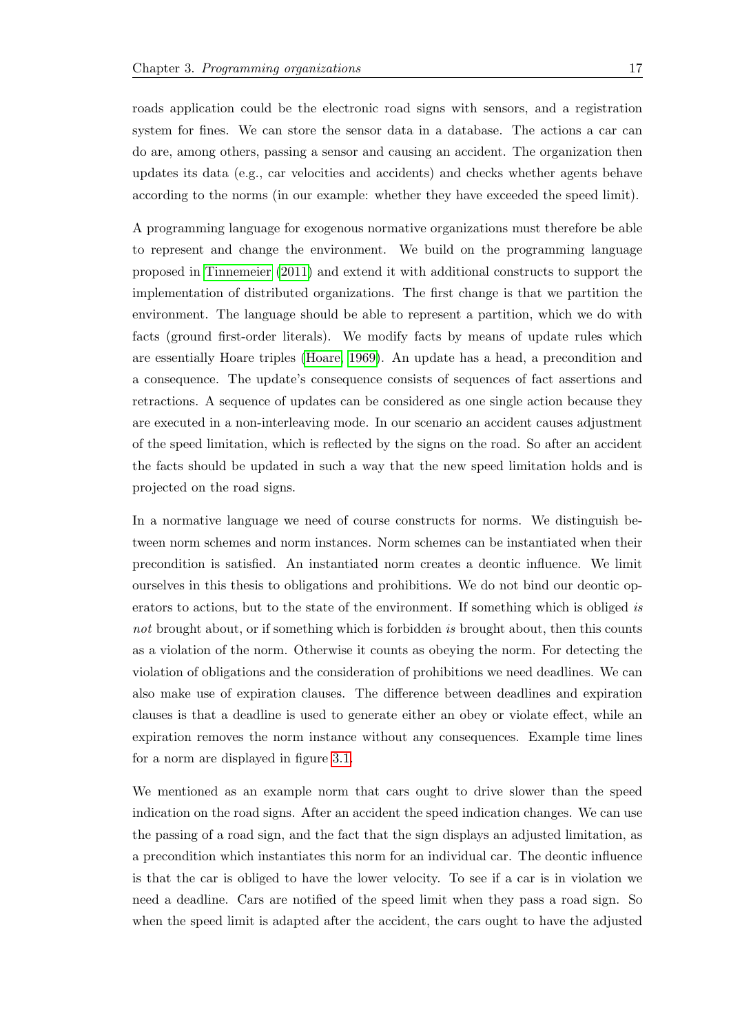roads application could be the electronic road signs with sensors, and a registration system for fines. We can store the sensor data in a database. The actions a car can do are, among others, passing a sensor and causing an accident. The organization then updates its data (e.g., car velocities and accidents) and checks whether agents behave according to the norms (in our example: whether they have exceeded the speed limit).

A programming language for exogenous normative organizations must therefore be able to represent and change the environment. We build on the programming language proposed in Tinnemeier (2011) and extend it with additional constructs to support the implementation of distributed organizations. The first change is that we partition the environment. The language should be able to represent a partition, which we do with facts (ground first-order literals). We modify facts by means of update rules which are essentially Hoare triples (Hoare, 1969). An update has a head, a precondition and a consequence. The update's consequence consists of sequences of fact assertions and retractions. A sequence of updates can be considered as one single action because they are executed in a non-interleaving mode. In our scenario an accident causes adjustment of the speed limitation, which is reflected by the signs on the road. So after an accident the facts should be updated in such a way that the new speed limitation holds and is projected on the road signs.

In a normative language we need of course constructs for norms. We distinguish between norm schemes and norm instances. Norm schemes can be instantiated when their precondition is satisfied. An instantiated norm creates a deontic influence. We limit ourselves in this thesis to obligations and prohibitions. We do not bind our deontic operators to actions, but to the state of the environment. If something which is obliged *is not* brought about, or if something which is forbidden *is* brought about, then this counts as a violation of the norm. Otherwise it counts as obeying the norm. For detecting the violation of obligations and the consideration of prohibitions we need deadlines. We can also make use of expiration clauses. The difference between deadlines and expiration clauses is that a deadline is used to generate either an obey or violate effect, while an expiration removes the norm instance without any consequences. Example time lines for a norm are displayed in figure 3.1.

We mentioned as an example norm that cars ought to drive slower than the speed indication on the road signs. After an accident the speed indication changes. We can use the passing of a road sign, and the fact that the sign displays an adjusted limitation, as a precondition which instantiates this norm for an individual car. The deontic influence is that the car is obliged to have the lower velocity. To see if a car is in violation we need a deadline. Cars are notified of the speed limit when they pass a road sign. So when the speed limit is adapted after the accident, the cars ought to have the adjusted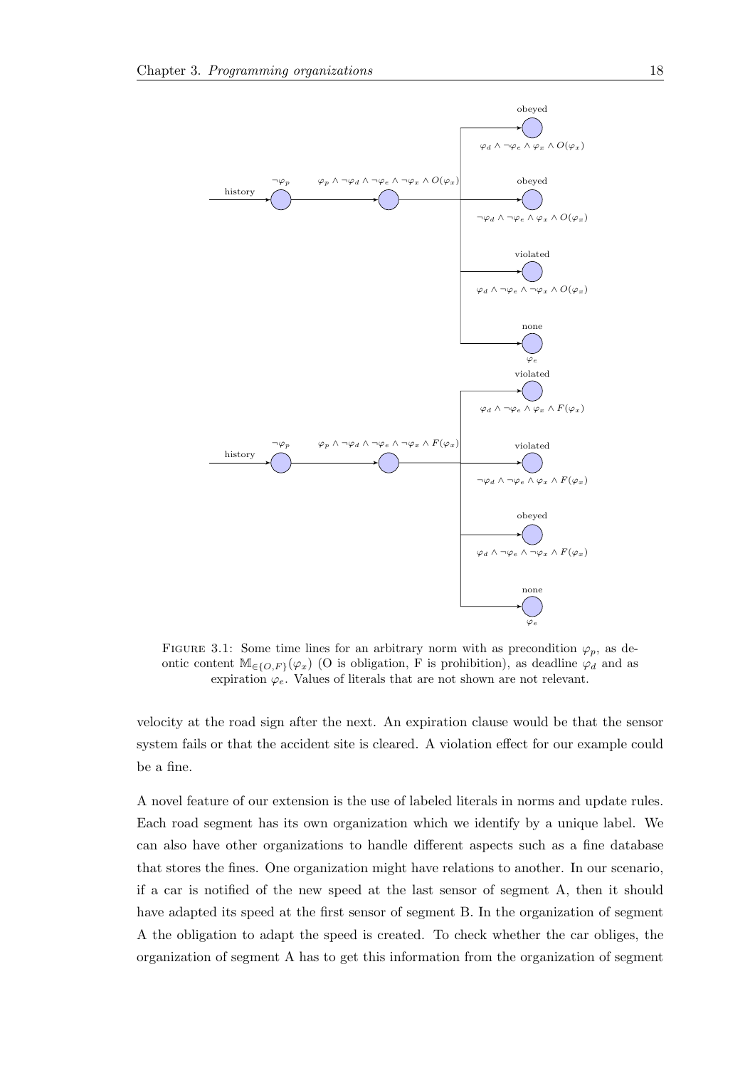FIGURE 3.1: Some time lines for an arbitrary norm with as precondition $\varphi_p$, as deontic content $\mathbb{M}_{\in\{O,F\}}(\varphi_x)$ (O is obligation, F is prohibition), as deadline $\varphi_d$ and as expiration $\varphi_e$. Values of literals that are not shown are not relevant.

velocity at the road sign after the next. An expiration clause would be that the sensor system fails or that the accident site is cleared. A violation effect for our example could be a fine.

A novel feature of our extension is the use of labeled literals in norms and update rules. Each road segment has its own organization which we identify by a unique label. We can also have other organizations to handle different aspects such as a fine database that stores the fines. One organization might have relations to another. In our scenario, if a car is notified of the new speed at the last sensor of segment A, then it should have adapted its speed at the first sensor of segment B. In the organization of segment A the obligation to adapt the speed is created. To check whether the car obliges, the organization of segment A has to get this information from the organization of segment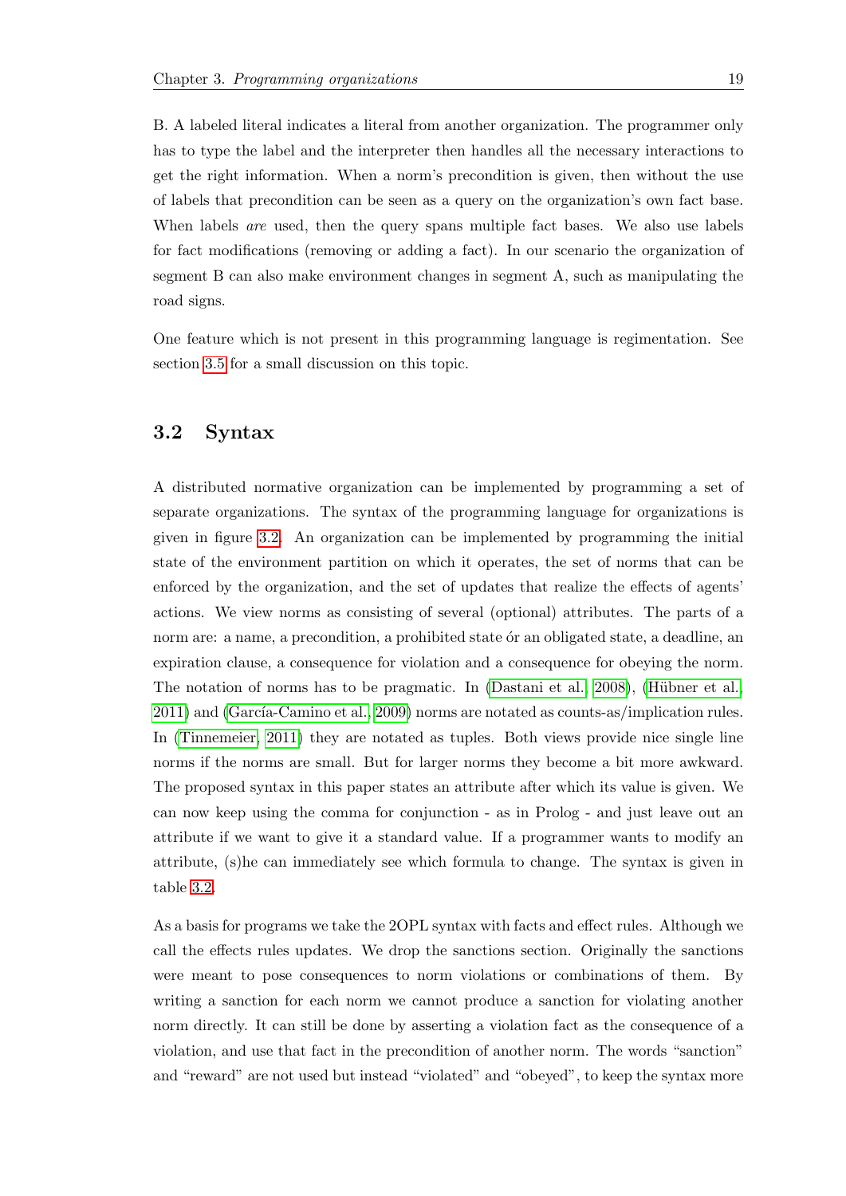B. A labeled literal indicates a literal from another organization. The programmer only has to type the label and the interpreter then handles all the necessary interactions to get the right information. When a norm's precondition is given, then without the use of labels that precondition can be seen as a query on the organization's own fact base. When labels *are* used, then the query spans multiple fact bases. We also use labels for fact modifications (removing or adding a fact). In our scenario the organization of segment B can also make environment changes in segment A, such as manipulating the road signs.

One feature which is not present in this programming language is regimentation. See section 3.5 for a small discussion on this topic.

## 3.2 Syntax

A distributed normative organization can be implemented by programming a set of separate organizations. The syntax of the programming language for organizations is given in figure 3.2. An organization can be implemented by programming the initial state of the environment partition on which it operates, the set of norms that can be enforced by the organization, and the set of updates that realize the effects of agents' actions. We view norms as consisting of several (optional) attributes. The parts of a norm are: a name, a precondition, a prohibited state ór an obligated state, a deadline, an expiration clause, a consequence for violation and a consequence for obeying the norm. The notation of norms has to be pragmatic. In (Dastani et al., 2008), (Hübner et al., 2011) and (García-Camino et al., 2009) norms are notated as counts-as/implication rules. In (Tinnemeier, 2011) they are notated as tuples. Both views provide nice single line norms if the norms are small. But for larger norms they become a bit more awkward. The proposed syntax in this paper states an attribute after which its value is given. We can now keep using the comma for conjunction - as in Prolog - and just leave out an attribute if we want to give it a standard value. If a programmer wants to modify an attribute, (s)he can immediately see which formula to change. The syntax is given in table 3.2.

As a basis for programs we take the 2OPL syntax with facts and effect rules. Although we call the effects rules updates. We drop the sanctions section. Originally the sanctions were meant to pose consequences to norm violations or combinations of them. By writing a sanction for each norm we cannot produce a sanction for violating another norm directly. It can still be done by asserting a violation fact as the consequence of a violation, and use that fact in the precondition of another norm. The words "sanction" and "reward" are not used but instead "violated" and "obeyed", to keep the syntax more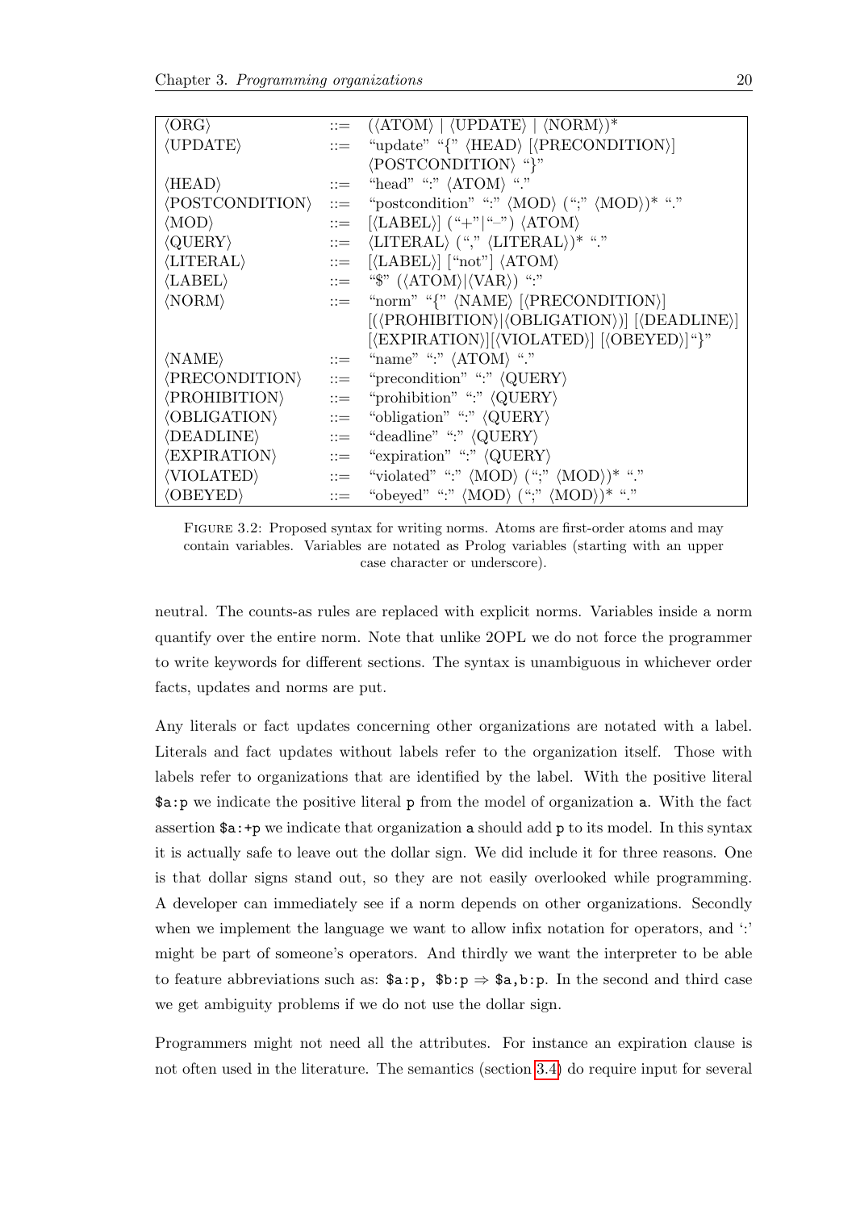| | | |
|---|---|---|
| ⟨ORG⟩ | ::= | (⟨ATOM⟩ \| ⟨UPDATE⟩ \| ⟨NORM⟩)* |
| ⟨UPDATE⟩ | ::= | "update" "{" ⟨HEAD⟩ [⟨PRECONDITION⟩] ⟨POSTCONDITION⟩ "}" |
| ⟨HEAD⟩ | ::= | "head" ":" ⟨ATOM⟩ "." |
| ⟨POSTCONDITION⟩ | ::= | "postcondition" ":" ⟨MOD⟩ (";" ⟨MOD⟩)* "." |
| ⟨MOD⟩ | ::= | [⟨LABEL⟩] ("+"\|"–") ⟨ATOM⟩ |
| ⟨QUERY⟩ | ::= | ⟨LITERAL⟩ ("," ⟨LITERAL⟩)* "." |
| ⟨LITERAL⟩ | ::= | [⟨LABEL⟩] ["not"] ⟨ATOM⟩ |
| ⟨LABEL⟩ | ::= | "$" (⟨ATOM⟩\|⟨VAR⟩) ":" |
| ⟨NORM⟩ | ::= | "norm" "{" ⟨NAME⟩ [⟨PRECONDITION⟩] [(⟨PROHIBITION⟩\|⟨OBLIGATION⟩)] [⟨DEADLINE⟩] [⟨EXPIRATION⟩][⟨VIOLATED⟩] [⟨OBEYED⟩]"}" |
| ⟨NAME⟩ | ::= | "name" ":" ⟨ATOM⟩ "." |
| ⟨PRECONDITION⟩ | ::= | "precondition" ":" ⟨QUERY⟩ |
| ⟨PROHIBITION⟩ | ::= | "prohibition" ":" ⟨QUERY⟩ |
| ⟨OBLIGATION⟩ | ::= | "obligation" ":" ⟨QUERY⟩ |
| ⟨DEADLINE⟩ | ::= | "deadline" ":" ⟨QUERY⟩ |
| ⟨EXPIRATION⟩ | ::= | "expiration" ":" ⟨QUERY⟩ |
| ⟨VIOLATED⟩ | ::= | "violated" ":" ⟨MOD⟩ (";" ⟨MOD⟩)* "." |
| ⟨OBEYED⟩ | ::= | "obeyed" ":" ⟨MOD⟩ (";" ⟨MOD⟩)* "." |

FIGURE 3.2: Proposed syntax for writing norms. Atoms are first-order atoms and may contain variables. Variables are notated as Prolog variables (starting with an upper case character or underscore).

neutral. The counts-as rules are replaced with explicit norms. Variables inside a norm quantify over the entire norm. Note that unlike 2OPL we do not force the programmer to write keywords for different sections. The syntax is unambiguous in whichever order facts, updates and norms are put.

Any literals or fact updates concerning other organizations are notated with a label. Literals and fact updates without labels refer to the organization itself. Those with labels refer to organizations that are identified by the label. With the positive literal `$a:p` we indicate the positive literal `p` from the model of organization `a`. With the fact assertion `$a:+p` we indicate that organization `a` should add `p` to its model. In this syntax it is actually safe to leave out the dollar sign. We did include it for three reasons. One is that dollar signs stand out, so they are not easily overlooked while programming. A developer can immediately see if a norm depends on other organizations. Secondly when we implement the language we want to allow infix notation for operators, and ':' might be part of someone's operators. And thirdly we want the interpreter to be able to feature abbreviations such as: `$a:p, $b:p` ⇒ `$a,b:p`. In the second and third case we get ambiguity problems if we do not use the dollar sign.

Programmers might not need all the attributes. For instance an expiration clause is not often used in the literature. The semantics (section 3.4) do require input for several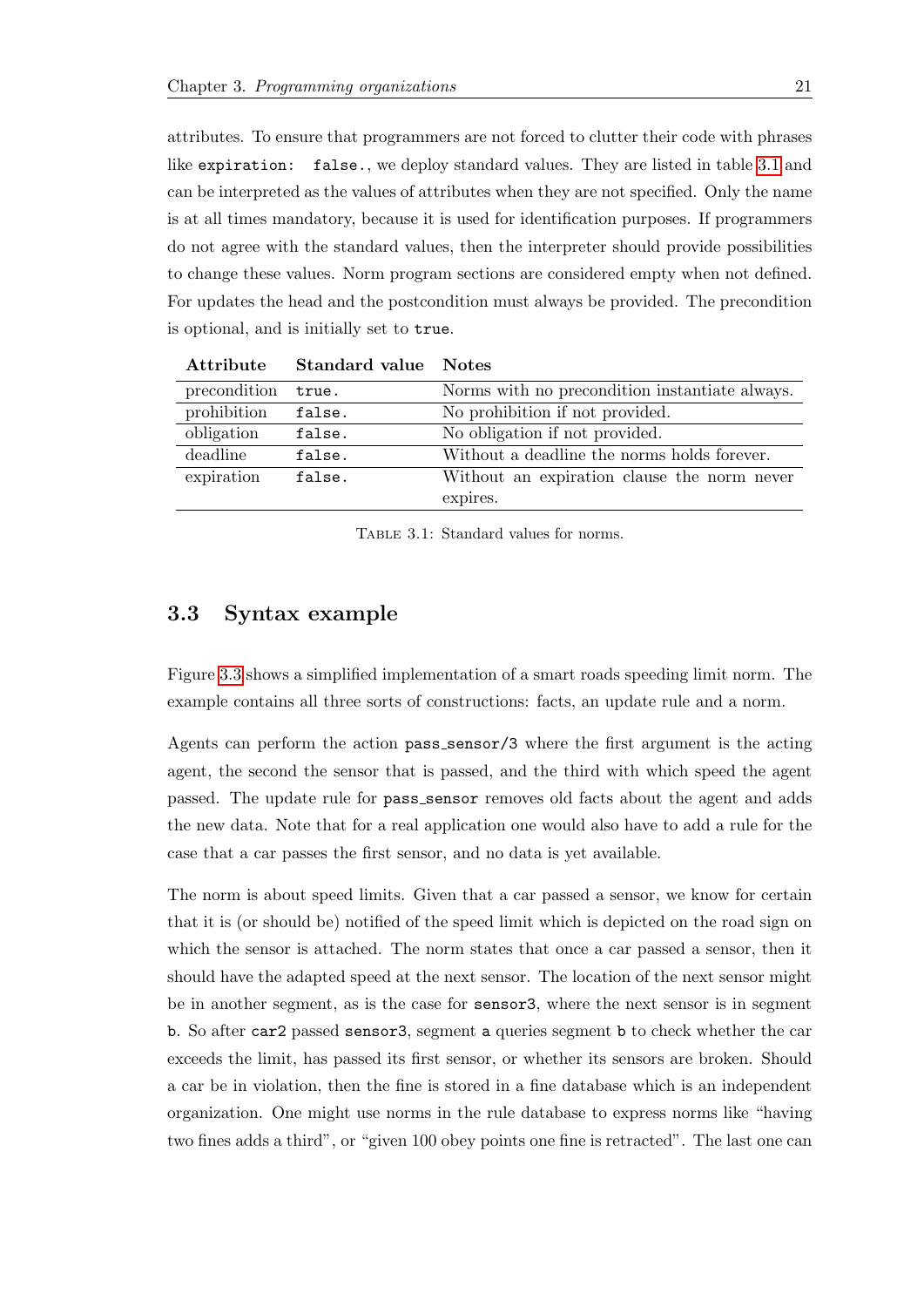attributes. To ensure that programmers are not forced to clutter their code with phrases like `expiration: false.`, we deploy standard values. They are listed in table 3.1 and can be interpreted as the values of attributes when they are not specified. Only the name is at all times mandatory, because it is used for identification purposes. If programmers do not agree with the standard values, then the interpreter should provide possibilities to change these values. Norm program sections are considered empty when not defined. For updates the head and the postcondition must always be provided. The precondition is optional, and is initially set to `true`.

| Attribute | Standard value | Notes |
|---|---|---|
| precondition | `true.` | Norms with no precondition instantiate always. |
| prohibition | `false.` | No prohibition if not provided. |
| obligation | `false.` | No obligation if not provided. |
| deadline | `false.` | Without a deadline the norms holds forever. |
| expiration | `false.` | Without an expiration clause the norm never expires. |

Table 3.1: Standard values for norms.

## 3.3 Syntax example

Figure 3.3 shows a simplified implementation of a smart roads speeding limit norm. The example contains all three sorts of constructions: facts, an update rule and a norm.

Agents can perform the action `pass_sensor/3` where the first argument is the acting agent, the second the sensor that is passed, and the third with which speed the agent passed. The update rule for `pass_sensor` removes old facts about the agent and adds the new data. Note that for a real application one would also have to add a rule for the case that a car passes the first sensor, and no data is yet available.

The norm is about speed limits. Given that a car passed a sensor, we know for certain that it is (or should be) notified of the speed limit which is depicted on the road sign on which the sensor is attached. The norm states that once a car passed a sensor, then it should have the adapted speed at the next sensor. The location of the next sensor might be in another segment, as is the case for `sensor3`, where the next sensor is in segment `b`. So after `car2` passed `sensor3`, segment `a` queries segment `b` to check whether the car exceeds the limit, has passed its first sensor, or whether its sensors are broken. Should a car be in violation, then the fine is stored in a fine database which is an independent organization. One might use norms in the rule database to express norms like "having two fines adds a third", or "given 100 obey points one fine is retracted". The last one can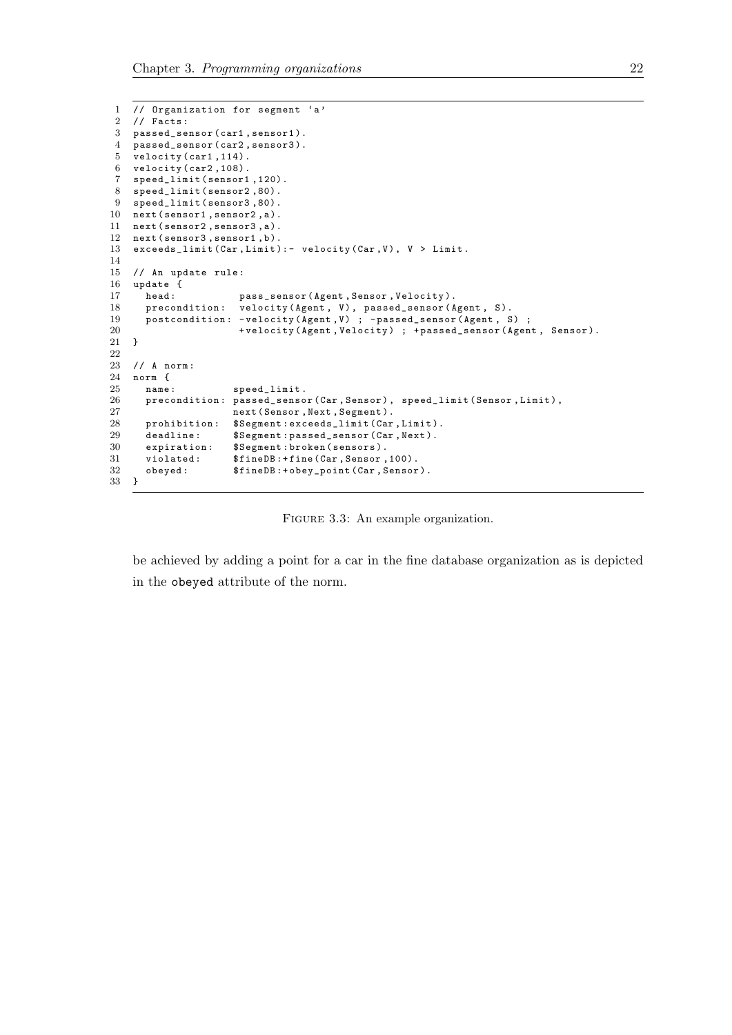```
// Organization for segment 'a'
// Facts:
passed_sensor(car1,sensor1).
passed_sensor(car2,sensor3).
velocity(car1,114).
velocity(car2,108).
speed_limit(sensor1,120).
speed_limit(sensor2,80).
speed_limit(sensor3,80).
next(sensor1,sensor2,a).
next(sensor2,sensor3,a).
next(sensor3,sensor1,b).
exceeds_limit(Car,Limit):- velocity(Car,V), V > Limit.

// An update rule:
update {
  head:           pass_sensor(Agent,Sensor,Velocity).
  precondition:  velocity(Agent, V), passed_sensor(Agent, S).
  postcondition: -velocity(Agent,V) ; -passed_sensor(Agent, S) ;
                  +velocity(Agent,Velocity) ; +passed_sensor(Agent, Sensor).
}

// A norm:
norm {
  name:          speed_limit.
  precondition: passed_sensor(Car,Sensor), speed_limit(Sensor,Limit),
                next(Sensor,Next,Segment).
  prohibition:  $Segment:exceeds_limit(Car,Limit).
  deadline:     $Segment:passed_sensor(Car,Next).
  expiration:   $Segment:broken(sensors).
  violated:     $fineDB:+fine(Car,Sensor,100).
  obeyed:       $fineDB:+obey_point(Car,Sensor).
}
```

Figure 3.3: An example organization.

be achieved by adding a point for a car in the fine database organization as is depicted in the `obeyed` attribute of the norm.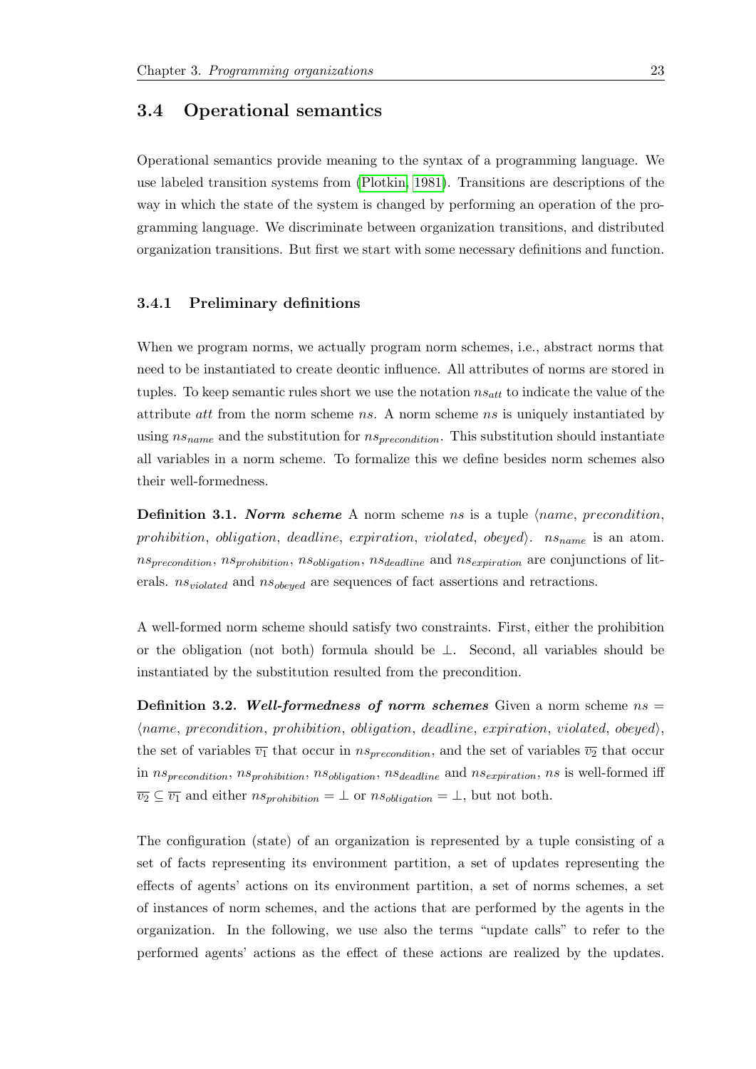## 3.4 Operational semantics

Operational semantics provide meaning to the syntax of a programming language. We use labeled transition systems from (Plotkin, 1981). Transitions are descriptions of the way in which the state of the system is changed by performing an operation of the programming language. We discriminate between organization transitions, and distributed organization transitions. But first we start with some necessary definitions and function.

### 3.4.1 Preliminary definitions

When we program norms, we actually program norm schemes, i.e., abstract norms that need to be instantiated to create deontic influence. All attributes of norms are stored in tuples. To keep semantic rules short we use the notation $ns_{att}$ to indicate the value of the attribute *att* from the norm scheme *ns*. A norm scheme *ns* is uniquely instantiated by using $ns_{name}$ and the substitution for $ns_{precondition}$. This substitution should instantiate all variables in a norm scheme. To formalize this we define besides norm schemes also their well-formedness.

**Definition 3.1.** ***Norm scheme*** *A norm scheme ns is a tuple* $\langle name, precondition, prohibition, obligation, deadline, expiration, violated, obeyed\rangle$*.* $ns_{name}$ *is an atom.* $ns_{precondition}$*,* $ns_{prohibition}$*,* $ns_{obligation}$*,* $ns_{deadline}$ *and* $ns_{expiration}$ *are conjunctions of literals.* $ns_{violated}$ *and* $ns_{obeyed}$ *are sequences of fact assertions and retractions.*

A well-formed norm scheme should satisfy two constraints. First, either the prohibition or the obligation (not both) formula should be $\perp$. Second, all variables should be instantiated by the substitution resulted from the precondition.

**Definition 3.2.** ***Well-formedness of norm schemes*** *Given a norm scheme* $ns = \langle name, precondition, prohibition, obligation, deadline, expiration, violated, obeyed\rangle$*, the set of variables* $\overline{v_1}$ *that occur in* $ns_{precondition}$*, and the set of variables* $\overline{v_2}$ *that occur in* $ns_{precondition}$*,* $ns_{prohibition}$*,* $ns_{obligation}$*,* $ns_{deadline}$ *and* $ns_{expiration}$*, ns is well-formed iff* $\overline{v_2} \subseteq \overline{v_1}$ *and either* $ns_{prohibition} = \perp$ *or* $ns_{obligation} = \perp$*, but not both.*

The configuration (state) of an organization is represented by a tuple consisting of a set of facts representing its environment partition, a set of updates representing the effects of agents' actions on its environment partition, a set of norms schemes, a set of instances of norm schemes, and the actions that are performed by the agents in the organization. In the following, we use also the terms "update calls" to refer to the performed agents' actions as the effect of these actions are realized by the updates.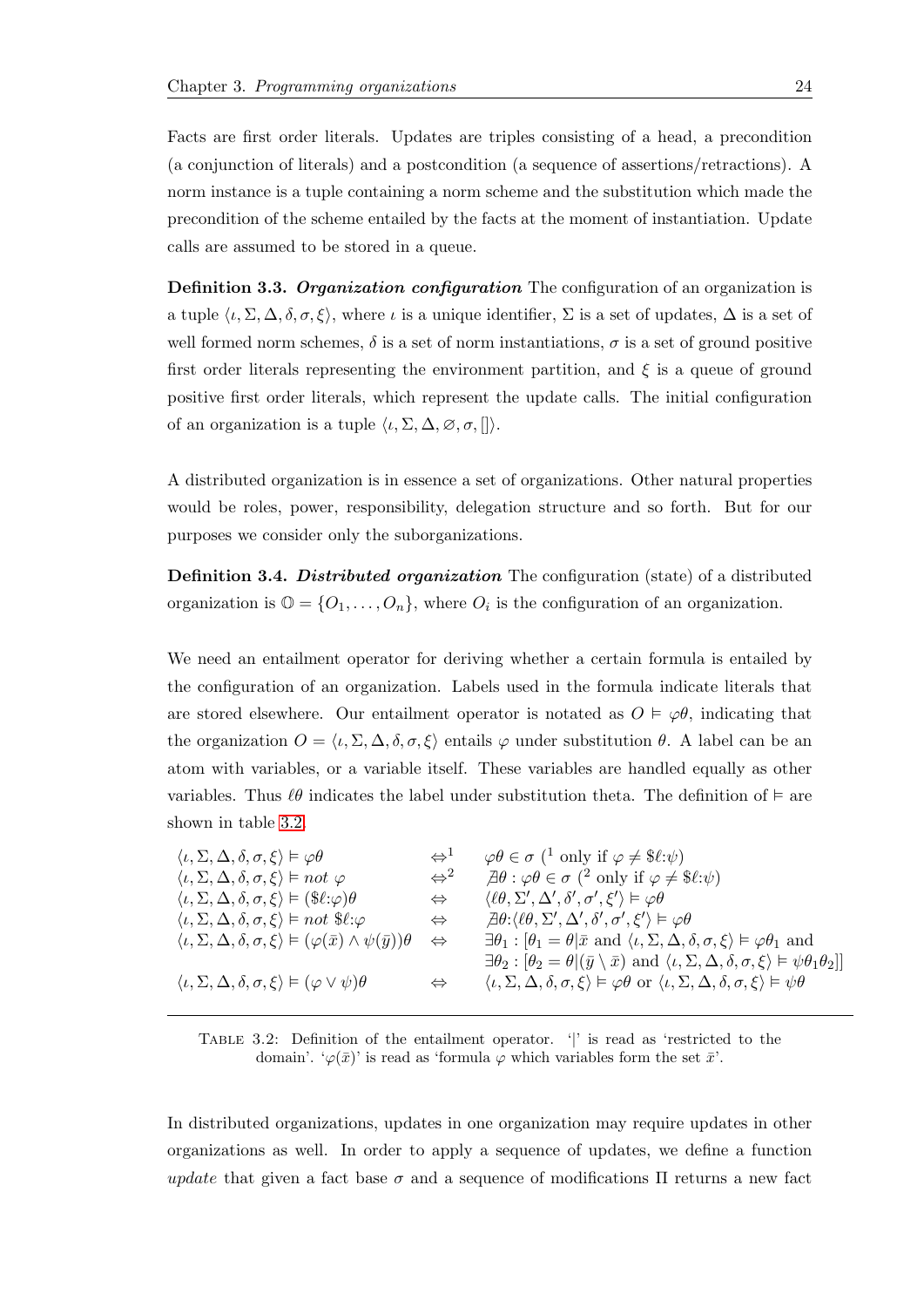Facts are first order literals. Updates are triples consisting of a head, a precondition (a conjunction of literals) and a postcondition (a sequence of assertions/retractions). A norm instance is a tuple containing a norm scheme and the substitution which made the precondition of the scheme entailed by the facts at the moment of instantiation. Update calls are assumed to be stored in a queue.

**Definition 3.3.** ***Organization configuration*** The configuration of an organization is a tuple $\langle \iota, \Sigma, \Delta, \delta, \sigma, \xi \rangle$, where $\iota$ is a unique identifier, $\Sigma$ is a set of updates, $\Delta$ is a set of well formed norm schemes, $\delta$ is a set of norm instantiations, $\sigma$ is a set of ground positive first order literals representing the environment partition, and $\xi$ is a queue of ground positive first order literals, which represent the update calls. The initial configuration of an organization is a tuple $\langle \iota, \Sigma, \Delta, \varnothing, \sigma, [] \rangle$.

A distributed organization is in essence a set of organizations. Other natural properties would be roles, power, responsibility, delegation structure and so forth. But for our purposes we consider only the suborganizations.

**Definition 3.4.** ***Distributed organization*** The configuration (state) of a distributed organization is $\mathbb{O} = \{O_1, \ldots, O_n\}$, where $O_i$ is the configuration of an organization.

We need an entailment operator for deriving whether a certain formula is entailed by the configuration of an organization. Labels used in the formula indicate literals that are stored elsewhere. Our entailment operator is notated as $O \vDash \varphi\theta$, indicating that the organization $O = \langle \iota, \Sigma, \Delta, \delta, \sigma, \xi \rangle$ entails $\varphi$ under substitution $\theta$. A label can be an atom with variables, or a variable itself. These variables are handled equally as other variables. Thus $\ell\theta$ indicates the label under substitution theta. The definition of $\vDash$ are shown in table 3.2.

| | | |
|---|---|---|
| $\langle \iota, \Sigma, \Delta, \delta, \sigma, \xi \rangle \vDash \varphi\theta$ | $\Leftrightarrow^1$ | $\varphi\theta \in \sigma$ ($^1$ only if $\varphi \neq \$\ell{:}\psi$) |
| $\langle \iota, \Sigma, \Delta, \delta, \sigma, \xi \rangle \vDash not\ \varphi$ | $\Leftrightarrow^2$ | $\nexists\theta : \varphi\theta \in \sigma$ ($^2$ only if $\varphi \neq \$\ell{:}\psi$) |
| $\langle \iota, \Sigma, \Delta, \delta, \sigma, \xi \rangle \vDash (\$\ell{:}\varphi)\theta$ | $\Leftrightarrow$ | $\langle \ell\theta, \Sigma', \Delta', \delta', \sigma', \xi' \rangle \vDash \varphi\theta$ |
| $\langle \iota, \Sigma, \Delta, \delta, \sigma, \xi \rangle \vDash not\ \$\ell{:}\varphi$ | $\Leftrightarrow$ | $\nexists\theta{:}\langle \ell\theta, \Sigma', \Delta', \delta', \sigma', \xi' \rangle \vDash \varphi\theta$ |
| $\langle \iota, \Sigma, \Delta, \delta, \sigma, \xi \rangle \vDash (\varphi(\bar{x}) \wedge \psi(\bar{y}))\theta$ | $\Leftrightarrow$ | $\exists\theta_1 : [\theta_1 = \theta \vert \bar{x}$ and $\langle \iota, \Sigma, \Delta, \delta, \sigma, \xi \rangle \vDash \varphi\theta_1$ and $\exists\theta_2 : [\theta_2 = \theta \vert (\bar{y} \setminus \bar{x})$ and $\langle \iota, \Sigma, \Delta, \delta, \sigma, \xi \rangle \vDash \psi\theta_1\theta_2]]$ |
| $\langle \iota, \Sigma, \Delta, \delta, \sigma, \xi \rangle \vDash (\varphi \vee \psi)\theta$ | $\Leftrightarrow$ | $\langle \iota, \Sigma, \Delta, \delta, \sigma, \xi \rangle \vDash \varphi\theta$ or $\langle \iota, \Sigma, \Delta, \delta, \sigma, \xi \rangle \vDash \psi\theta$ |

Table 3.2: Definition of the entailment operator. '|' is read as 'restricted to the domain'. '$\varphi(\bar{x})$' is read as 'formula $\varphi$ which variables form the set $\bar{x}$'.

In distributed organizations, updates in one organization may require updates in other organizations as well. In order to apply a sequence of updates, we define a function *update* that given a fact base $\sigma$ and a sequence of modifications $\Pi$ returns a new fact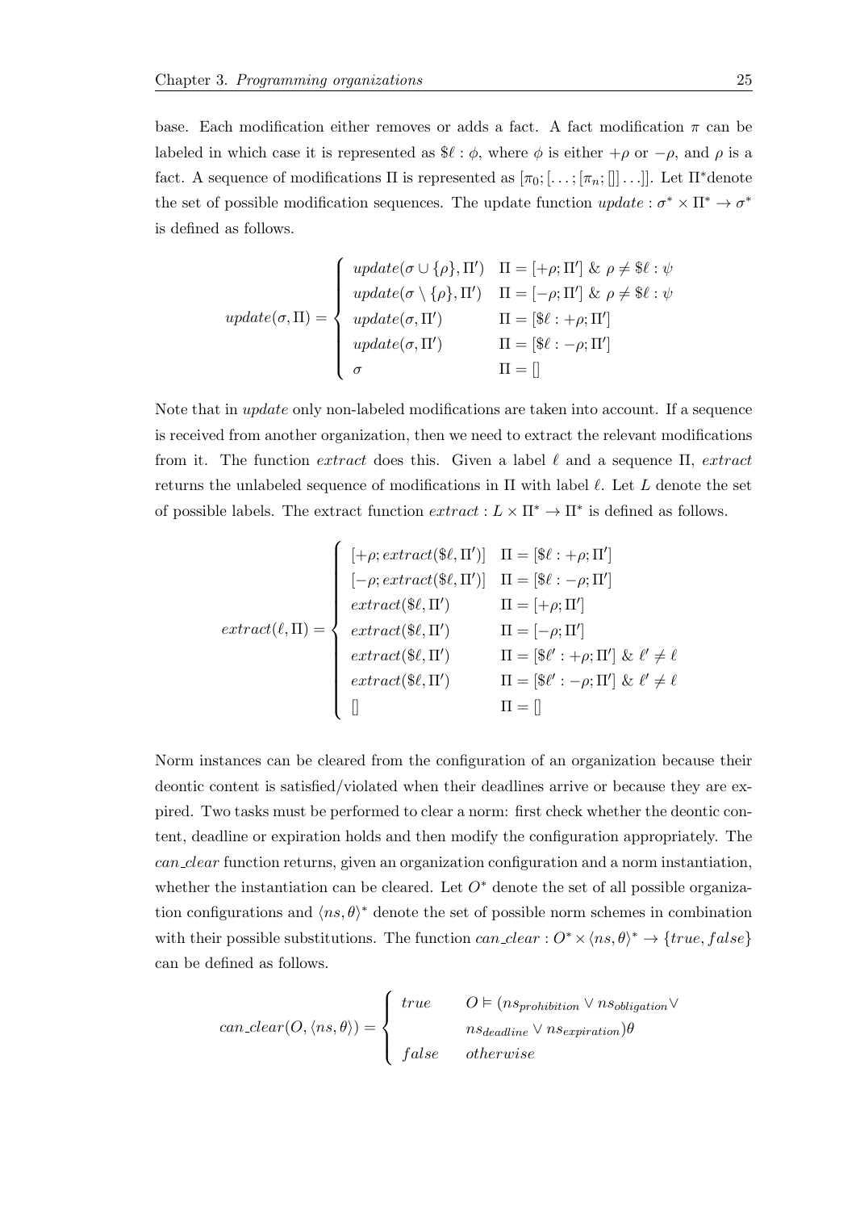base. Each modification either removes or adds a fact. A fact modification $\pi$ can be labeled in which case it is represented as $\$\ell : \phi$, where $\phi$ is either $+\rho$ or $-\rho$, and $\rho$ is a fact. A sequence of modifications $\Pi$ is represented as $[\pi_0; [\ldots; [\pi_n; []] \ldots]]$. Let $\Pi^*$denote the set of possible modification sequences. The update function $update : \sigma^* \times \Pi^* \rightarrow \sigma^*$ is defined as follows.

$$
update(\sigma, \Pi) = \begin{cases} update(\sigma \cup \{\rho\}, \Pi') & \Pi = [+\rho; \Pi'] \ \& \ \rho \neq \$\ell : \psi \\ update(\sigma \setminus \{\rho\}, \Pi') & \Pi = [-\rho; \Pi'] \ \& \ \rho \neq \$\ell : \psi \\ update(\sigma, \Pi') & \Pi = [\$\ell : +\rho; \Pi'] \\ update(\sigma, \Pi') & \Pi = [\$\ell : -\rho; \Pi'] \\ \sigma & \Pi = [] \end{cases}
$$

Note that in *update* only non-labeled modifications are taken into account. If a sequence is received from another organization, then we need to extract the relevant modifications from it. The function *extract* does this. Given a label $\ell$ and a sequence $\Pi$, *extract* returns the unlabeled sequence of modifications in $\Pi$ with label $\ell$. Let $L$ denote the set of possible labels. The extract function $extract : L \times \Pi^* \rightarrow \Pi^*$ is defined as follows.

$$
extract(\ell, \Pi) = \begin{cases} [+\rho; extract(\$\ell, \Pi')] & \Pi = [\$\ell : +\rho; \Pi'] \\ [-\rho; extract(\$\ell, \Pi')] & \Pi = [\$\ell : -\rho; \Pi'] \\ extract(\$\ell, \Pi') & \Pi = [+\rho; \Pi'] \\ extract(\$\ell, \Pi') & \Pi = [-\rho; \Pi'] \\ extract(\$\ell, \Pi') & \Pi = [\$\ell' : +\rho; \Pi'] \ \& \ \ell' \neq \ell \\ extract(\$\ell, \Pi') & \Pi = [\$\ell' : -\rho; \Pi'] \ \& \ \ell' \neq \ell \\ [] & \Pi = [] \end{cases}
$$

Norm instances can be cleared from the configuration of an organization because their deontic content is satisfied/violated when their deadlines arrive or because they are expired. Two tasks must be performed to clear a norm: first check whether the deontic content, deadline or expiration holds and then modify the configuration appropriately. The *can_clear* function returns, given an organization configuration and a norm instantiation, whether the instantiation can be cleared. Let $O^*$ denote the set of all possible organization configurations and $\langle ns, \theta \rangle^*$ denote the set of possible norm schemes in combination with their possible substitutions. The function $can\_clear : O^* \times \langle ns, \theta \rangle^* \rightarrow \{true, false\}$ can be defined as follows.

$$
can\_clear(O, \langle ns, \theta \rangle) = \begin{cases} true & O \vDash (ns_{prohibition} \vee ns_{obligation} \vee \\ & ns_{deadline} \vee ns_{expiration})\theta \\ false & otherwise \end{cases}
$$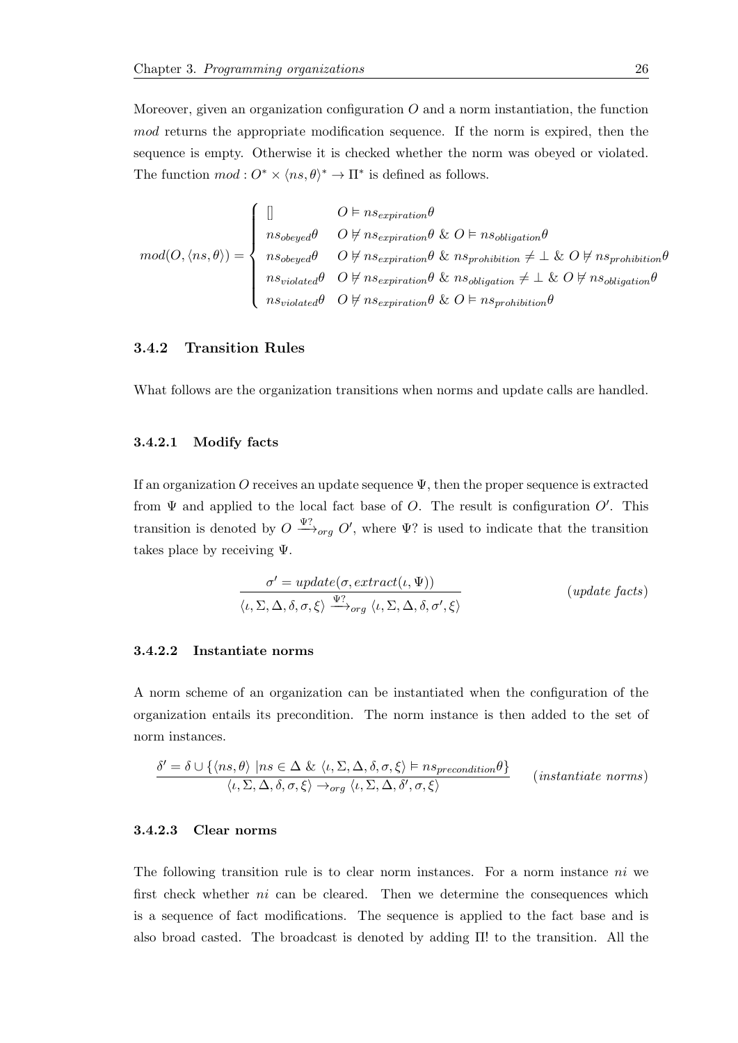Moreover, given an organization configuration $O$ and a norm instantiation, the function *mod* returns the appropriate modification sequence. If the norm is expired, then the sequence is empty. Otherwise it is checked whether the norm was obeyed or violated. The function $mod : O^* \times \langle ns, \theta \rangle^* \to \Pi^*$ is defined as follows.

$$mod(O, \langle ns, \theta \rangle) = \begin{cases} [] & O \models ns_{expiration}\theta \\ ns_{obeyed}\theta & O \not\models ns_{expiration}\theta \;\&\; O \models ns_{obligation}\theta \\ ns_{obeyed}\theta & O \not\models ns_{expiration}\theta \;\&\; ns_{prohibition} \neq \bot \;\&\; O \not\models ns_{prohibition}\theta \\ ns_{violated}\theta & O \not\models ns_{expiration}\theta \;\&\; ns_{obligation} \neq \bot \;\&\; O \not\models ns_{obligation}\theta \\ ns_{violated}\theta & O \not\models ns_{expiration}\theta \;\&\; O \models ns_{prohibition}\theta \end{cases}$$

### 3.4.2 Transition Rules

What follows are the organization transitions when norms and update calls are handled.

#### 3.4.2.1 Modify facts

If an organization $O$ receives an update sequence $\Psi$, then the proper sequence is extracted from $\Psi$ and applied to the local fact base of $O$. The result is configuration $O'$. This transition is denoted by $O \xrightarrow{\Psi?}_{org} O'$, where $\Psi?$ is used to indicate that the transition takes place by receiving $\Psi$.

$$\frac{\sigma' = update(\sigma, extract(\iota, \Psi))}{\langle \iota, \Sigma, \Delta, \delta, \sigma, \xi \rangle \xrightarrow{\Psi?}_{org} \langle \iota, \Sigma, \Delta, \delta, \sigma', \xi \rangle} \qquad (update\ facts)$$

#### 3.4.2.2 Instantiate norms

A norm scheme of an organization can be instantiated when the configuration of the organization entails its precondition. The norm instance is then added to the set of norm instances.

$$\frac{\delta' = \delta \cup \{\langle ns, \theta \rangle \mid ns \in \Delta \;\&\; \langle \iota, \Sigma, \Delta, \delta, \sigma, \xi \rangle \models ns_{precondition}\theta\}}{\langle \iota, \Sigma, \Delta, \delta, \sigma, \xi \rangle \rightarrow_{org} \langle \iota, \Sigma, \Delta, \delta', \sigma, \xi \rangle} \qquad (instantiate\ norms)$$

#### 3.4.2.3 Clear norms

The following transition rule is to clear norm instances. For a norm instance $ni$ we first check whether $ni$ can be cleared. Then we determine the consequences which is a sequence of fact modifications. The sequence is applied to the fact base and is also broad casted. The broadcast is denoted by adding $\Pi!$ to the transition. All the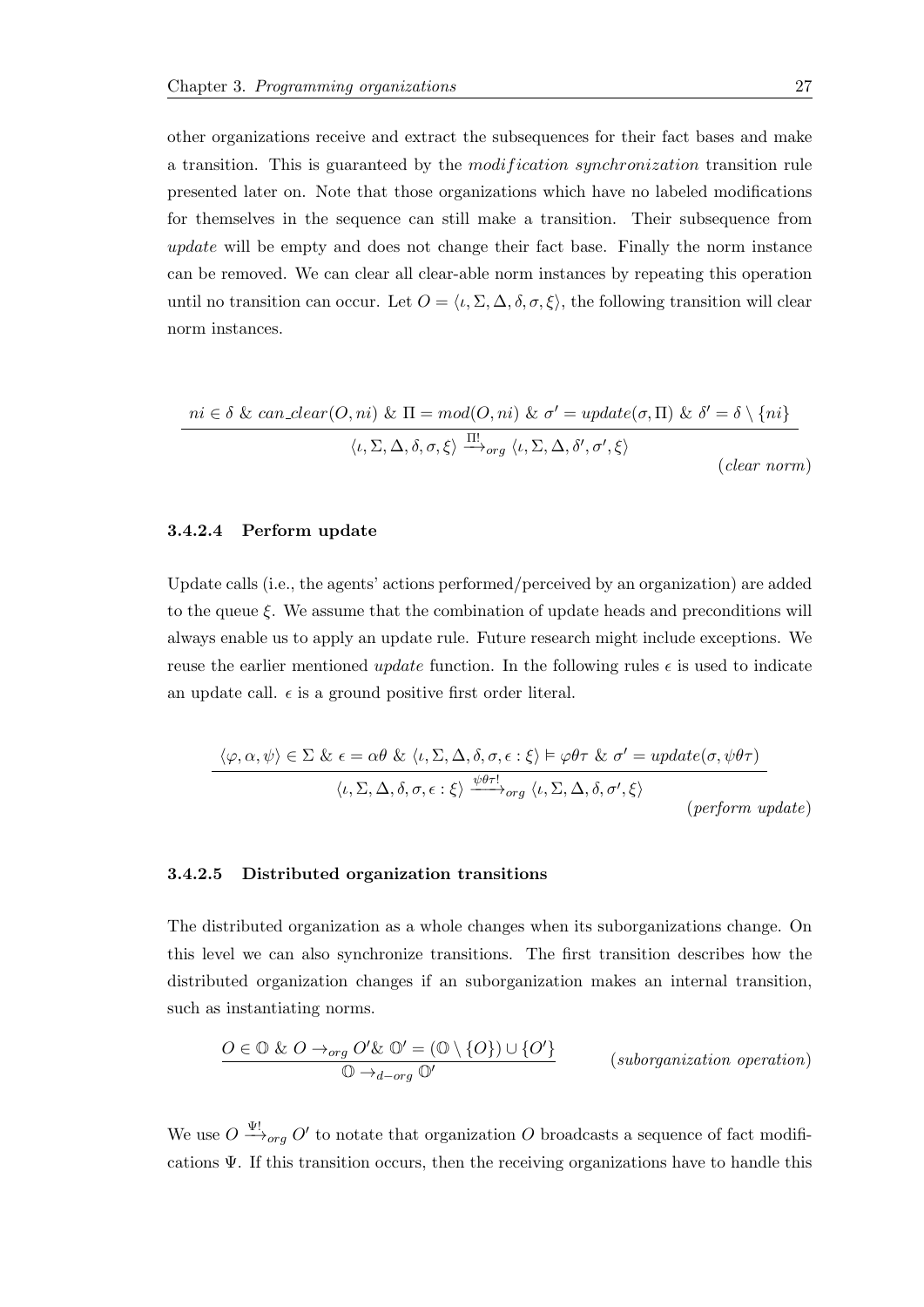other organizations receive and extract the subsequences for their fact bases and make a transition. This is guaranteed by the *modification synchronization* transition rule presented later on. Note that those organizations which have no labeled modifications for themselves in the sequence can still make a transition. Their subsequence from *update* will be empty and does not change their fact base. Finally the norm instance can be removed. We can clear all clear-able norm instances by repeating this operation until no transition can occur. Let $O = \langle \iota, \Sigma, \Delta, \delta, \sigma, \xi \rangle$, the following transition will clear norm instances.

$$\frac{ni \in \delta \ \& \ can\_clear(O, ni) \ \& \ \Pi = mod(O, ni) \ \& \ \sigma' = update(\sigma, \Pi) \ \& \ \delta' = \delta \setminus \{ni\}}{\langle \iota, \Sigma, \Delta, \delta, \sigma, \xi \rangle \xrightarrow{\Pi!}_{org} \langle \iota, \Sigma, \Delta, \delta', \sigma', \xi \rangle} \quad (clear\ norm)$$

#### 3.4.2.4 Perform update

Update calls (i.e., the agents' actions performed/perceived by an organization) are added to the queue $\xi$. We assume that the combination of update heads and preconditions will always enable us to apply an update rule. Future research might include exceptions. We reuse the earlier mentioned *update* function. In the following rules $\epsilon$ is used to indicate an update call. $\epsilon$ is a ground positive first order literal.

$$\frac{\langle \varphi, \alpha, \psi \rangle \in \Sigma \ \& \ \epsilon = \alpha\theta \ \& \ \langle \iota, \Sigma, \Delta, \delta, \sigma, \epsilon : \xi \rangle \vDash \varphi\theta\tau \ \& \ \sigma' = update(\sigma, \psi\theta\tau)}{\langle \iota, \Sigma, \Delta, \delta, \sigma, \epsilon : \xi \rangle \xrightarrow{\psi\theta\tau!}_{org} \langle \iota, \Sigma, \Delta, \delta, \sigma', \xi \rangle} \quad (perform\ update)$$

#### 3.4.2.5 Distributed organization transitions

The distributed organization as a whole changes when its suborganizations change. On this level we can also synchronize transitions. The first transition describes how the distributed organization changes if an suborganization makes an internal transition, such as instantiating norms.

$$\frac{O \in \mathbb{O} \ \& \ O \rightarrow_{org} O' \& \ \mathbb{O}' = (\mathbb{O} \setminus \{O\}) \cup \{O'\}}{\mathbb{O} \rightarrow_{d-org} \mathbb{O}'} \quad (suborganization\ operation)$$

We use $O \xrightarrow{\Psi!}_{org} O'$ to notate that organization $O$ broadcasts a sequence of fact modifications $\Psi$. If this transition occurs, then the receiving organizations have to handle this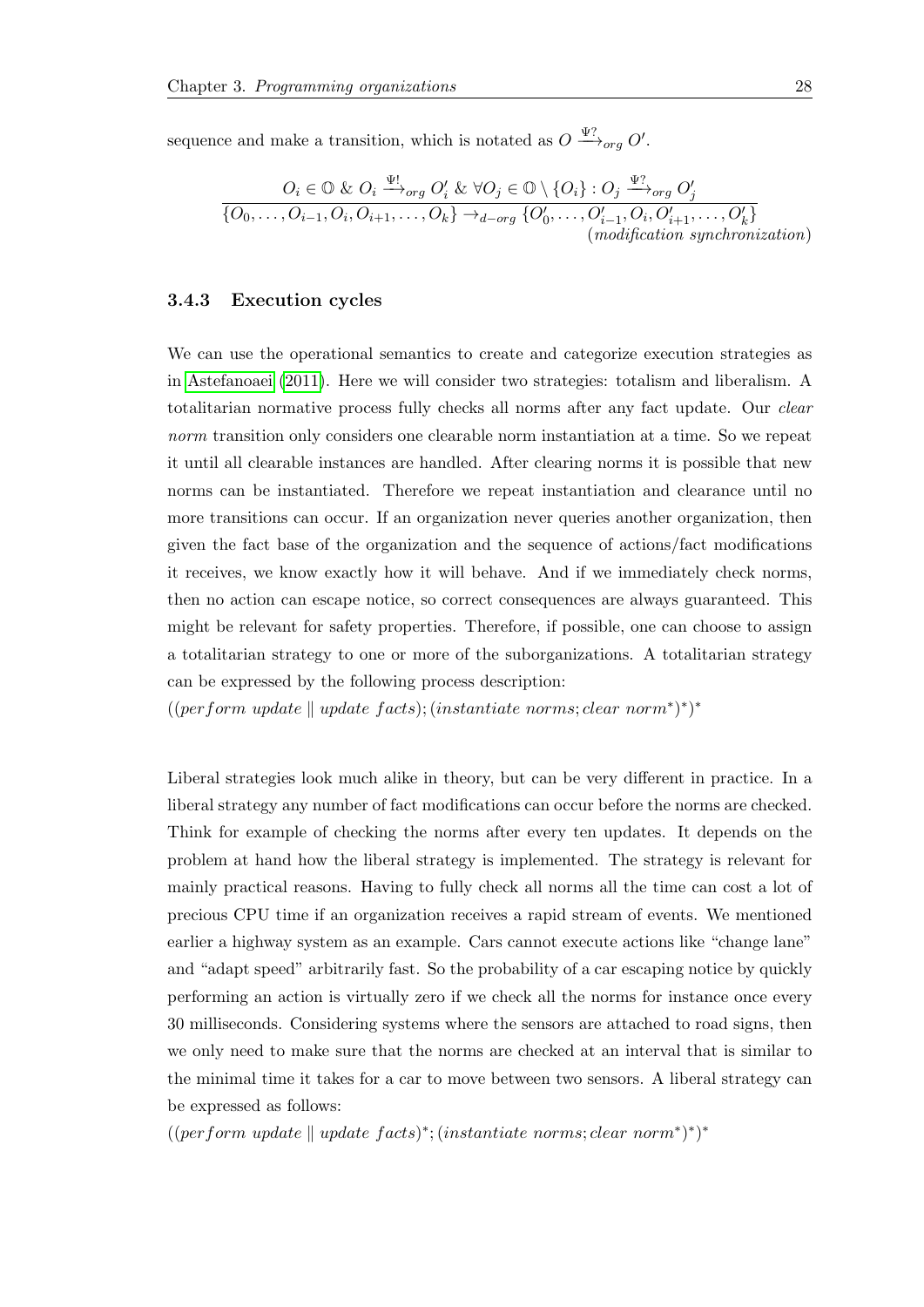sequence and make a transition, which is notated as $O \xrightarrow{\Psi?}_{org} O'$.

$$\frac{O_i \in \mathbb{O} \;\&\; O_i \xrightarrow{\Psi!}_{org} O'_i \;\&\; \forall O_j \in \mathbb{O} \setminus \{O_i\} : O_j \xrightarrow{\Psi?}_{org} O'_j}{\{O_0, \ldots, O_{i-1}, O_i, O_{i+1}, \ldots, O_k\} \rightarrow_{d-org} \{O'_0, \ldots, O'_{i-1}, O_i, O'_{i+1}, \ldots, O'_k\}} \quad (\textit{modification synchronization})$$

### 3.4.3 Execution cycles

We can use the operational semantics to create and categorize execution strategies as in Astefanoaei (2011). Here we will consider two strategies: totalism and liberalism. A totalitarian normative process fully checks all norms after any fact update. Our *clear norm* transition only considers one clearable norm instantiation at a time. So we repeat it until all clearable instances are handled. After clearing norms it is possible that new norms can be instantiated. Therefore we repeat instantiation and clearance until no more transitions can occur. If an organization never queries another organization, then given the fact base of the organization and the sequence of actions/fact modifications it receives, we know exactly how it will behave. And if we immediately check norms, then no action can escape notice, so correct consequences are always guaranteed. This might be relevant for safety properties. Therefore, if possible, one can choose to assign a totalitarian strategy to one or more of the suborganizations. A totalitarian strategy can be expressed by the following process description:

$((perform\ update \parallel update\ facts); (instantiate\ norms; clear\ norm^*)^*)^*$

Liberal strategies look much alike in theory, but can be very different in practice. In a liberal strategy any number of fact modifications can occur before the norms are checked. Think for example of checking the norms after every ten updates. It depends on the problem at hand how the liberal strategy is implemented. The strategy is relevant for mainly practical reasons. Having to fully check all norms all the time can cost a lot of precious CPU time if an organization receives a rapid stream of events. We mentioned earlier a highway system as an example. Cars cannot execute actions like "change lane" and "adapt speed" arbitrarily fast. So the probability of a car escaping notice by quickly performing an action is virtually zero if we check all the norms for instance once every 30 milliseconds. Considering systems where the sensors are attached to road signs, then we only need to make sure that the norms are checked at an interval that is similar to the minimal time it takes for a car to move between two sensors. A liberal strategy can be expressed as follows:

$((perform\ update \parallel update\ facts)^*; (instantiate\ norms; clear\ norm^*)^*)^*$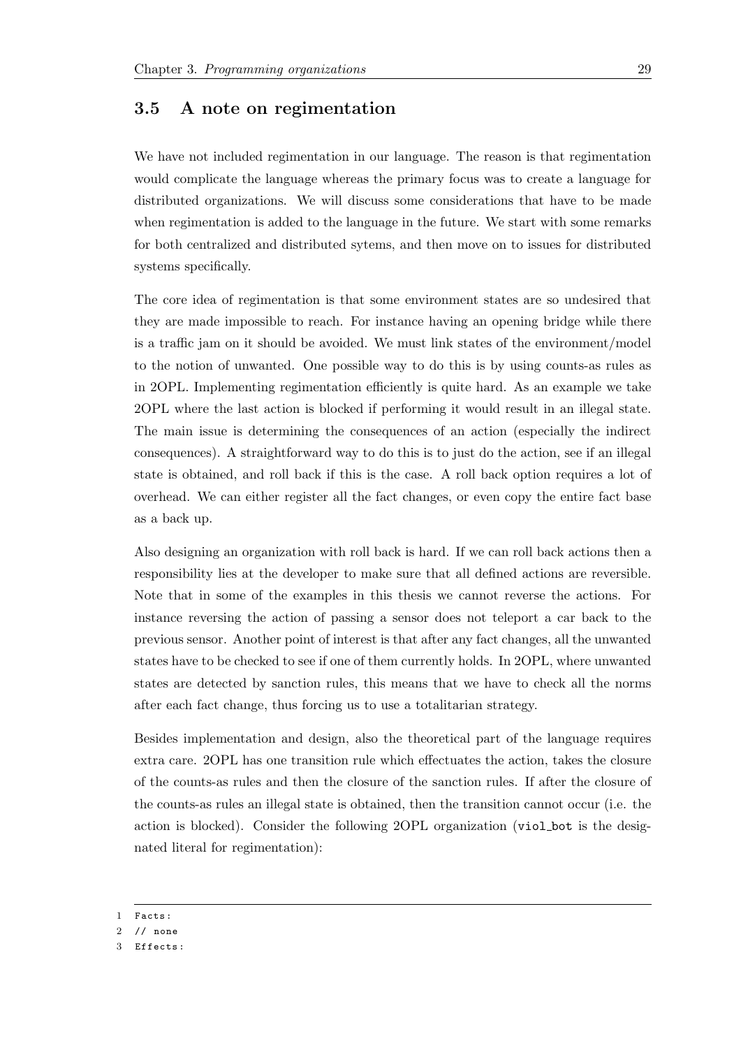## 3.5 A note on regimentation

We have not included regimentation in our language. The reason is that regimentation would complicate the language whereas the primary focus was to create a language for distributed organizations. We will discuss some considerations that have to be made when regimentation is added to the language in the future. We start with some remarks for both centralized and distributed sytems, and then move on to issues for distributed systems specifically.

The core idea of regimentation is that some environment states are so undesired that they are made impossible to reach. For instance having an opening bridge while there is a traffic jam on it should be avoided. We must link states of the environment/model to the notion of unwanted. One possible way to do this is by using counts-as rules as in 2OPL. Implementing regimentation efficiently is quite hard. As an example we take 2OPL where the last action is blocked if performing it would result in an illegal state. The main issue is determining the consequences of an action (especially the indirect consequences). A straightforward way to do this is to just do the action, see if an illegal state is obtained, and roll back if this is the case. A roll back option requires a lot of overhead. We can either register all the fact changes, or even copy the entire fact base as a back up.

Also designing an organization with roll back is hard. If we can roll back actions then a responsibility lies at the developer to make sure that all defined actions are reversible. Note that in some of the examples in this thesis we cannot reverse the actions. For instance reversing the action of passing a sensor does not teleport a car back to the previous sensor. Another point of interest is that after any fact changes, all the unwanted states have to be checked to see if one of them currently holds. In 2OPL, where unwanted states are detected by sanction rules, this means that we have to check all the norms after each fact change, thus forcing us to use a totalitarian strategy.

Besides implementation and design, also the theoretical part of the language requires extra care. 2OPL has one transition rule which effectuates the action, takes the closure of the counts-as rules and then the closure of the sanction rules. If after the closure of the counts-as rules an illegal state is obtained, then the transition cannot occur (i.e. the action is blocked). Consider the following 2OPL organization (`viol_bot` is the designated literal for regimentation):

```
1 Facts:
2 // none
3 Effects:
```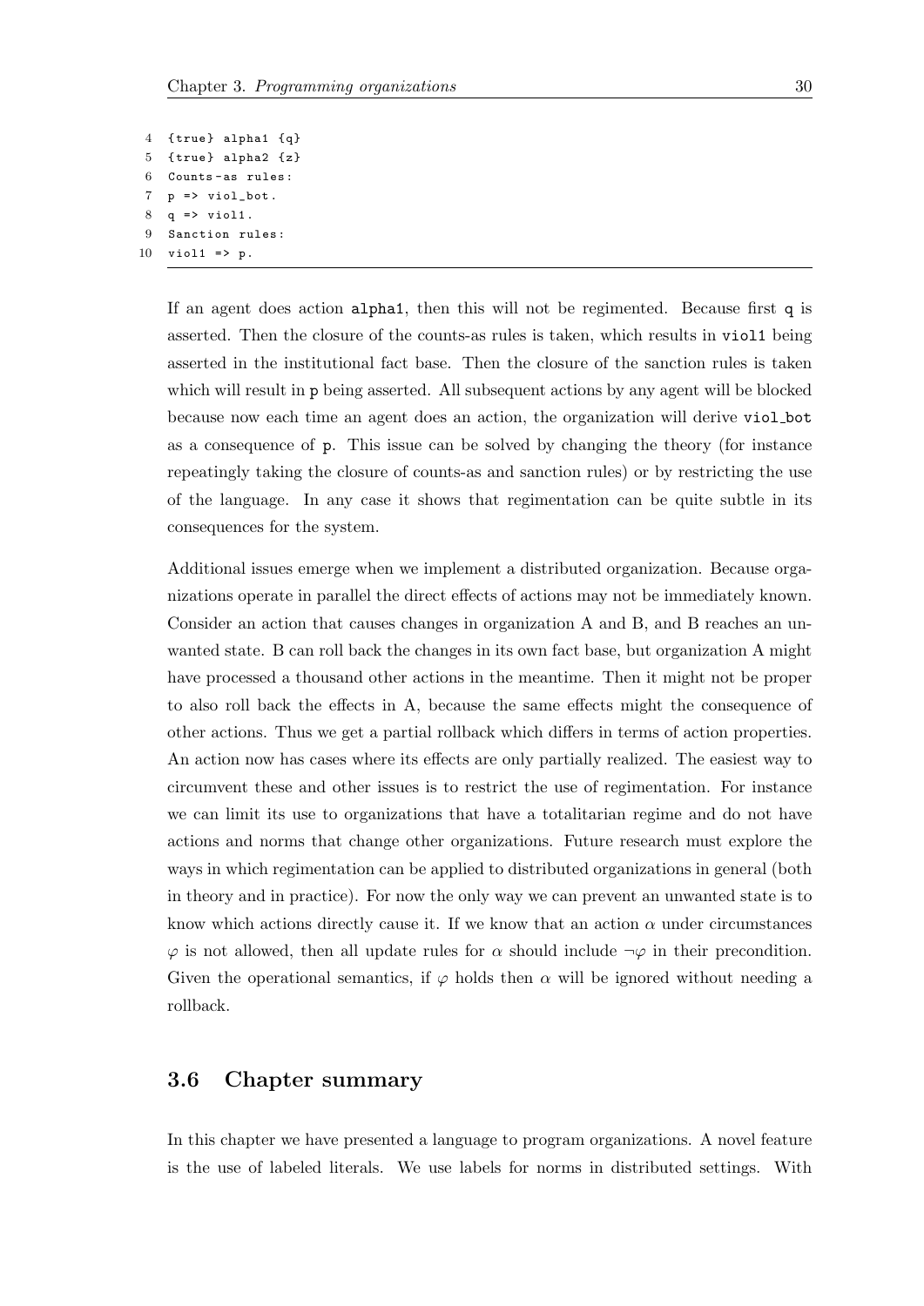```
4  {true} alpha1 {q}
5  {true} alpha2 {z}
6  Counts-as rules:
7  p => viol_bot.
8  q => viol1.
9  Sanction rules:
10 viol1 => p.
```

If an agent does action `alpha1`, then this will not be regimented. Because first `q` is asserted. Then the closure of the counts-as rules is taken, which results in `viol1` being asserted in the institutional fact base. Then the closure of the sanction rules is taken which will result in `p` being asserted. All subsequent actions by any agent will be blocked because now each time an agent does an action, the organization will derive `viol_bot` as a consequence of `p`. This issue can be solved by changing the theory (for instance repeatingly taking the closure of counts-as and sanction rules) or by restricting the use of the language. In any case it shows that regimentation can be quite subtle in its consequences for the system.

Additional issues emerge when we implement a distributed organization. Because organizations operate in parallel the direct effects of actions may not be immediately known. Consider an action that causes changes in organization A and B, and B reaches an unwanted state. B can roll back the changes in its own fact base, but organization A might have processed a thousand other actions in the meantime. Then it might not be proper to also roll back the effects in A, because the same effects might the consequence of other actions. Thus we get a partial rollback which differs in terms of action properties. An action now has cases where its effects are only partially realized. The easiest way to circumvent these and other issues is to restrict the use of regimentation. For instance we can limit its use to organizations that have a totalitarian regime and do not have actions and norms that change other organizations. Future research must explore the ways in which regimentation can be applied to distributed organizations in general (both in theory and in practice). For now the only way we can prevent an unwanted state is to know which actions directly cause it. If we know that an action $\alpha$ under circumstances $\varphi$ is not allowed, then all update rules for $\alpha$ should include $\neg\varphi$ in their precondition. Given the operational semantics, if $\varphi$ holds then $\alpha$ will be ignored without needing a rollback.

## 3.6 Chapter summary

In this chapter we have presented a language to program organizations. A novel feature is the use of labeled literals. We use labels for norms in distributed settings. With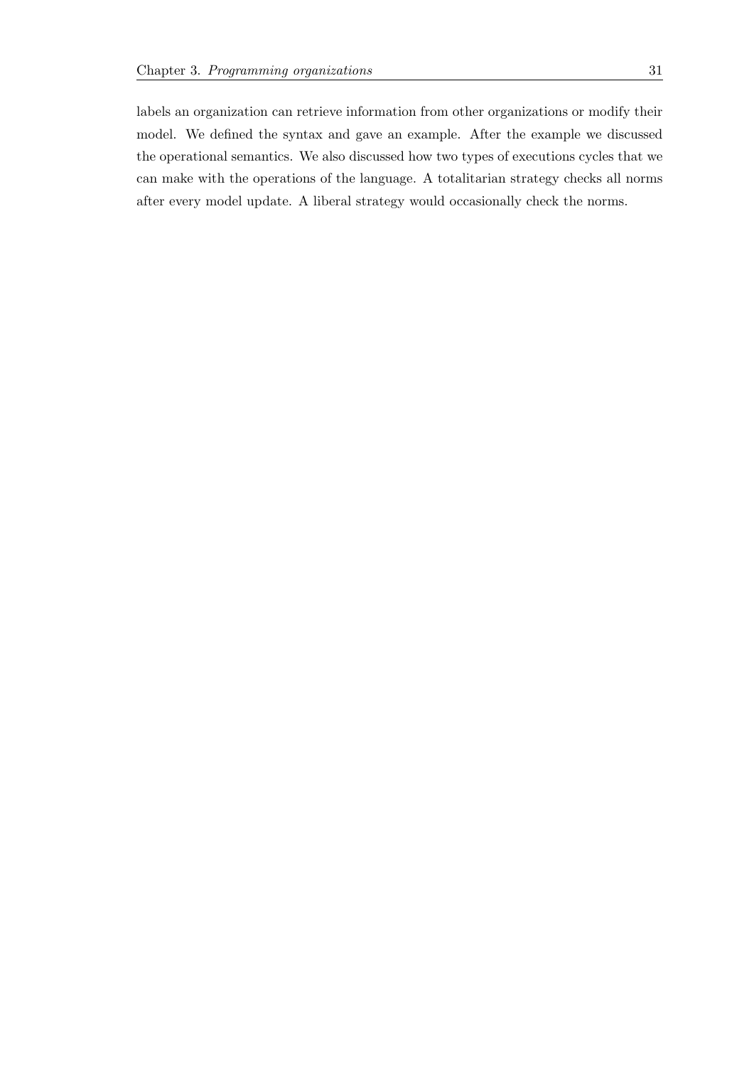labels an organization can retrieve information from other organizations or modify their model. We defined the syntax and gave an example. After the example we discussed the operational semantics. We also discussed how two types of executions cycles that we can make with the operations of the language. A totalitarian strategy checks all norms after every model update. A liberal strategy would occasionally check the norms.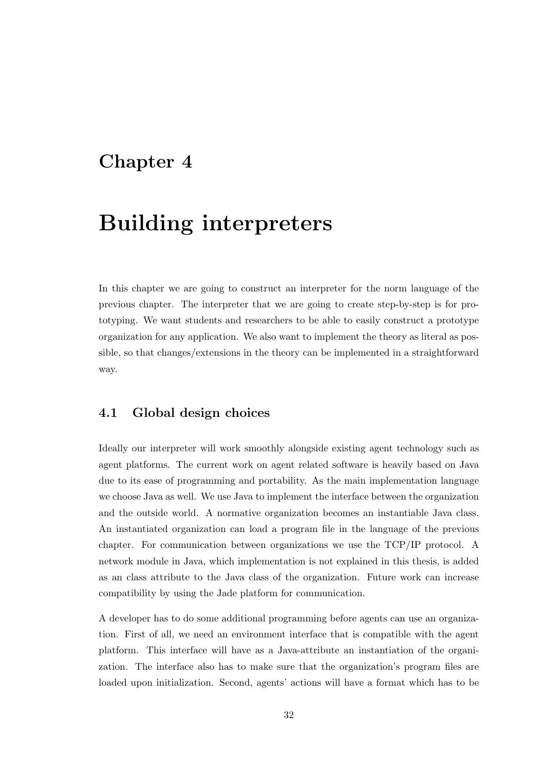# Chapter 4

# Building interpreters

In this chapter we are going to construct an interpreter for the norm language of the previous chapter. The interpreter that we are going to create step-by-step is for prototyping. We want students and researchers to be able to easily construct a prototype organization for any application. We also want to implement the theory as literal as possible, so that changes/extensions in the theory can be implemented in a straightforward way.

## 4.1 Global design choices

Ideally our interpreter will work smoothly alongside existing agent technology such as agent platforms. The current work on agent related software is heavily based on Java due to its ease of programming and portability. As the main implementation language we choose Java as well. We use Java to implement the interface between the organization and the outside world. A normative organization becomes an instantiable Java class. An instantiated organization can load a program file in the language of the previous chapter. For communication between organizations we use the TCP/IP protocol. A network module in Java, which implementation is not explained in this thesis, is added as an class attribute to the Java class of the organization. Future work can increase compatibility by using the Jade platform for communication.

A developer has to do some additional programming before agents can use an organization. First of all, we need an environment interface that is compatible with the agent platform. This interface will have as a Java-attribute an instantiation of the organization. The interface also has to make sure that the organization's program files are loaded upon initialization. Second, agents' actions will have a format which has to be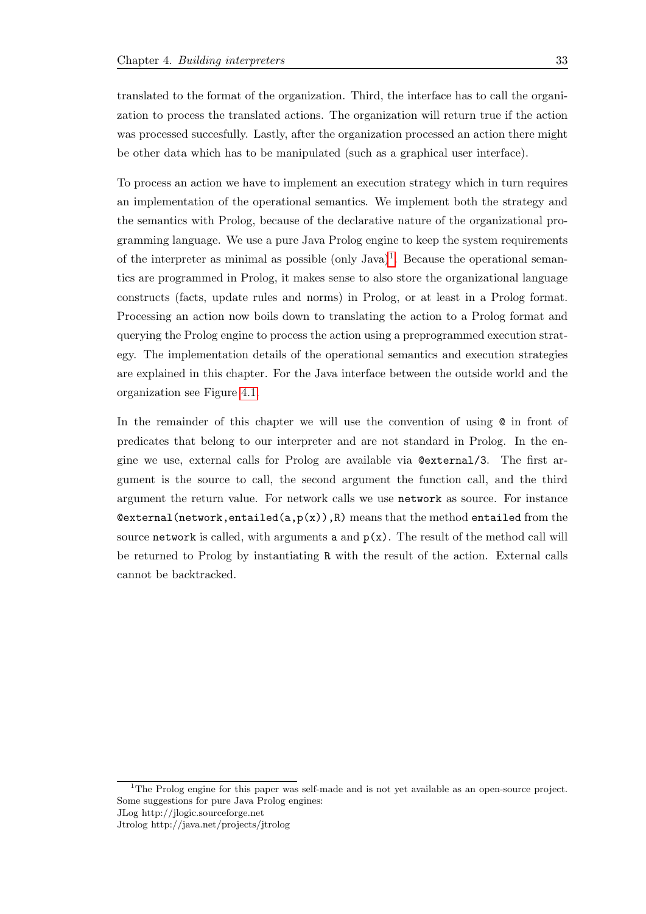translated to the format of the organization. Third, the interface has to call the organization to process the translated actions. The organization will return true if the action was processed succesfully. Lastly, after the organization processed an action there might be other data which has to be manipulated (such as a graphical user interface).

To process an action we have to implement an execution strategy which in turn requires an implementation of the operational semantics. We implement both the strategy and the semantics with Prolog, because of the declarative nature of the organizational programming language. We use a pure Java Prolog engine to keep the system requirements of the interpreter as minimal as possible (only Java)[1]. Because the operational semantics are programmed in Prolog, it makes sense to also store the organizational language constructs (facts, update rules and norms) in Prolog, or at least in a Prolog format. Processing an action now boils down to translating the action to a Prolog format and querying the Prolog engine to process the action using a preprogrammed execution strategy. The implementation details of the operational semantics and execution strategies are explained in this chapter. For the Java interface between the outside world and the organization see Figure 4.1.

In the remainder of this chapter we will use the convention of using `@` in front of predicates that belong to our interpreter and are not standard in Prolog. In the engine we use, external calls for Prolog are available via `@external/3`. The first argument is the source to call, the second argument the function call, and the third argument the return value. For network calls we use `network` as source. For instance `@external(network,entailed(a,p(x)),R)` means that the method `entailed` from the source `network` is called, with arguments `a` and `p(x)`. The result of the method call will be returned to Prolog by instantiating `R` with the result of the action. External calls cannot be backtracked.

[1] The Prolog engine for this paper was self-made and is not yet available as an open-source project. Some suggestions for pure Java Prolog engines:
JLog http://jlogic.sourceforge.net
Jtrolog http://java.net/projects/jtrolog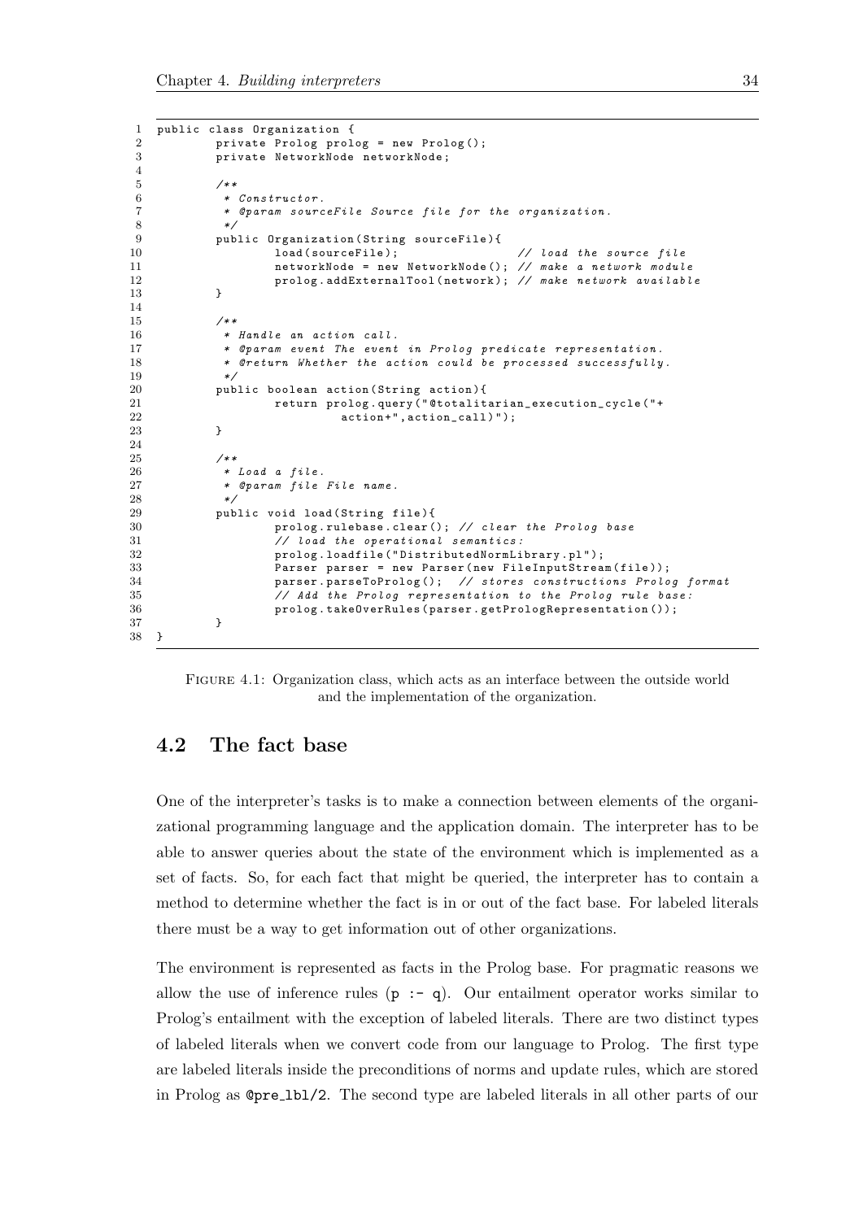```java
public class Organization {
        private Prolog prolog = new Prolog();
        private NetworkNode networkNode;

        /**
         * Constructor.
         * @param sourceFile Source file for the organization.
         */
        public Organization(String sourceFile){
                load(sourceFile);                   // load the source file
                networkNode = new NetworkNode(); // make a network module
                prolog.addExternalTool(network); // make network available
        }

        /**
         * Handle an action call.
         * @param event The event in Prolog predicate representation.
         * @return Whether the action could be processed successfully.
         */
        public boolean action(String action){
                return prolog.query("@totalitarian_execution_cycle("+
                        action+",action_call)");
        }

        /**
         * Load a file.
         * @param file File name.
         */
        public void load(String file){
                prolog.rulebase.clear(); // clear the Prolog base
                // load the operational semantics:
                prolog.loadfile("DistributedNormLibrary.pl");
                Parser parser = new Parser(new FileInputStream(file));
                parser.parseToProlog();  // stores constructions Prolog format
                // Add the Prolog representation to the Prolog rule base:
                prolog.takeOverRules(parser.getPrologRepresentation());
        }
}
```

Figure 4.1: Organization class, which acts as an interface between the outside world and the implementation of the organization.

## 4.2 The fact base

One of the interpreter's tasks is to make a connection between elements of the organizational programming language and the application domain. The interpreter has to be able to answer queries about the state of the environment which is implemented as a set of facts. So, for each fact that might be queried, the interpreter has to contain a method to determine whether the fact is in or out of the fact base. For labeled literals there must be a way to get information out of other organizations.

The environment is represented as facts in the Prolog base. For pragmatic reasons we allow the use of inference rules (`p :- q`). Our entailment operator works similar to Prolog's entailment with the exception of labeled literals. There are two distinct types of labeled literals when we convert code from our language to Prolog. The first type are labeled literals inside the preconditions of norms and update rules, which are stored in Prolog as `@pre_lbl/2`. The second type are labeled literals in all other parts of our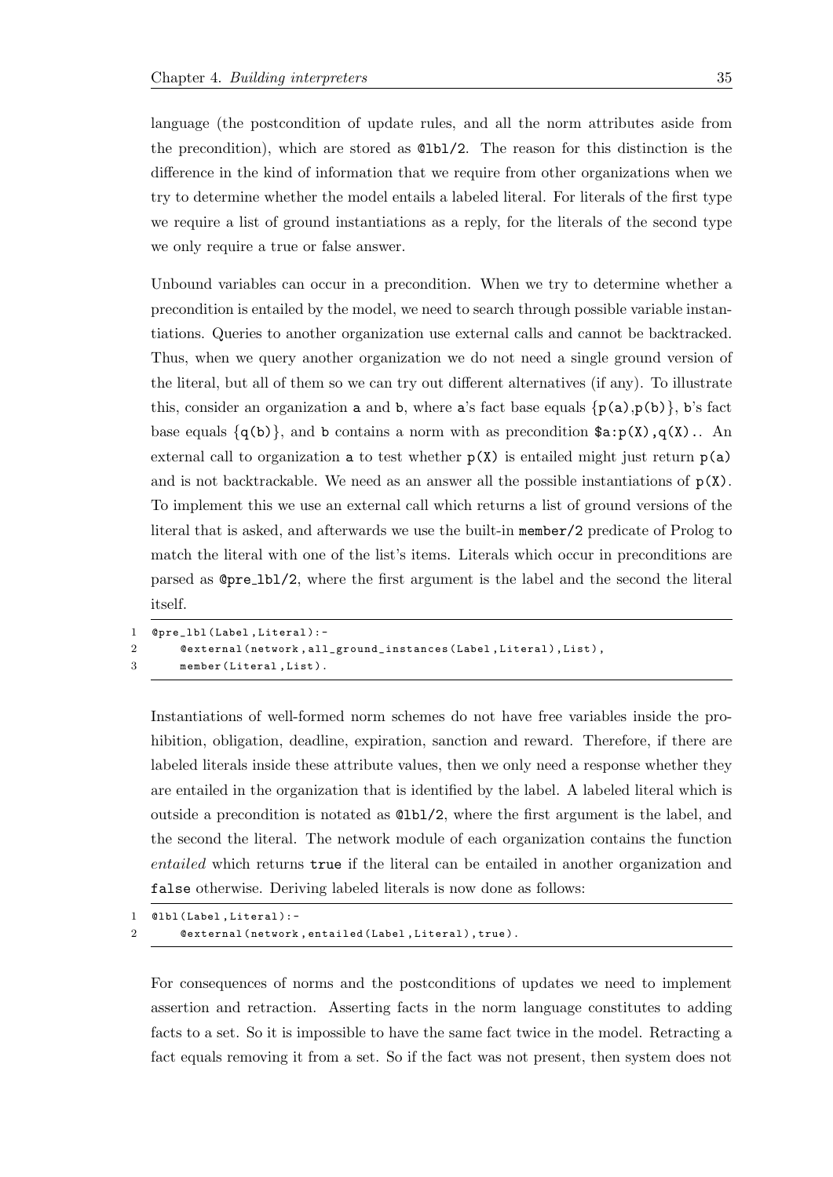language (the postcondition of update rules, and all the norm attributes aside from the precondition), which are stored as `@lbl/2`. The reason for this distinction is the difference in the kind of information that we require from other organizations when we try to determine whether the model entails a labeled literal. For literals of the first type we require a list of ground instantiations as a reply, for the literals of the second type we only require a true or false answer.

Unbound variables can occur in a precondition. When we try to determine whether a precondition is entailed by the model, we need to search through possible variable instantiations. Queries to another organization use external calls and cannot be backtracked. Thus, when we query another organization we do not need a single ground version of the literal, but all of them so we can try out different alternatives (if any). To illustrate this, consider an organization `a` and `b`, where `a`'s fact base equals {`p(a)`,`p(b)`}, `b`'s fact base equals {`q(b)`}, and `b` contains a norm with as precondition `$a:p(X),q(X).`. An external call to organization `a` to test whether `p(X)` is entailed might just return `p(a)` and is not backtrackable. We need as an answer all the possible instantiations of `p(X)`. To implement this we use an external call which returns a list of ground versions of the literal that is asked, and afterwards we use the built-in `member/2` predicate of Prolog to match the literal with one of the list's items. Literals which occur in preconditions are parsed as `@pre_lbl/2`, where the first argument is the label and the second the literal itself.

```
1  @pre_lbl(Label,Literal):-
2      @external(network,all_ground_instances(Label,Literal),List),
3      member(Literal,List).
```

Instantiations of well-formed norm schemes do not have free variables inside the prohibition, obligation, deadline, expiration, sanction and reward. Therefore, if there are labeled literals inside these attribute values, then we only need a response whether they are entailed in the organization that is identified by the label. A labeled literal which is outside a precondition is notated as `@lbl/2`, where the first argument is the label, and the second the literal. The network module of each organization contains the function *entailed* which returns `true` if the literal can be entailed in another organization and `false` otherwise. Deriving labeled literals is now done as follows:

```
1  @lbl(Label,Literal):-
2      @external(network,entailed(Label,Literal),true).
```

For consequences of norms and the postconditions of updates we need to implement assertion and retraction. Asserting facts in the norm language constitutes to adding facts to a set. So it is impossible to have the same fact twice in the model. Retracting a fact equals removing it from a set. So if the fact was not present, then system does not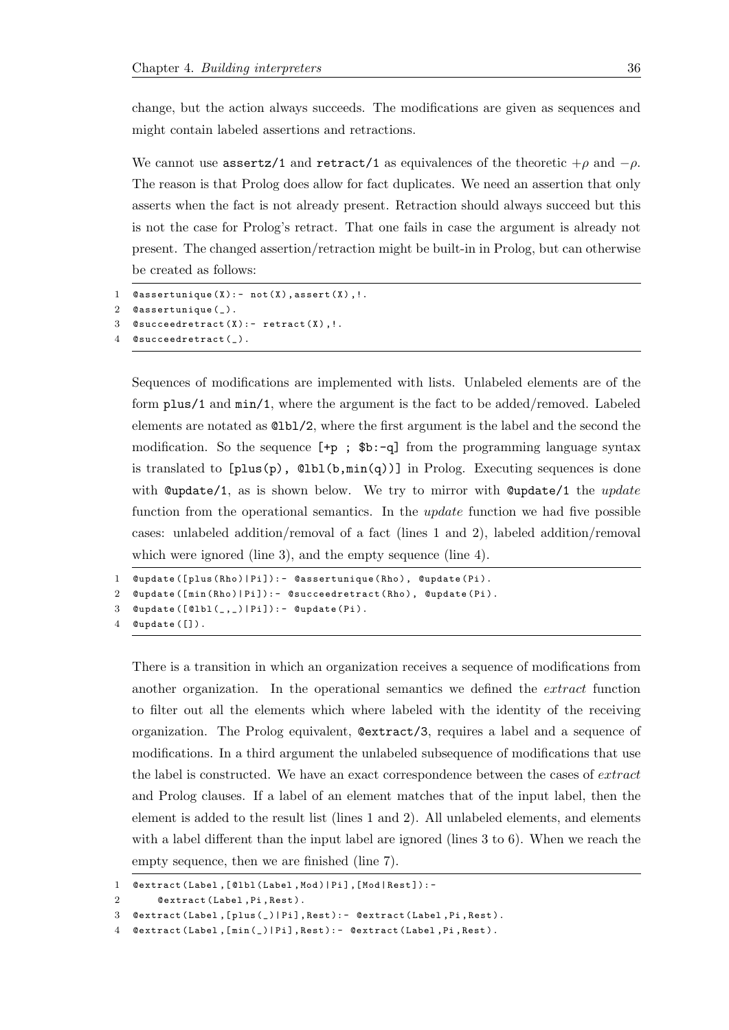change, but the action always succeeds. The modifications are given as sequences and might contain labeled assertions and retractions.

We cannot use `assertz/1` and `retract/1` as equivalences of the theoretic $+\rho$ and $-\rho$. The reason is that Prolog does allow for fact duplicates. We need an assertion that only asserts when the fact is not already present. Retraction should always succeed but this is not the case for Prolog's retract. That one fails in case the argument is already not present. The changed assertion/retraction might be built-in in Prolog, but can otherwise be created as follows:

```
1  @assertunique(X):- not(X),assert(X),!.
2  @assertunique(_).
3  @succeedretract(X):- retract(X),!.
4  @succeedretract(_).
```

Sequences of modifications are implemented with lists. Unlabeled elements are of the form `plus/1` and `min/1`, where the argument is the fact to be added/removed. Labeled elements are notated as `@lbl/2`, where the first argument is the label and the second the modification. So the sequence `[+p ; $b:-q]` from the programming language syntax is translated to `[plus(p), @lbl(b,min(q))]` in Prolog. Executing sequences is done with `@update/1`, as is shown below. We try to mirror with `@update/1` the *update* function from the operational semantics. In the *update* function we had five possible cases: unlabeled addition/removal of a fact (lines 1 and 2), labeled addition/removal which were ignored (line 3), and the empty sequence (line 4).

```
1  @update([plus(Rho)|Pi]):- @assertunique(Rho), @update(Pi).
2  @update([min(Rho)|Pi]):- @succeedretract(Rho), @update(Pi).
3  @update([@lbl(_,_)|Pi]):- @update(Pi).
4  @update([]).
```

There is a transition in which an organization receives a sequence of modifications from another organization. In the operational semantics we defined the *extract* function to filter out all the elements which where labeled with the identity of the receiving organization. The Prolog equivalent, `@extract/3`, requires a label and a sequence of modifications. In a third argument the unlabeled subsequence of modifications that use the label is constructed. We have an exact correspondence between the cases of *extract* and Prolog clauses. If a label of an element matches that of the input label, then the element is added to the result list (lines 1 and 2). All unlabeled elements, and elements with a label different than the input label are ignored (lines 3 to 6). When we reach the empty sequence, then we are finished (line 7).

```
1  @extract(Label,[@lbl(Label,Mod)|Pi],[Mod|Rest]):-
2      @extract(Label,Pi,Rest).
3  @extract(Label,[plus(_)|Pi],Rest):- @extract(Label,Pi,Rest).
4  @extract(Label,[min(_)|Pi],Rest):- @extract(Label,Pi,Rest).
```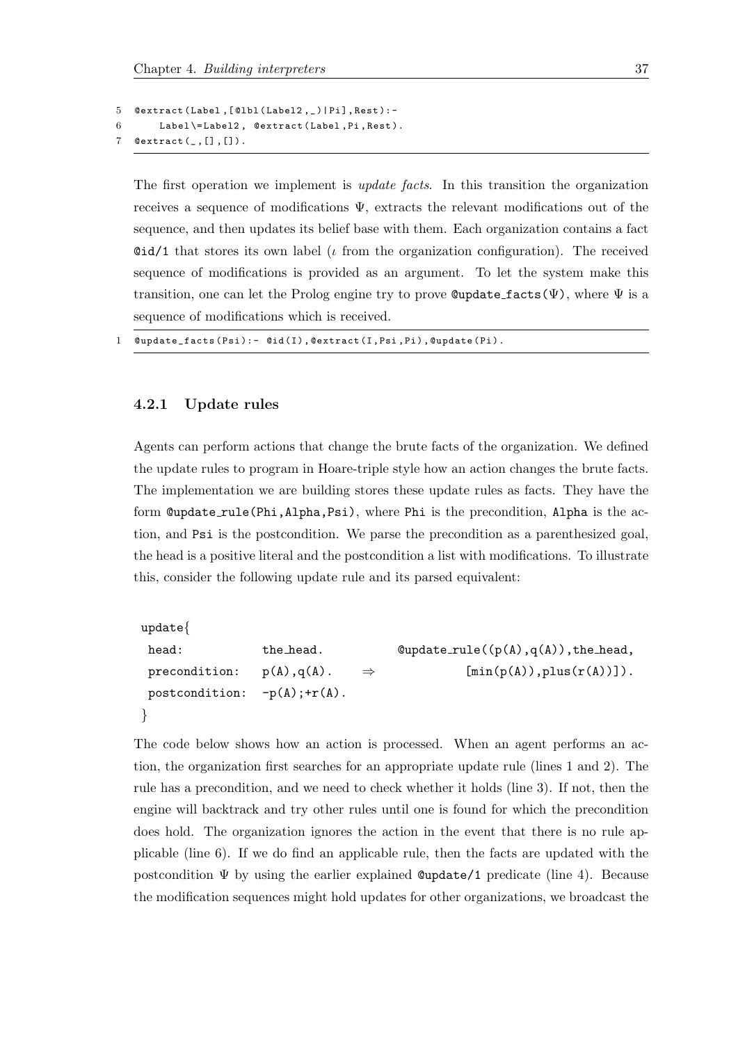```
5  @extract(Label,[@lbl(Label2,_)|Pi],Rest):-
6      Label\=Label2, @extract(Label,Pi,Rest).
7  @extract(_,[],[]).
```

The first operation we implement is *update facts*. In this transition the organization receives a sequence of modifications $\Psi$, extracts the relevant modifications out of the sequence, and then updates its belief base with them. Each organization contains a fact `@id/1` that stores its own label ($\iota$ from the organization configuration). The received sequence of modifications is provided as an argument. To let the system make this transition, one can let the Prolog engine try to prove `@update_facts(`$\Psi$`)`, where $\Psi$ is a sequence of modifications which is received.

```
1  @update_facts(Psi):- @id(I),@extract(I,Psi,Pi),@update(Pi).
```

### 4.2.1 Update rules

Agents can perform actions that change the brute facts of the organization. We defined the update rules to program in Hoare-triple style how an action changes the brute facts. The implementation we are building stores these update rules as facts. They have the form `@update_rule(Phi,Alpha,Psi)`, where `Phi` is the precondition, `Alpha` is the action, and `Psi` is the postcondition. We parse the precondition as a parenthesized goal, the head is a positive literal and the postcondition a list with modifications. To illustrate this, consider the following update rule and its parsed equivalent:

```
update{
 head:           the_head.           @update_rule((p(A),q(A)),the_head,
 precondition:   p(A),q(A).     ⇒             [min(p(A)),plus(r(A))]).
 postcondition:  -p(A);+r(A).
}
```

The code below shows how an action is processed. When an agent performs an action, the organization first searches for an appropriate update rule (lines 1 and 2). The rule has a precondition, and we need to check whether it holds (line 3). If not, then the engine will backtrack and try other rules until one is found for which the precondition does hold. The organization ignores the action in the event that there is no rule applicable (line 6). If we do find an applicable rule, then the facts are updated with the postcondition $\Psi$ by using the earlier explained `@update/1` predicate (line 4). Because the modification sequences might hold updates for other organizations, we broadcast the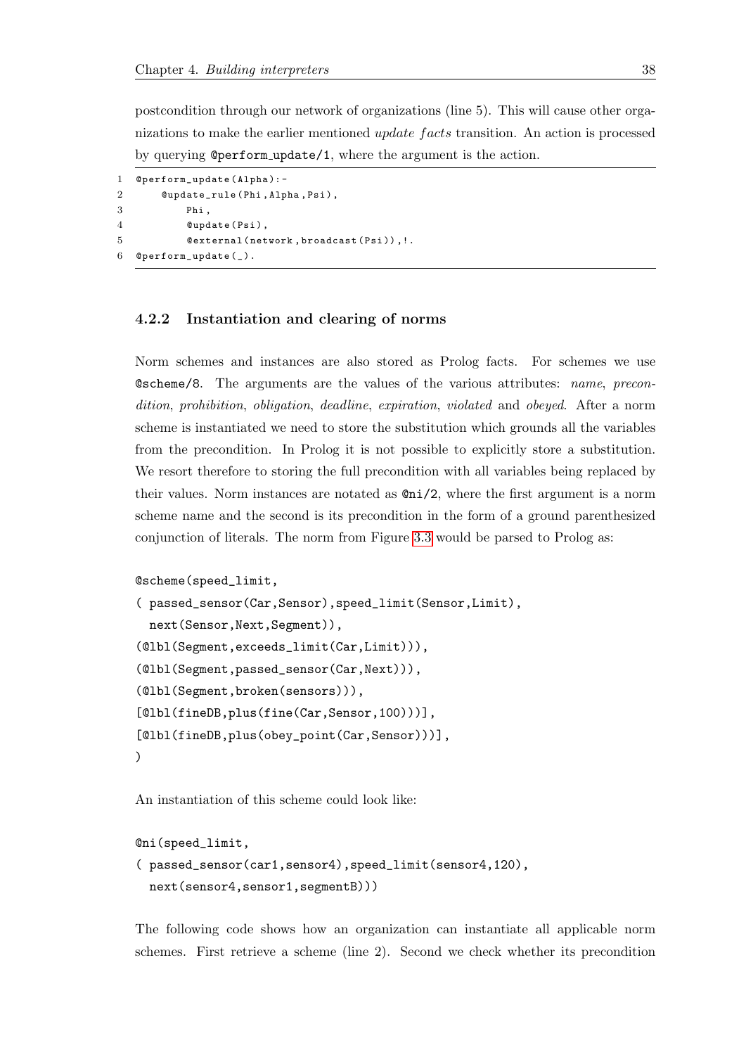postcondition through our network of organizations (line 5). This will cause other organizations to make the earlier mentioned *update facts* transition. An action is processed by querying `@perform_update/1`, where the argument is the action.

```
1  @perform_update(Alpha):-
2      @update_rule(Phi,Alpha,Psi),
3          Phi,
4          @update(Psi),
5          @external(network,broadcast(Psi)),!.
6  @perform_update(_).
```

### 4.2.2 Instantiation and clearing of norms

Norm schemes and instances are also stored as Prolog facts. For schemes we use `@scheme/8`. The arguments are the values of the various attributes: *name*, *precondition*, *prohibition*, *obligation*, *deadline*, *expiration*, *violated* and *obeyed*. After a norm scheme is instantiated we need to store the substitution which grounds all the variables from the precondition. In Prolog it is not possible to explicitly store a substitution. We resort therefore to storing the full precondition with all variables being replaced by their values. Norm instances are notated as `@ni/2`, where the first argument is a norm scheme name and the second is its precondition in the form of a ground parenthesized conjunction of literals. The norm from Figure 3.3 would be parsed to Prolog as:

```
@scheme(speed_limit,
( passed_sensor(Car,Sensor),speed_limit(Sensor,Limit),
  next(Sensor,Next,Segment)),
(@lbl(Segment,exceeds_limit(Car,Limit))),
(@lbl(Segment,passed_sensor(Car,Next))),
(@lbl(Segment,broken(sensors))),
[@lbl(fineDB,plus(fine(Car,Sensor,100)))],
[@lbl(fineDB,plus(obey_point(Car,Sensor)))],
)
```

An instantiation of this scheme could look like:

```
@ni(speed_limit,
( passed_sensor(car1,sensor4),speed_limit(sensor4,120),
  next(sensor4,sensor1,segmentB)))
```

The following code shows how an organization can instantiate all applicable norm schemes. First retrieve a scheme (line 2). Second we check whether its precondition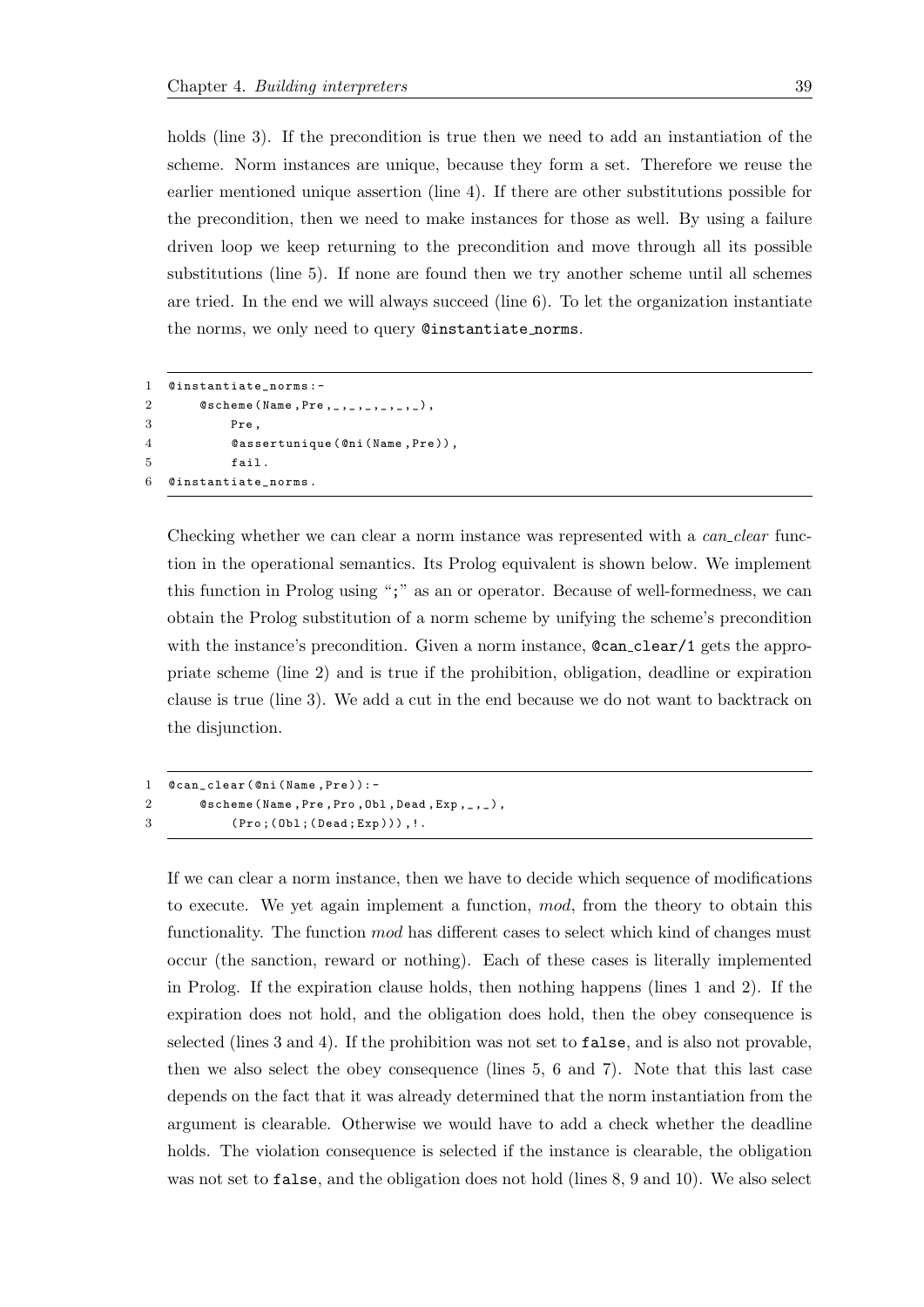holds (line 3). If the precondition is true then we need to add an instantiation of the scheme. Norm instances are unique, because they form a set. Therefore we reuse the earlier mentioned unique assertion (line 4). If there are other substitutions possible for the precondition, then we need to make instances for those as well. By using a failure driven loop we keep returning to the precondition and move through all its possible substitutions (line 5). If none are found then we try another scheme until all schemes are tried. In the end we will always succeed (line 6). To let the organization instantiate the norms, we only need to query `@instantiate_norms`.

```
1  @instantiate_norms:-
2      @scheme(Name,Pre,_,_,_,_,_,_),
3          Pre,
4          @assertunique(@ni(Name,Pre)),
5          fail.
6  @instantiate_norms.
```

Checking whether we can clear a norm instance was represented with a *can_clear* function in the operational semantics. Its Prolog equivalent is shown below. We implement this function in Prolog using ";" as an or operator. Because of well-formedness, we can obtain the Prolog substitution of a norm scheme by unifying the scheme's precondition with the instance's precondition. Given a norm instance, `@can_clear/1` gets the appropriate scheme (line 2) and is true if the prohibition, obligation, deadline or expiration clause is true (line 3). We add a cut in the end because we do not want to backtrack on the disjunction.

```
1  @can_clear(@ni(Name,Pre)):-
2      @scheme(Name,Pre,Pro,Obl,Dead,Exp,_,_),
3          (Pro;(Obl;(Dead;Exp))),!.
```

If we can clear a norm instance, then we have to decide which sequence of modifications to execute. We yet again implement a function, *mod*, from the theory to obtain this functionality. The function *mod* has different cases to select which kind of changes must occur (the sanction, reward or nothing). Each of these cases is literally implemented in Prolog. If the expiration clause holds, then nothing happens (lines 1 and 2). If the expiration does not hold, and the obligation does hold, then the obey consequence is selected (lines 3 and 4). If the prohibition was not set to `false`, and is also not provable, then we also select the obey consequence (lines 5, 6 and 7). Note that this last case depends on the fact that it was already determined that the norm instantiation from the argument is clearable. Otherwise we would have to add a check whether the deadline holds. The violation consequence is selected if the instance is clearable, the obligation was not set to `false`, and the obligation does not hold (lines 8, 9 and 10). We also select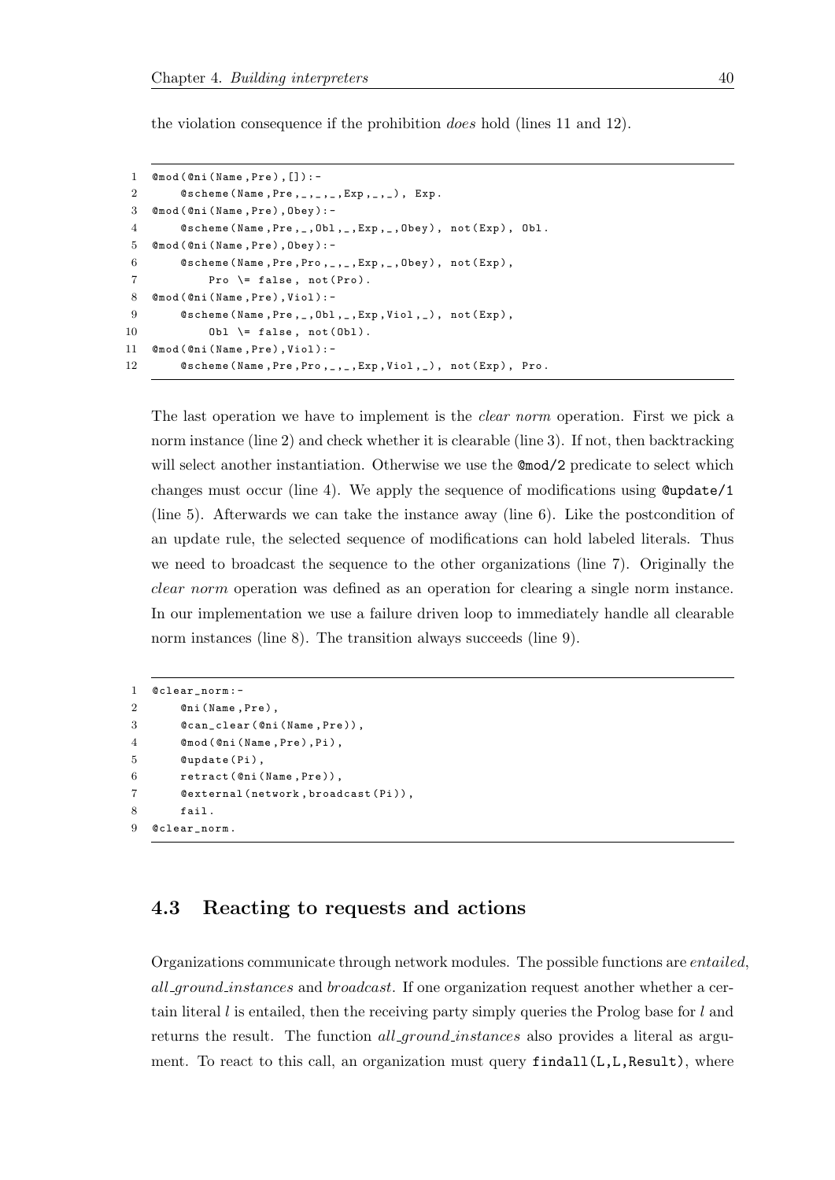the violation consequence if the prohibition *does* hold (lines 11 and 12).

```
1  @mod(@ni(Name,Pre),[]):-
2      @scheme(Name,Pre,_,_,_,Exp,_,_), Exp.
3  @mod(@ni(Name,Pre),Obey):-
4      @scheme(Name,Pre,_,Obl,_,Exp,_,Obey), not(Exp), Obl.
5  @mod(@ni(Name,Pre),Obey):-
6      @scheme(Name,Pre,Pro,_,_,Exp,_,Obey), not(Exp),
7          Pro \= false, not(Pro).
8  @mod(@ni(Name,Pre),Viol):-
9      @scheme(Name,Pre,_,Obl,_,Exp,Viol,_), not(Exp),
10         Obl \= false, not(Obl).
11 @mod(@ni(Name,Pre),Viol):-
12     @scheme(Name,Pre,Pro,_,_,Exp,Viol,_), not(Exp), Pro.
```

The last operation we have to implement is the *clear norm* operation. First we pick a norm instance (line 2) and check whether it is clearable (line 3). If not, then backtracking will select another instantiation. Otherwise we use the **@mod/2** predicate to select which changes must occur (line 4). We apply the sequence of modifications using **@update/1** (line 5). Afterwards we can take the instance away (line 6). Like the postcondition of an update rule, the selected sequence of modifications can hold labeled literals. Thus we need to broadcast the sequence to the other organizations (line 7). Originally the *clear norm* operation was defined as an operation for clearing a single norm instance. In our implementation we use a failure driven loop to immediately handle all clearable norm instances (line 8). The transition always succeeds (line 9).

```
1 @clear_norm:-
2     @ni(Name,Pre),
3     @can_clear(@ni(Name,Pre)),
4     @mod(@ni(Name,Pre),Pi),
5     @update(Pi),
6     retract(@ni(Name,Pre)),
7     @external(network,broadcast(Pi)),
8     fail.
9 @clear_norm.
```

## 4.3 Reacting to requests and actions

Organizations communicate through network modules. The possible functions are *entailed*, *all_ground_instances* and *broadcast*. If one organization request another whether a certain literal $l$ is entailed, then the receiving party simply queries the Prolog base for $l$ and returns the result. The function *all_ground_instances* also provides a literal as argument. To react to this call, an organization must query `findall(L,L,Result)`, where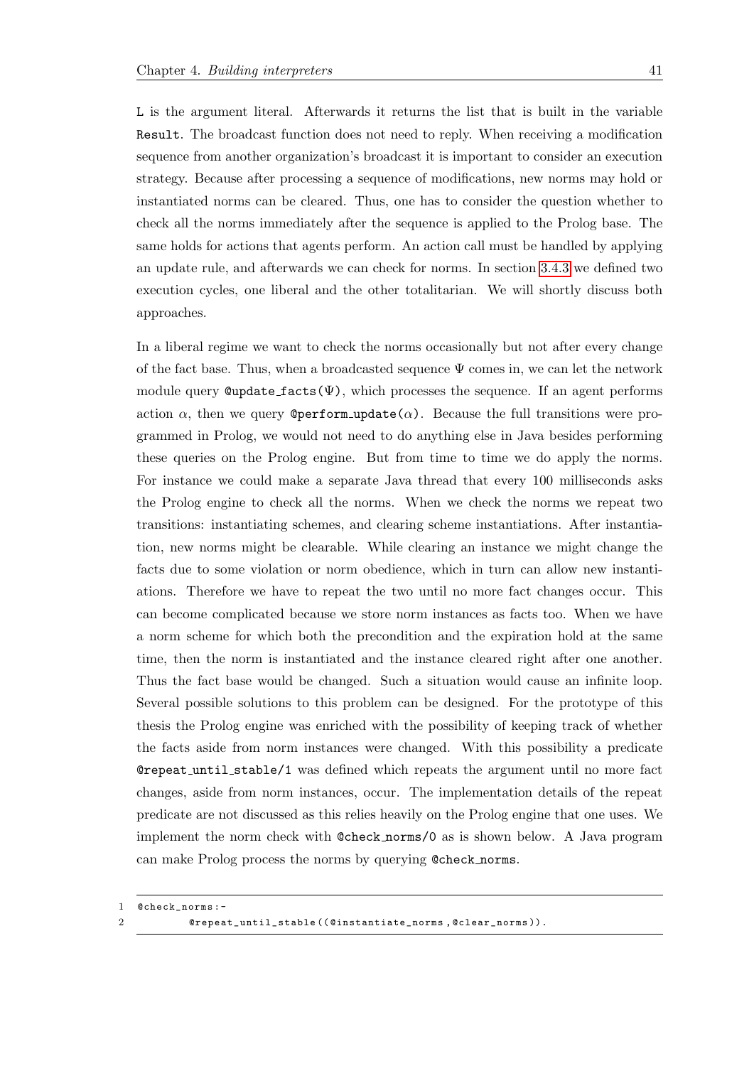L is the argument literal. Afterwards it returns the list that is built in the variable Result. The broadcast function does not need to reply. When receiving a modification sequence from another organization's broadcast it is important to consider an execution strategy. Because after processing a sequence of modifications, new norms may hold or instantiated norms can be cleared. Thus, one has to consider the question whether to check all the norms immediately after the sequence is applied to the Prolog base. The same holds for actions that agents perform. An action call must be handled by applying an update rule, and afterwards we can check for norms. In section 3.4.3 we defined two execution cycles, one liberal and the other totalitarian. We will shortly discuss both approaches.

In a liberal regime we want to check the norms occasionally but not after every change of the fact base. Thus, when a broadcasted sequence $\Psi$ comes in, we can let the network module query @update_facts($\Psi$), which processes the sequence. If an agent performs action $\alpha$, then we query @perform_update($\alpha$). Because the full transitions were programmed in Prolog, we would not need to do anything else in Java besides performing these queries on the Prolog engine. But from time to time we do apply the norms. For instance we could make a separate Java thread that every 100 milliseconds asks the Prolog engine to check all the norms. When we check the norms we repeat two transitions: instantiating schemes, and clearing scheme instantiations. After instantiation, new norms might be clearable. While clearing an instance we might change the facts due to some violation or norm obedience, which in turn can allow new instantiations. Therefore we have to repeat the two until no more fact changes occur. This can become complicated because we store norm instances as facts too. When we have a norm scheme for which both the precondition and the expiration hold at the same time, then the norm is instantiated and the instance cleared right after one another. Thus the fact base would be changed. Such a situation would cause an infinite loop. Several possible solutions to this problem can be designed. For the prototype of this thesis the Prolog engine was enriched with the possibility of keeping track of whether the facts aside from norm instances were changed. With this possibility a predicate @repeat_until_stable/1 was defined which repeats the argument until no more fact changes, aside from norm instances, occur. The implementation details of the repeat predicate are not discussed as this relies heavily on the Prolog engine that one uses. We implement the norm check with @check_norms/0 as is shown below. A Java program can make Prolog process the norms by querying @check_norms.

```
1 @check_norms:-
2         @repeat_until_stable((@instantiate_norms,@clear_norms)).
```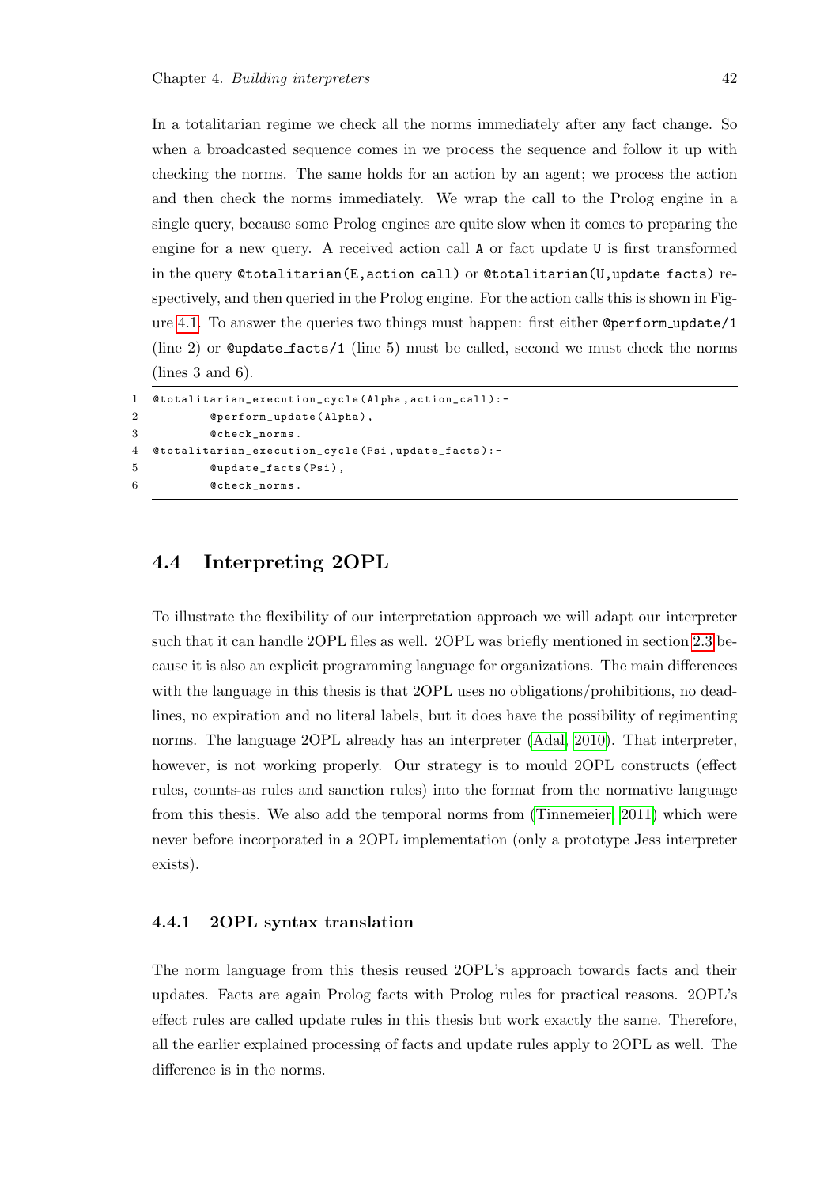In a totalitarian regime we check all the norms immediately after any fact change. So when a broadcasted sequence comes in we process the sequence and follow it up with checking the norms. The same holds for an action by an agent; we process the action and then check the norms immediately. We wrap the call to the Prolog engine in a single query, because some Prolog engines are quite slow when it comes to preparing the engine for a new query. A received action call `A` or fact update `U` is first transformed in the query `@totalitarian(E,action_call)` or `@totalitarian(U,update_facts)` respectively, and then queried in the Prolog engine. For the action calls this is shown in Figure 4.1. To answer the queries two things must happen: first either `@perform_update/1` (line 2) or `@update_facts/1` (line 5) must be called, second we must check the norms (lines 3 and 6).

```
1 @totalitarian_execution_cycle(Alpha,action_call):-
2         @perform_update(Alpha),
3         @check_norms.
4 @totalitarian_execution_cycle(Psi,update_facts):-
5         @update_facts(Psi),
6         @check_norms.
```

## 4.4 Interpreting 2OPL

To illustrate the flexibility of our interpretation approach we will adapt our interpreter such that it can handle 2OPL files as well. 2OPL was briefly mentioned in section 2.3 because it is also an explicit programming language for organizations. The main differences with the language in this thesis is that 2OPL uses no obligations/prohibitions, no deadlines, no expiration and no literal labels, but it does have the possibility of regimenting norms. The language 2OPL already has an interpreter (Adal, 2010). That interpreter, however, is not working properly. Our strategy is to mould 2OPL constructs (effect rules, counts-as rules and sanction rules) into the format from the normative language from this thesis. We also add the temporal norms from (Tinnemeier, 2011) which were never before incorporated in a 2OPL implementation (only a prototype Jess interpreter exists).

### 4.4.1 2OPL syntax translation

The norm language from this thesis reused 2OPL's approach towards facts and their updates. Facts are again Prolog facts with Prolog rules for practical reasons. 2OPL's effect rules are called update rules in this thesis but work exactly the same. Therefore, all the earlier explained processing of facts and update rules apply to 2OPL as well. The difference is in the norms.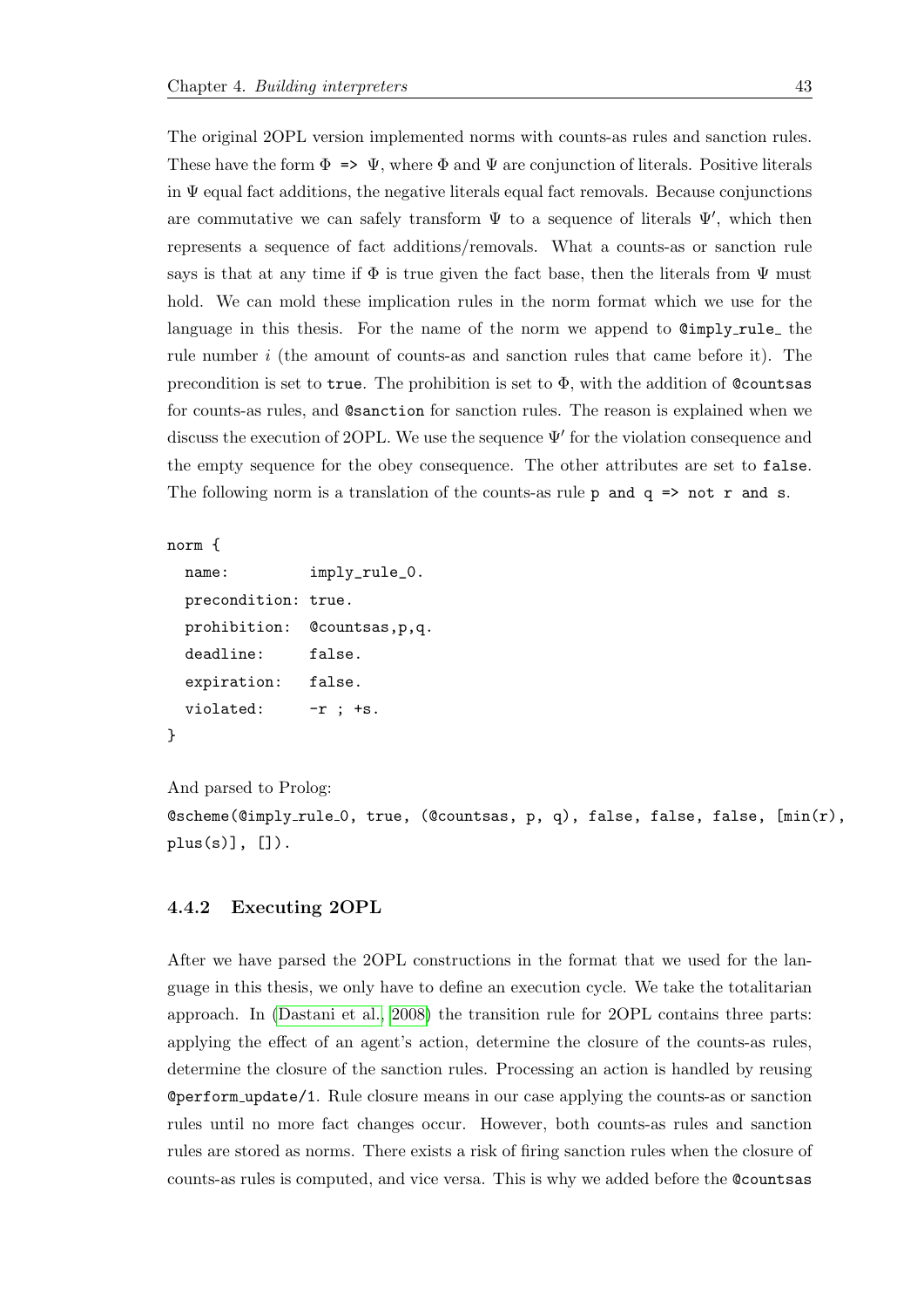The original 2OPL version implemented norms with counts-as rules and sanction rules. These have the form $\Phi$ `=>` $\Psi$, where $\Phi$ and $\Psi$ are conjunction of literals. Positive literals in $\Psi$ equal fact additions, the negative literals equal fact removals. Because conjunctions are commutative we can safely transform $\Psi$ to a sequence of literals $\Psi'$, which then represents a sequence of fact additions/removals. What a counts-as or sanction rule says is that at any time if $\Phi$ is true given the fact base, then the literals from $\Psi$ must hold. We can mold these implication rules in the norm format which we use for the language in this thesis. For the name of the norm we append to `@imply_rule_` the rule number $i$ (the amount of counts-as and sanction rules that came before it). The precondition is set to `true`. The prohibition is set to $\Phi$, with the addition of `@countsas` for counts-as rules, and `@sanction` for sanction rules. The reason is explained when we discuss the execution of 2OPL. We use the sequence $\Psi'$ for the violation consequence and the empty sequence for the obey consequence. The other attributes are set to `false`. The following norm is a translation of the counts-as rule `p and q => not r and s`.

```
norm {
  name:         imply_rule_0.
  precondition: true.
  prohibition:  @countsas,p,q.
  deadline:     false.
  expiration:   false.
  violated:     -r ; +s.
}
```

And parsed to Prolog:
`@scheme(@imply_rule_0, true, (@countsas, p, q), false, false, false, [min(r), plus(s)], []).`

### 4.4.2 Executing 2OPL

After we have parsed the 2OPL constructions in the format that we used for the language in this thesis, we only have to define an execution cycle. We take the totalitarian approach. In (Dastani et al., 2008) the transition rule for 2OPL contains three parts: applying the effect of an agent's action, determine the closure of the counts-as rules, determine the closure of the sanction rules. Processing an action is handled by reusing `@perform_update/1`. Rule closure means in our case applying the counts-as or sanction rules until no more fact changes occur. However, both counts-as rules and sanction rules are stored as norms. There exists a risk of firing sanction rules when the closure of counts-as rules is computed, and vice versa. This is why we added before the `@countsas`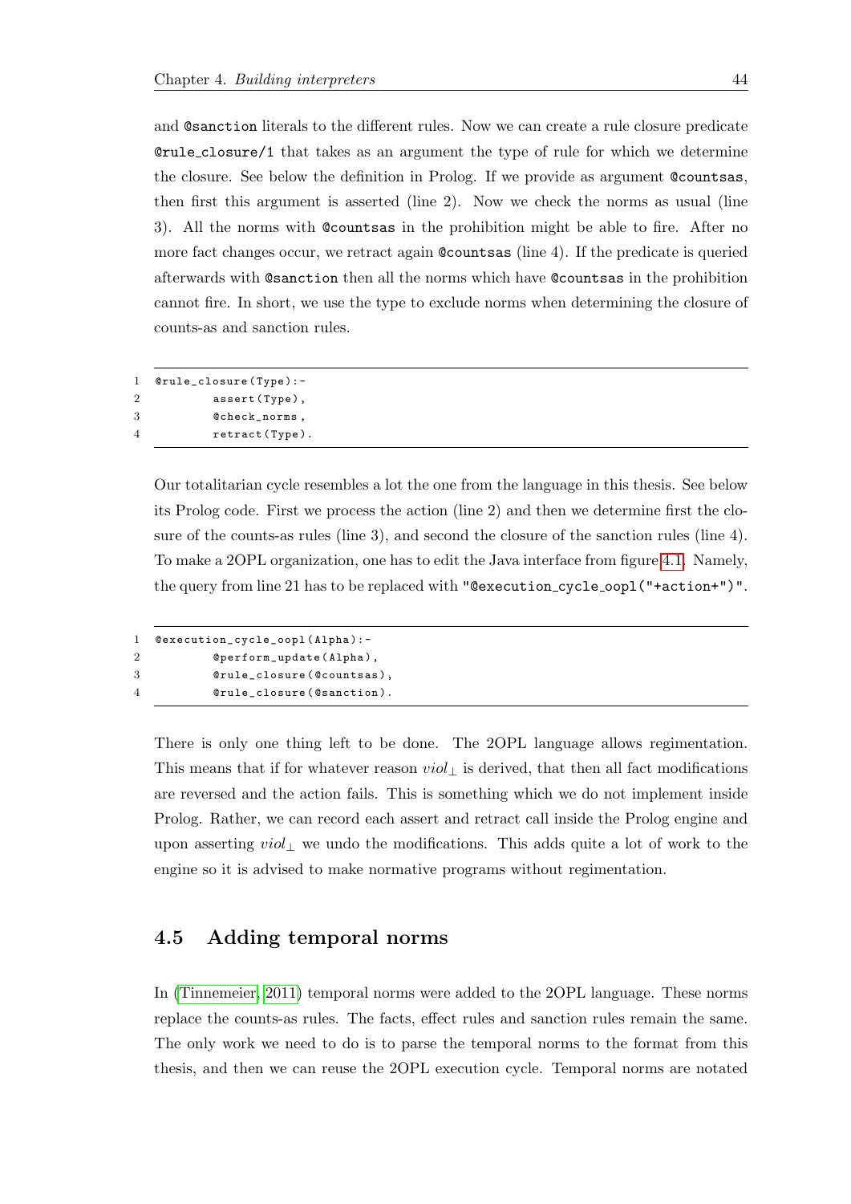and `@sanction` literals to the different rules. Now we can create a rule closure predicate `@rule_closure/1` that takes as an argument the type of rule for which we determine the closure. See below the definition in Prolog. If we provide as argument `@countsas`, then first this argument is asserted (line 2). Now we check the norms as usual (line 3). All the norms with `@countsas` in the prohibition might be able to fire. After no more fact changes occur, we retract again `@countsas` (line 4). If the predicate is queried afterwards with `@sanction` then all the norms which have `@countsas` in the prohibition cannot fire. In short, we use the type to exclude norms when determining the closure of counts-as and sanction rules.

```
1  @rule_closure(Type):-
2          assert(Type),
3          @check_norms,
4          retract(Type).
```

Our totalitarian cycle resembles a lot the one from the language in this thesis. See below its Prolog code. First we process the action (line 2) and then we determine first the closure of the counts-as rules (line 3), and second the closure of the sanction rules (line 4). To make a 2OPL organization, one has to edit the Java interface from figure 4.1. Namely, the query from line 21 has to be replaced with `"@execution_cycle_oopl("+action+")"`.

```
1  @execution_cycle_oopl(Alpha):-
2          @perform_update(Alpha),
3          @rule_closure(@countsas),
4          @rule_closure(@sanction).
```

There is only one thing left to be done. The 2OPL language allows regimentation. This means that if for whatever reason $viol_{\perp}$ is derived, that then all fact modifications are reversed and the action fails. This is something which we do not implement inside Prolog. Rather, we can record each assert and retract call inside the Prolog engine and upon asserting $viol_{\perp}$ we undo the modifications. This adds quite a lot of work to the engine so it is advised to make normative programs without regimentation.

## 4.5 Adding temporal norms

In (Tinnemeier, 2011) temporal norms were added to the 2OPL language. These norms replace the counts-as rules. The facts, effect rules and sanction rules remain the same. The only work we need to do is to parse the temporal norms to the format from this thesis, and then we can reuse the 2OPL execution cycle. Temporal norms are notated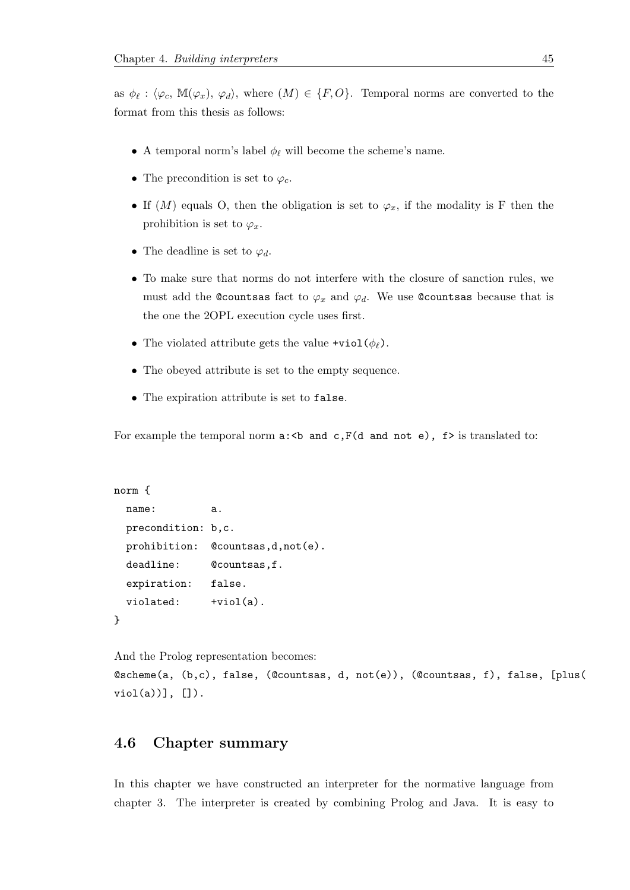as $\phi_\ell : \langle\varphi_c, \mathbb{M}(\varphi_x), \varphi_d\rangle$, where $(M) \in \{F, O\}$. Temporal norms are converted to the format from this thesis as follows:

- A temporal norm's label $\phi_\ell$ will become the scheme's name.
- The precondition is set to $\varphi_c$.
- If $(M)$ equals O, then the obligation is set to $\varphi_x$, if the modality is F then the prohibition is set to $\varphi_x$.
- The deadline is set to $\varphi_d$.
- To make sure that norms do not interfere with the closure of sanction rules, we must add the `@countsas` fact to $\varphi_x$ and $\varphi_d$. We use `@countsas` because that is the one the 2OPL execution cycle uses first.
- The violated attribute gets the value `+viol(`$\phi_\ell$`)`.
- The obeyed attribute is set to the empty sequence.
- The expiration attribute is set to `false`.

For example the temporal norm `a:<b and c,F(d and not e), f>` is translated to:

```
norm {
  name:         a.
  precondition: b,c.
  prohibition:  @countsas,d,not(e).
  deadline:     @countsas,f.
  expiration:   false.
  violated:     +viol(a).
}
```

And the Prolog representation becomes:

```
@scheme(a, (b,c), false, (@countsas, d, not(e)), (@countsas, f), false, [plus(
viol(a))], []).
```

## 4.6 Chapter summary

In this chapter we have constructed an interpreter for the normative language from chapter 3. The interpreter is created by combining Prolog and Java. It is easy to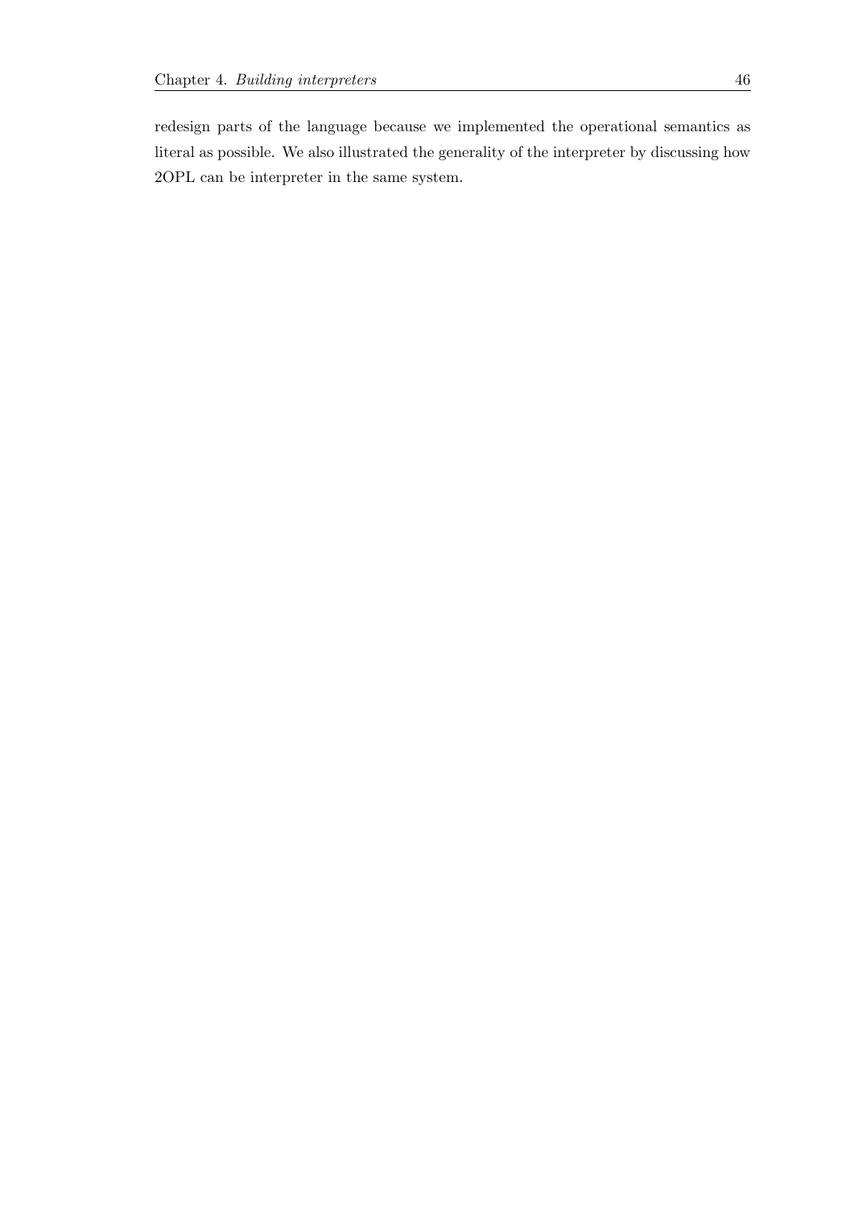redesign parts of the language because we implemented the operational semantics as literal as possible. We also illustrated the generality of the interpreter by discussing how 2OPL can be interpreter in the same system.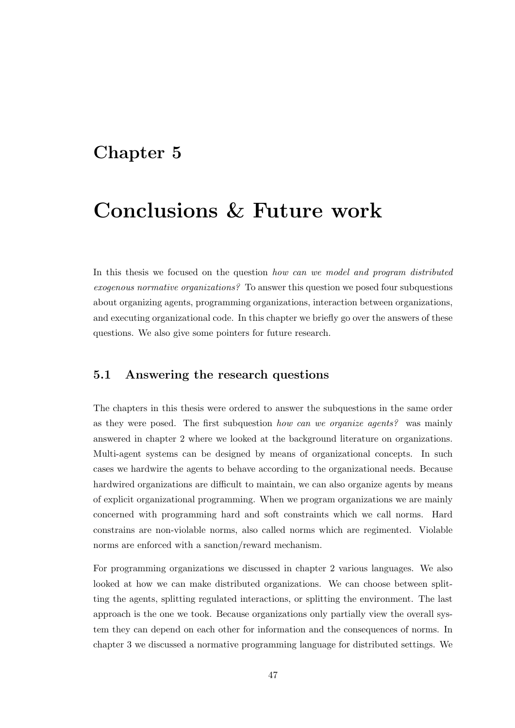# Chapter 5

# Conclusions & Future work

In this thesis we focused on the question *how can we model and program distributed exogenous normative organizations?* To answer this question we posed four subquestions about organizing agents, programming organizations, interaction between organizations, and executing organizational code. In this chapter we briefly go over the answers of these questions. We also give some pointers for future research.

## 5.1 Answering the research questions

The chapters in this thesis were ordered to answer the subquestions in the same order as they were posed. The first subquestion *how can we organize agents?* was mainly answered in chapter 2 where we looked at the background literature on organizations. Multi-agent systems can be designed by means of organizational concepts. In such cases we hardwire the agents to behave according to the organizational needs. Because hardwired organizations are difficult to maintain, we can also organize agents by means of explicit organizational programming. When we program organizations we are mainly concerned with programming hard and soft constraints which we call norms. Hard constrains are non-violable norms, also called norms which are regimented. Violable norms are enforced with a sanction/reward mechanism.

For programming organizations we discussed in chapter 2 various languages. We also looked at how we can make distributed organizations. We can choose between splitting the agents, splitting regulated interactions, or splitting the environment. The last approach is the one we took. Because organizations only partially view the overall system they can depend on each other for information and the consequences of norms. In chapter 3 we discussed a normative programming language for distributed settings. We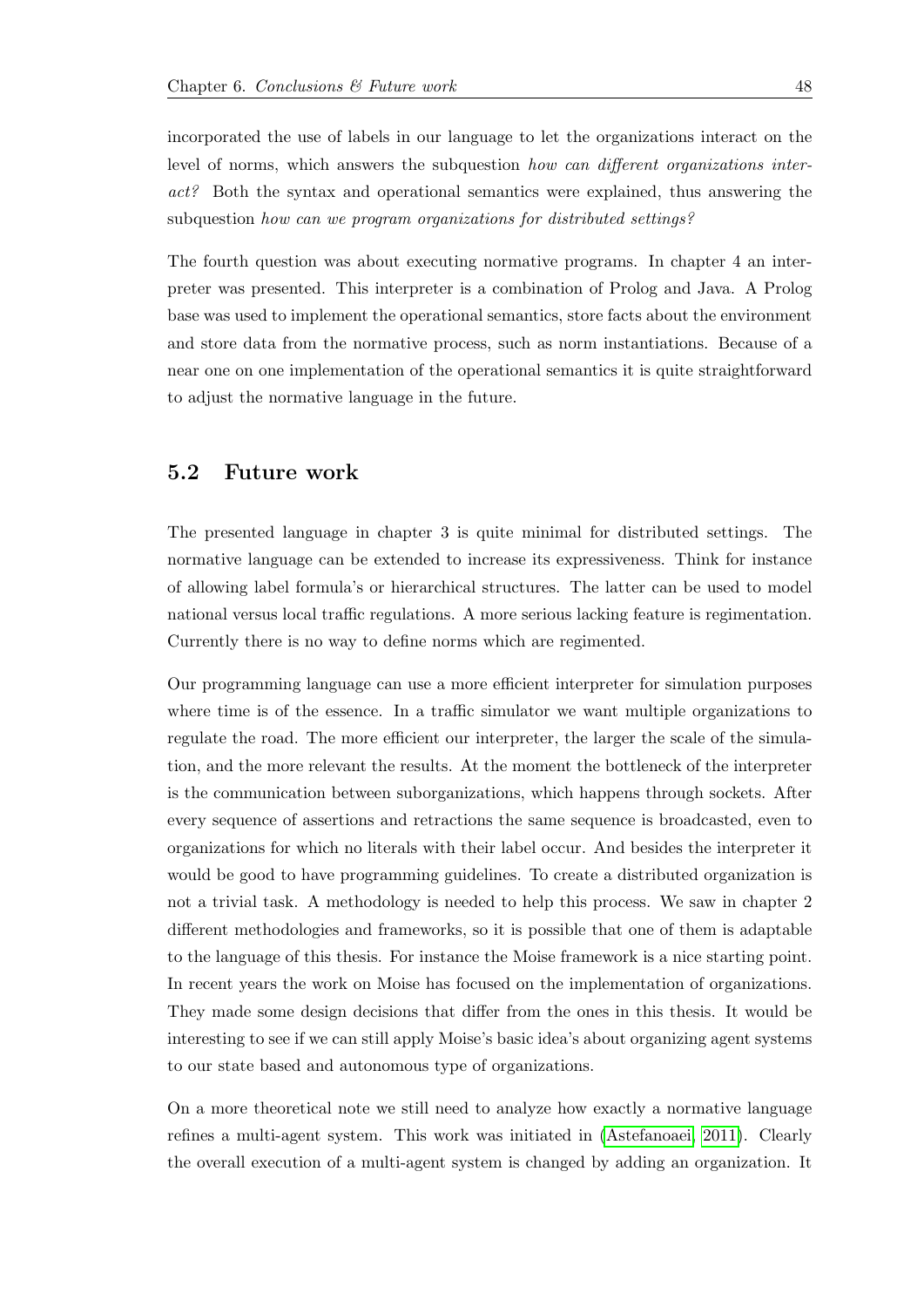incorporated the use of labels in our language to let the organizations interact on the level of norms, which answers the subquestion *how can different organizations interact?* Both the syntax and operational semantics were explained, thus answering the subquestion *how can we program organizations for distributed settings?*

The fourth question was about executing normative programs. In chapter 4 an interpreter was presented. This interpreter is a combination of Prolog and Java. A Prolog base was used to implement the operational semantics, store facts about the environment and store data from the normative process, such as norm instantiations. Because of a near one on one implementation of the operational semantics it is quite straightforward to adjust the normative language in the future.

## 5.2 Future work

The presented language in chapter 3 is quite minimal for distributed settings. The normative language can be extended to increase its expressiveness. Think for instance of allowing label formula's or hierarchical structures. The latter can be used to model national versus local traffic regulations. A more serious lacking feature is regimentation. Currently there is no way to define norms which are regimented.

Our programming language can use a more efficient interpreter for simulation purposes where time is of the essence. In a traffic simulator we want multiple organizations to regulate the road. The more efficient our interpreter, the larger the scale of the simulation, and the more relevant the results. At the moment the bottleneck of the interpreter is the communication between suborganizations, which happens through sockets. After every sequence of assertions and retractions the same sequence is broadcasted, even to organizations for which no literals with their label occur. And besides the interpreter it would be good to have programming guidelines. To create a distributed organization is not a trivial task. A methodology is needed to help this process. We saw in chapter 2 different methodologies and frameworks, so it is possible that one of them is adaptable to the language of this thesis. For instance the Moise framework is a nice starting point. In recent years the work on Moise has focused on the implementation of organizations. They made some design decisions that differ from the ones in this thesis. It would be interesting to see if we can still apply Moise's basic idea's about organizing agent systems to our state based and autonomous type of organizations.

On a more theoretical note we still need to analyze how exactly a normative language refines a multi-agent system. This work was initiated in (Astefanoaei, 2011). Clearly the overall execution of a multi-agent system is changed by adding an organization. It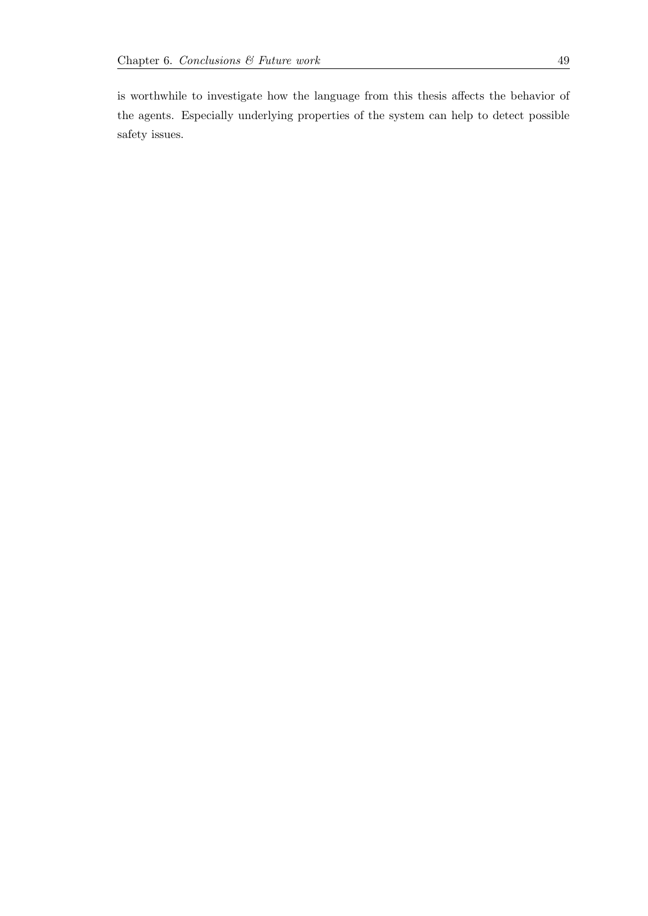is worthwhile to investigate how the language from this thesis affects the behavior of the agents. Especially underlying properties of the system can help to detect possible safety issues.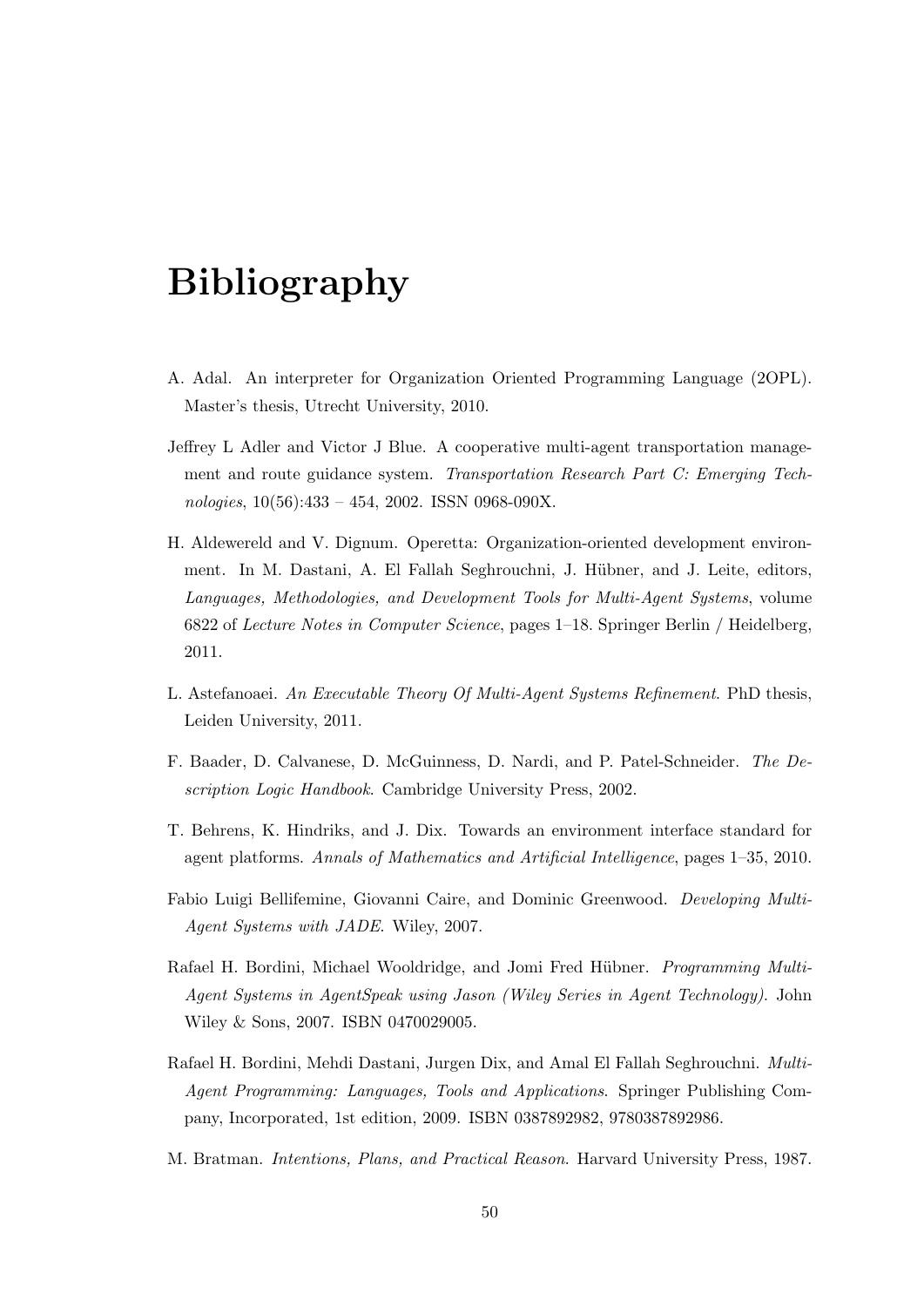# Bibliography

A. Adal. An interpreter for Organization Oriented Programming Language (2OPL). Master's thesis, Utrecht University, 2010.

Jeffrey L Adler and Victor J Blue. A cooperative multi-agent transportation management and route guidance system. *Transportation Research Part C: Emerging Technologies*, 10(56):433 – 454, 2002. ISSN 0968-090X.

H. Aldewereld and V. Dignum. Operetta: Organization-oriented development environment. In M. Dastani, A. El Fallah Seghrouchni, J. Hübner, and J. Leite, editors, *Languages, Methodologies, and Development Tools for Multi-Agent Systems*, volume 6822 of *Lecture Notes in Computer Science*, pages 1–18. Springer Berlin / Heidelberg, 2011.

L. Astefanoaei. *An Executable Theory Of Multi-Agent Systems Refinement*. PhD thesis, Leiden University, 2011.

F. Baader, D. Calvanese, D. McGuinness, D. Nardi, and P. Patel-Schneider. *The Description Logic Handbook*. Cambridge University Press, 2002.

T. Behrens, K. Hindriks, and J. Dix. Towards an environment interface standard for agent platforms. *Annals of Mathematics and Artificial Intelligence*, pages 1–35, 2010.

Fabio Luigi Bellifemine, Giovanni Caire, and Dominic Greenwood. *Developing Multi-Agent Systems with JADE*. Wiley, 2007.

Rafael H. Bordini, Michael Wooldridge, and Jomi Fred Hübner. *Programming Multi-Agent Systems in AgentSpeak using Jason (Wiley Series in Agent Technology)*. John Wiley & Sons, 2007. ISBN 0470029005.

Rafael H. Bordini, Mehdi Dastani, Jurgen Dix, and Amal El Fallah Seghrouchni. *Multi-Agent Programming: Languages, Tools and Applications*. Springer Publishing Company, Incorporated, 1st edition, 2009. ISBN 0387892982, 9780387892986.

M. Bratman. *Intentions, Plans, and Practical Reason*. Harvard University Press, 1987.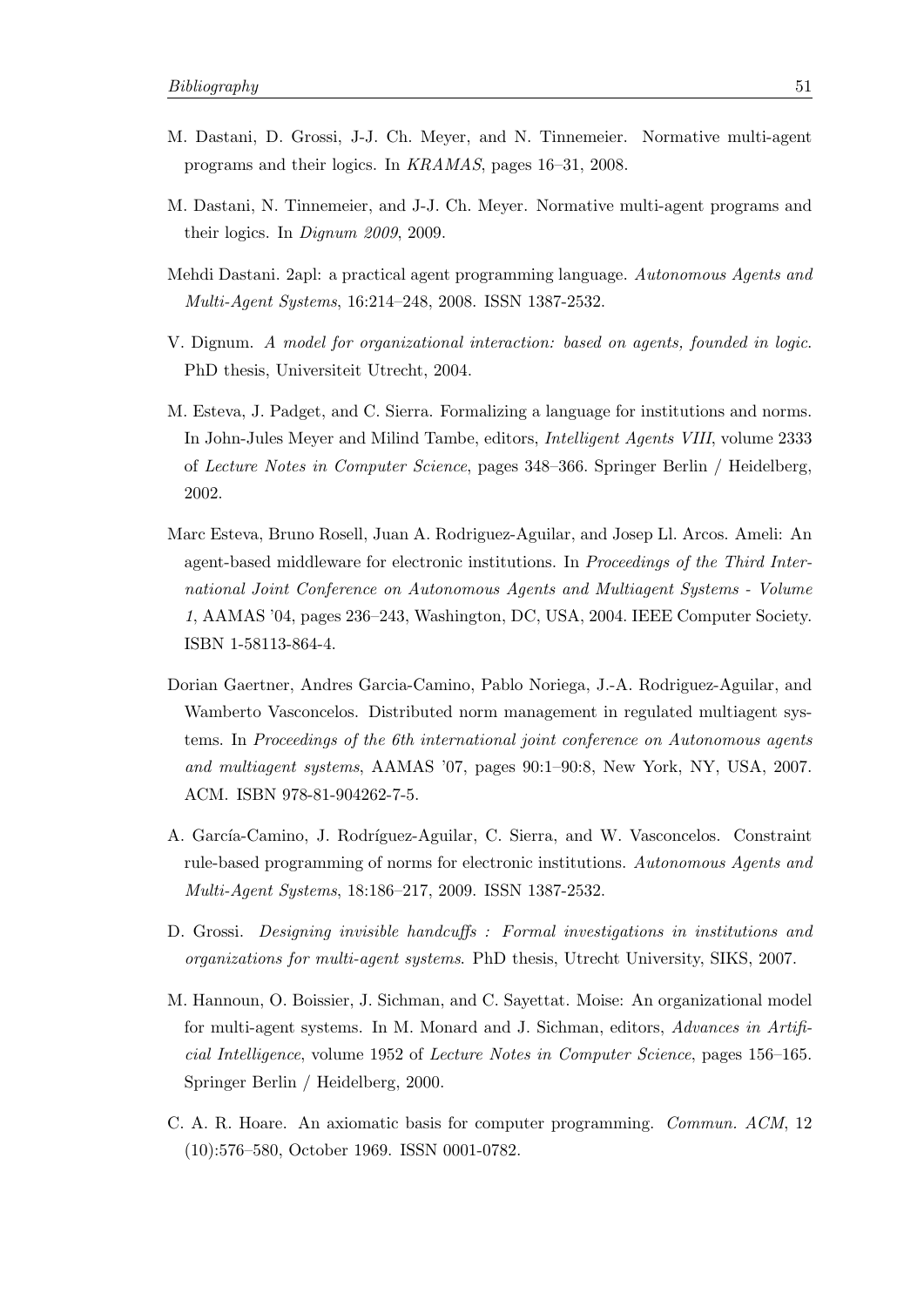M. Dastani, D. Grossi, J-J. Ch. Meyer, and N. Tinnemeier. Normative multi-agent programs and their logics. In *KRAMAS*, pages 16–31, 2008.

M. Dastani, N. Tinnemeier, and J-J. Ch. Meyer. Normative multi-agent programs and their logics. In *Dignum 2009*, 2009.

Mehdi Dastani. 2apl: a practical agent programming language. *Autonomous Agents and Multi-Agent Systems*, 16:214–248, 2008. ISSN 1387-2532.

V. Dignum. *A model for organizational interaction: based on agents, founded in logic*. PhD thesis, Universiteit Utrecht, 2004.

M. Esteva, J. Padget, and C. Sierra. Formalizing a language for institutions and norms. In John-Jules Meyer and Milind Tambe, editors, *Intelligent Agents VIII*, volume 2333 of *Lecture Notes in Computer Science*, pages 348–366. Springer Berlin / Heidelberg, 2002.

Marc Esteva, Bruno Rosell, Juan A. Rodriguez-Aguilar, and Josep Ll. Arcos. Ameli: An agent-based middleware for electronic institutions. In *Proceedings of the Third International Joint Conference on Autonomous Agents and Multiagent Systems - Volume 1*, AAMAS '04, pages 236–243, Washington, DC, USA, 2004. IEEE Computer Society. ISBN 1-58113-864-4.

Dorian Gaertner, Andres Garcia-Camino, Pablo Noriega, J.-A. Rodriguez-Aguilar, and Wamberto Vasconcelos. Distributed norm management in regulated multiagent systems. In *Proceedings of the 6th international joint conference on Autonomous agents and multiagent systems*, AAMAS '07, pages 90:1–90:8, New York, NY, USA, 2007. ACM. ISBN 978-81-904262-7-5.

A. García-Camino, J. Rodríguez-Aguilar, C. Sierra, and W. Vasconcelos. Constraint rule-based programming of norms for electronic institutions. *Autonomous Agents and Multi-Agent Systems*, 18:186–217, 2009. ISSN 1387-2532.

D. Grossi. *Designing invisible handcuffs : Formal investigations in institutions and organizations for multi-agent systems*. PhD thesis, Utrecht University, SIKS, 2007.

M. Hannoun, O. Boissier, J. Sichman, and C. Sayettat. Moise: An organizational model for multi-agent systems. In M. Monard and J. Sichman, editors, *Advances in Artificial Intelligence*, volume 1952 of *Lecture Notes in Computer Science*, pages 156–165. Springer Berlin / Heidelberg, 2000.

C. A. R. Hoare. An axiomatic basis for computer programming. *Commun. ACM*, 12 (10):576–580, October 1969. ISSN 0001-0782.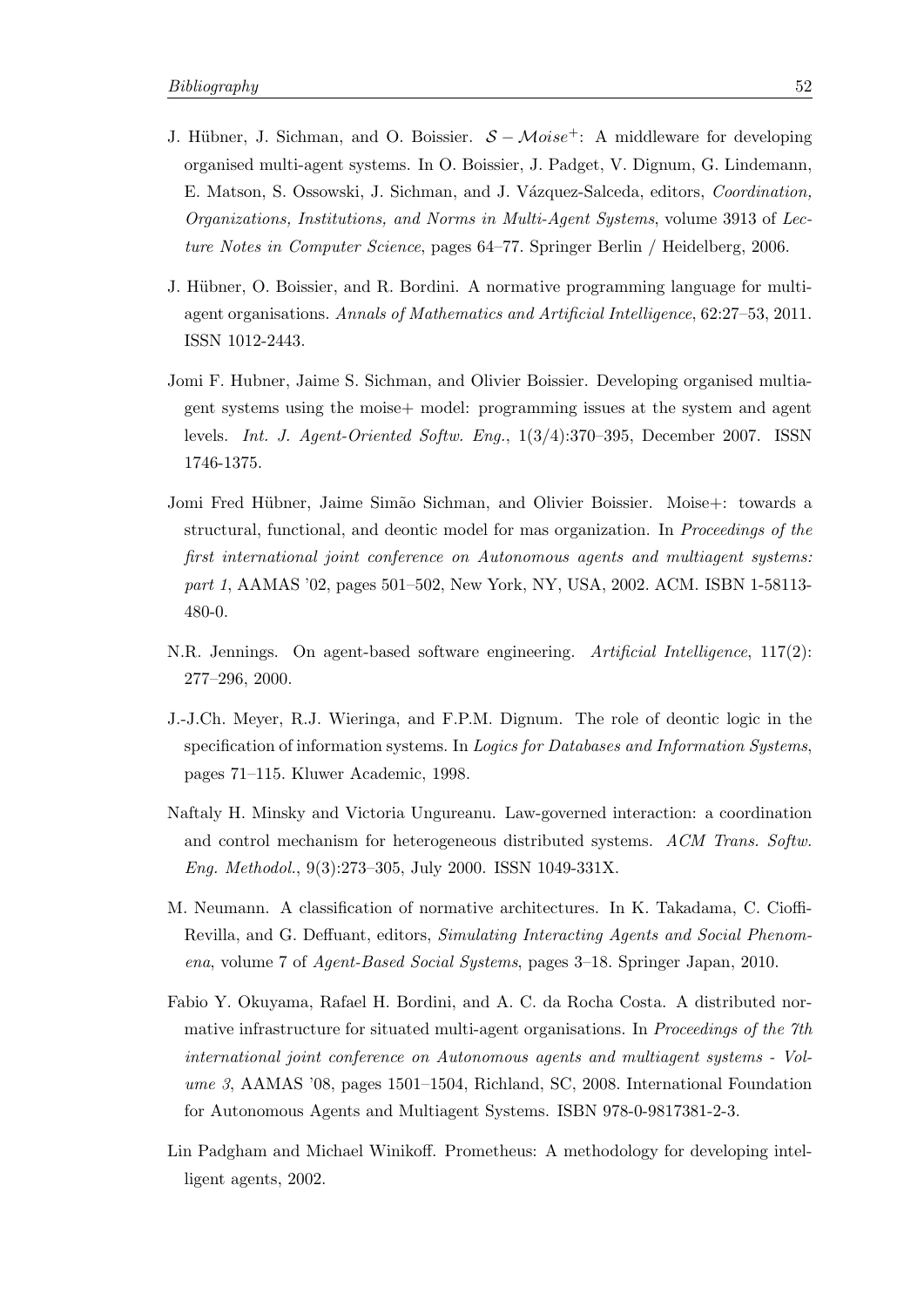J. Hübner, J. Sichman, and O. Boissier. $\mathcal{S}-\mathcal{M}oise^{+}$: A middleware for developing organised multi-agent systems. In O. Boissier, J. Padget, V. Dignum, G. Lindemann, E. Matson, S. Ossowski, J. Sichman, and J. Vázquez-Salceda, editors, *Coordination, Organizations, Institutions, and Norms in Multi-Agent Systems*, volume 3913 of *Lecture Notes in Computer Science*, pages 64–77. Springer Berlin / Heidelberg, 2006.

J. Hübner, O. Boissier, and R. Bordini. A normative programming language for multi-agent organisations. *Annals of Mathematics and Artificial Intelligence*, 62:27–53, 2011. ISSN 1012-2443.

Jomi F. Hubner, Jaime S. Sichman, and Olivier Boissier. Developing organised multiagent systems using the moise+ model: programming issues at the system and agent levels. *Int. J. Agent-Oriented Softw. Eng.*, 1(3/4):370–395, December 2007. ISSN 1746-1375.

Jomi Fred Hübner, Jaime Simão Sichman, and Olivier Boissier. Moise+: towards a structural, functional, and deontic model for mas organization. In *Proceedings of the first international joint conference on Autonomous agents and multiagent systems: part 1*, AAMAS '02, pages 501–502, New York, NY, USA, 2002. ACM. ISBN 1-58113-480-0.

N.R. Jennings. On agent-based software engineering. *Artificial Intelligence*, 117(2): 277–296, 2000.

J.-J.Ch. Meyer, R.J. Wieringa, and F.P.M. Dignum. The role of deontic logic in the specification of information systems. In *Logics for Databases and Information Systems*, pages 71–115. Kluwer Academic, 1998.

Naftaly H. Minsky and Victoria Ungureanu. Law-governed interaction: a coordination and control mechanism for heterogeneous distributed systems. *ACM Trans. Softw. Eng. Methodol.*, 9(3):273–305, July 2000. ISSN 1049-331X.

M. Neumann. A classification of normative architectures. In K. Takadama, C. Cioffi-Revilla, and G. Deffuant, editors, *Simulating Interacting Agents and Social Phenomena*, volume 7 of *Agent-Based Social Systems*, pages 3–18. Springer Japan, 2010.

Fabio Y. Okuyama, Rafael H. Bordini, and A. C. da Rocha Costa. A distributed normative infrastructure for situated multi-agent organisations. In *Proceedings of the 7th international joint conference on Autonomous agents and multiagent systems - Volume 3*, AAMAS '08, pages 1501–1504, Richland, SC, 2008. International Foundation for Autonomous Agents and Multiagent Systems. ISBN 978-0-9817381-2-3.

Lin Padgham and Michael Winikoff. Prometheus: A methodology for developing intelligent agents, 2002.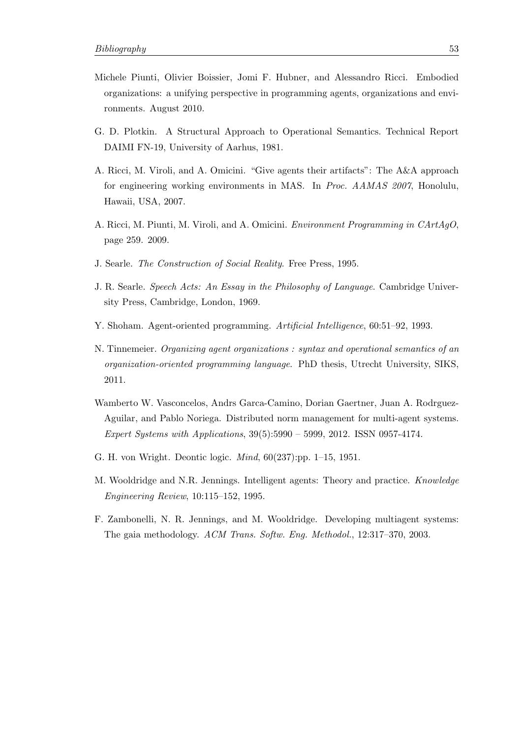Michele Piunti, Olivier Boissier, Jomi F. Hubner, and Alessandro Ricci. Embodied organizations: a unifying perspective in programming agents, organizations and environments. August 2010.

G. D. Plotkin. A Structural Approach to Operational Semantics. Technical Report DAIMI FN-19, University of Aarhus, 1981.

A. Ricci, M. Viroli, and A. Omicini. "Give agents their artifacts": The A&A approach for engineering working environments in MAS. In *Proc. AAMAS 2007*, Honolulu, Hawaii, USA, 2007.

A. Ricci, M. Piunti, M. Viroli, and A. Omicini. *Environment Programming in CArtAgO*, page 259. 2009.

J. Searle. *The Construction of Social Reality*. Free Press, 1995.

J. R. Searle. *Speech Acts: An Essay in the Philosophy of Language*. Cambridge University Press, Cambridge, London, 1969.

Y. Shoham. Agent-oriented programming. *Artificial Intelligence*, 60:51–92, 1993.

N. Tinnemeier. *Organizing agent organizations : syntax and operational semantics of an organization-oriented programming language*. PhD thesis, Utrecht University, SIKS, 2011.

Wamberto W. Vasconcelos, Andrs Garca-Camino, Dorian Gaertner, Juan A. Rodrguez-Aguilar, and Pablo Noriega. Distributed norm management for multi-agent systems. *Expert Systems with Applications*, 39(5):5990 – 5999, 2012. ISSN 0957-4174.

G. H. von Wright. Deontic logic. *Mind*, 60(237):pp. 1–15, 1951.

M. Wooldridge and N.R. Jennings. Intelligent agents: Theory and practice. *Knowledge Engineering Review*, 10:115–152, 1995.

F. Zambonelli, N. R. Jennings, and M. Wooldridge. Developing multiagent systems: The gaia methodology. *ACM Trans. Softw. Eng. Methodol.*, 12:317–370, 2003.